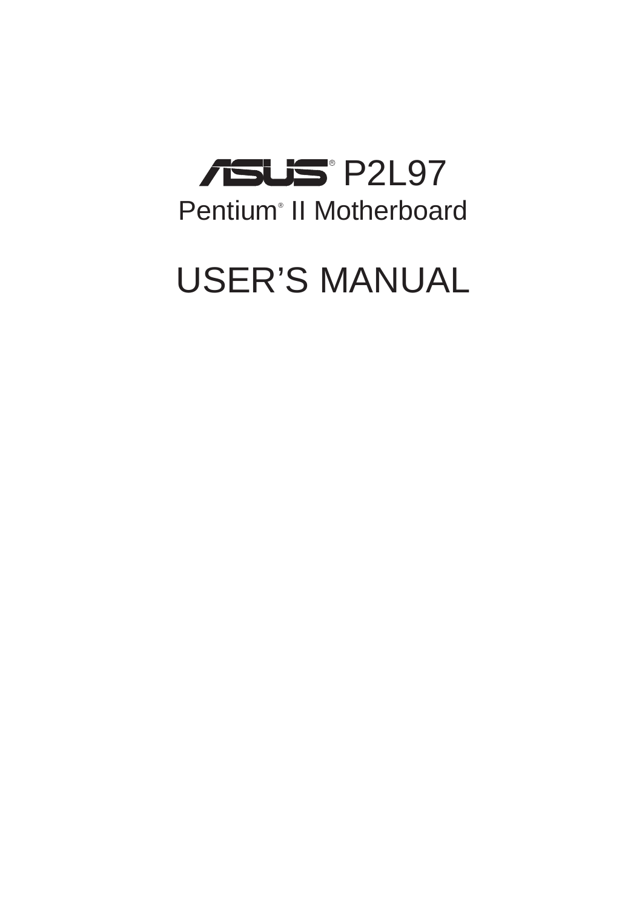# ASUS® P2L97

## Pentium® II Motherboard

# USER'S MANUAL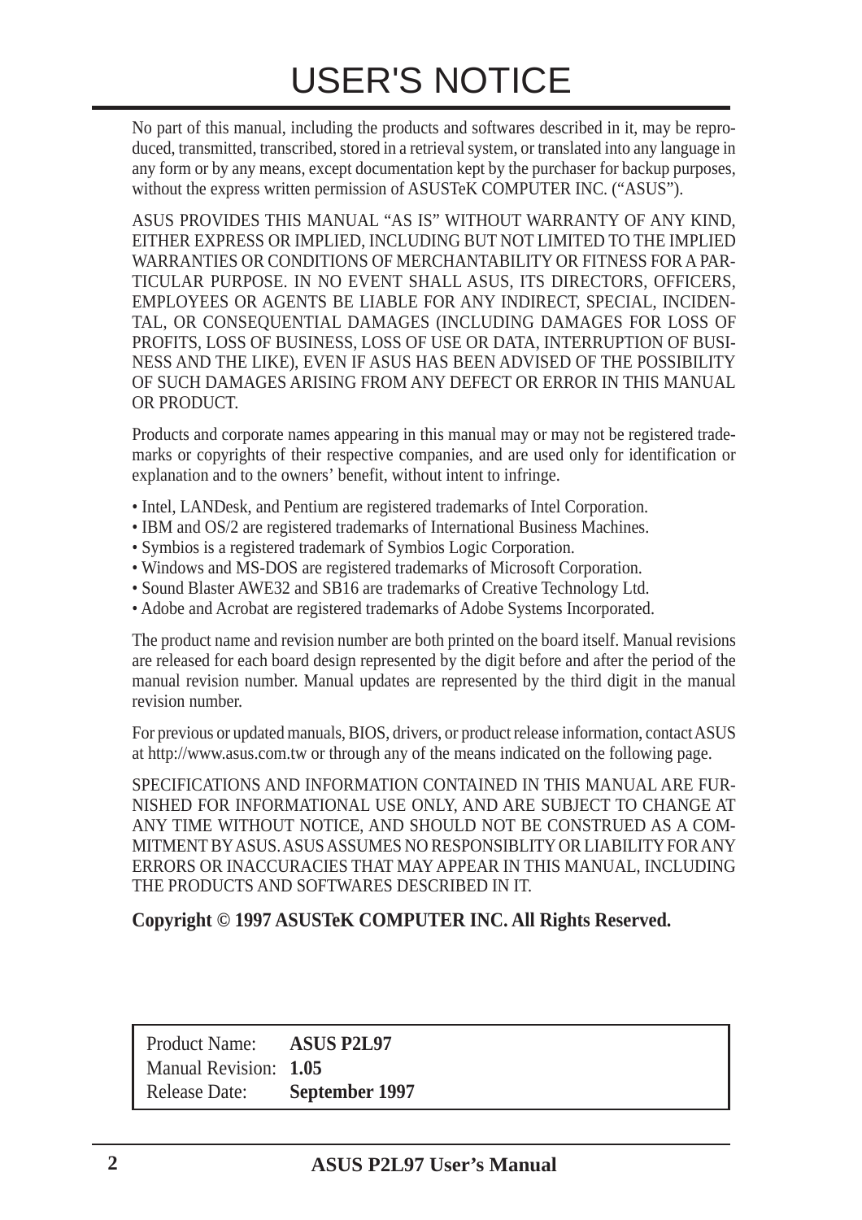# USER'S NOTICE

No part of this manual, including the products and softwares described in it, may be reproduced, transmitted, transcribed, stored in a retrieval system, or translated into any language in any form or by any means, except documentation kept by the purchaser for backup purposes, without the express written permission of ASUSTeK COMPUTER INC. ("ASUS").

ASUS PROVIDES THIS MANUAL "AS IS" WITHOUT WARRANTY OF ANY KIND, EITHER EXPRESS OR IMPLIED, INCLUDING BUT NOT LIMITED TO THE IMPLIED WARRANTIES OR CONDITIONS OF MERCHANTABILITY OR FITNESS FOR A PARTICULAR PURPOSE. IN NO EVENT SHALL ASUS, ITS DIRECTORS, OFFICERS, EMPLOYEES OR AGENTS BE LIABLE FOR ANY INDIRECT, SPECIAL, INCIDENTAL, OR CONSEQUENTIAL DAMAGES (INCLUDING DAMAGES FOR LOSS OF PROFITS, LOSS OF BUSINESS, LOSS OF USE OR DATA, INTERRUPTION OF BUSINESS AND THE LIKE), EVEN IF ASUS HAS BEEN ADVISED OF THE POSSIBILITY OF SUCH DAMAGES ARISING FROM ANY DEFECT OR ERROR IN THIS MANUAL OR PRODUCT.

Products and corporate names appearing in this manual may or may not be registered trademarks or copyrights of their respective companies, and are used only for identification or explanation and to the owners' benefit, without intent to infringe.

- Intel, LANDesk, and Pentium are registered trademarks of Intel Corporation.
- IBM and OS/2 are registered trademarks of International Business Machines.
- Symbios is a registered trademark of Symbios Logic Corporation.
- Windows and MS-DOS are registered trademarks of Microsoft Corporation.
- Sound Blaster AWE32 and SB16 are trademarks of Creative Technology Ltd.
- Adobe and Acrobat are registered trademarks of Adobe Systems Incorporated.

The product name and revision number are both printed on the board itself. Manual revisions are released for each board design represented by the digit before and after the period of the manual revision number. Manual updates are represented by the third digit in the manual revision number.

For previous or updated manuals, BIOS, drivers, or product release information, contact ASUS at http://www.asus.com.tw or through any of the means indicated on the following page.

SPECIFICATIONS AND INFORMATION CONTAINED IN THIS MANUAL ARE FURNISHED FOR INFORMATIONAL USE ONLY, AND ARE SUBJECT TO CHANGE AT ANY TIME WITHOUT NOTICE, AND SHOULD NOT BE CONSTRUED AS A COMMITMENT BY ASUS. ASUS ASSUMES NO RESPONSIBLITY OR LIABILITY FOR ANY ERRORS OR INACCURACIES THAT MAY APPEAR IN THIS MANUAL, INCLUDING THE PRODUCTS AND SOFTWARES DESCRIBED IN IT.

**Copyright © 1997 ASUSTeK COMPUTER INC. All Rights Reserved.**

| | |
|---|---|
| Product Name: | **ASUS P2L97** |
| Manual Revision: | **1.05** |
| Release Date: | **September 1997** |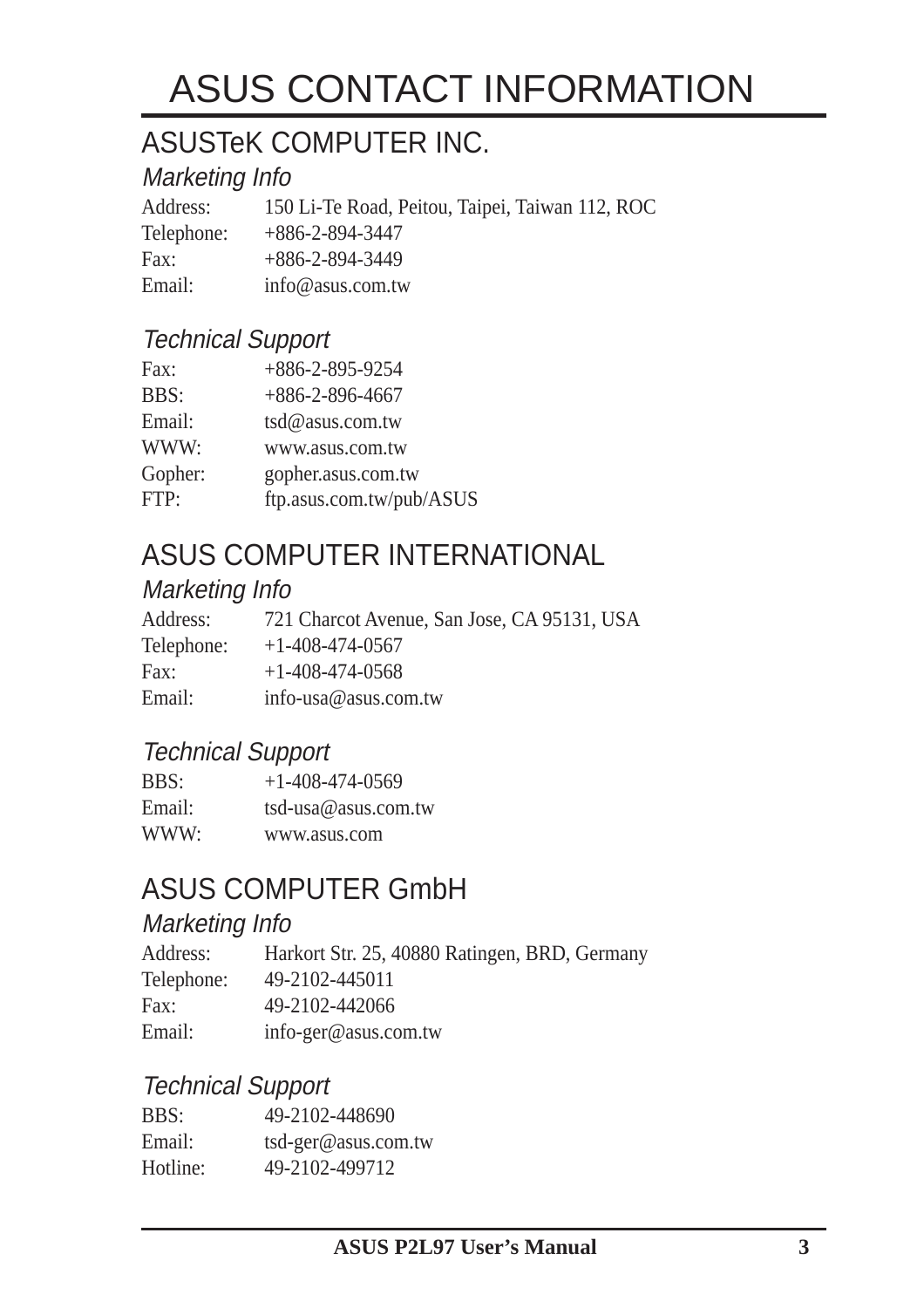# ASUS CONTACT INFORMATION

## ASUSTeK COMPUTER INC.

### *Marketing Info*

Address: 150 Li-Te Road, Peitou, Taipei, Taiwan 112, ROC
Telephone: +886-2-894-3447
Fax: +886-2-894-3449
Email: info@asus.com.tw

### *Technical Support*

Fax: +886-2-895-9254
BBS: +886-2-896-4667
Email: tsd@asus.com.tw
WWW: www.asus.com.tw
Gopher: gopher.asus.com.tw
FTP: ftp.asus.com.tw/pub/ASUS

## ASUS COMPUTER INTERNATIONAL

### *Marketing Info*

Address: 721 Charcot Avenue, San Jose, CA 95131, USA
Telephone: +1-408-474-0567
Fax: +1-408-474-0568
Email: info-usa@asus.com.tw

### *Technical Support*

BBS: +1-408-474-0569
Email: tsd-usa@asus.com.tw
WWW: www.asus.com

## ASUS COMPUTER GmbH

### *Marketing Info*

Address: Harkort Str. 25, 40880 Ratingen, BRD, Germany
Telephone: 49-2102-445011
Fax: 49-2102-442066
Email: info-ger@asus.com.tw

### *Technical Support*

BBS: 49-2102-448690
Email: tsd-ger@asus.com.tw
Hotline: 49-2102-499712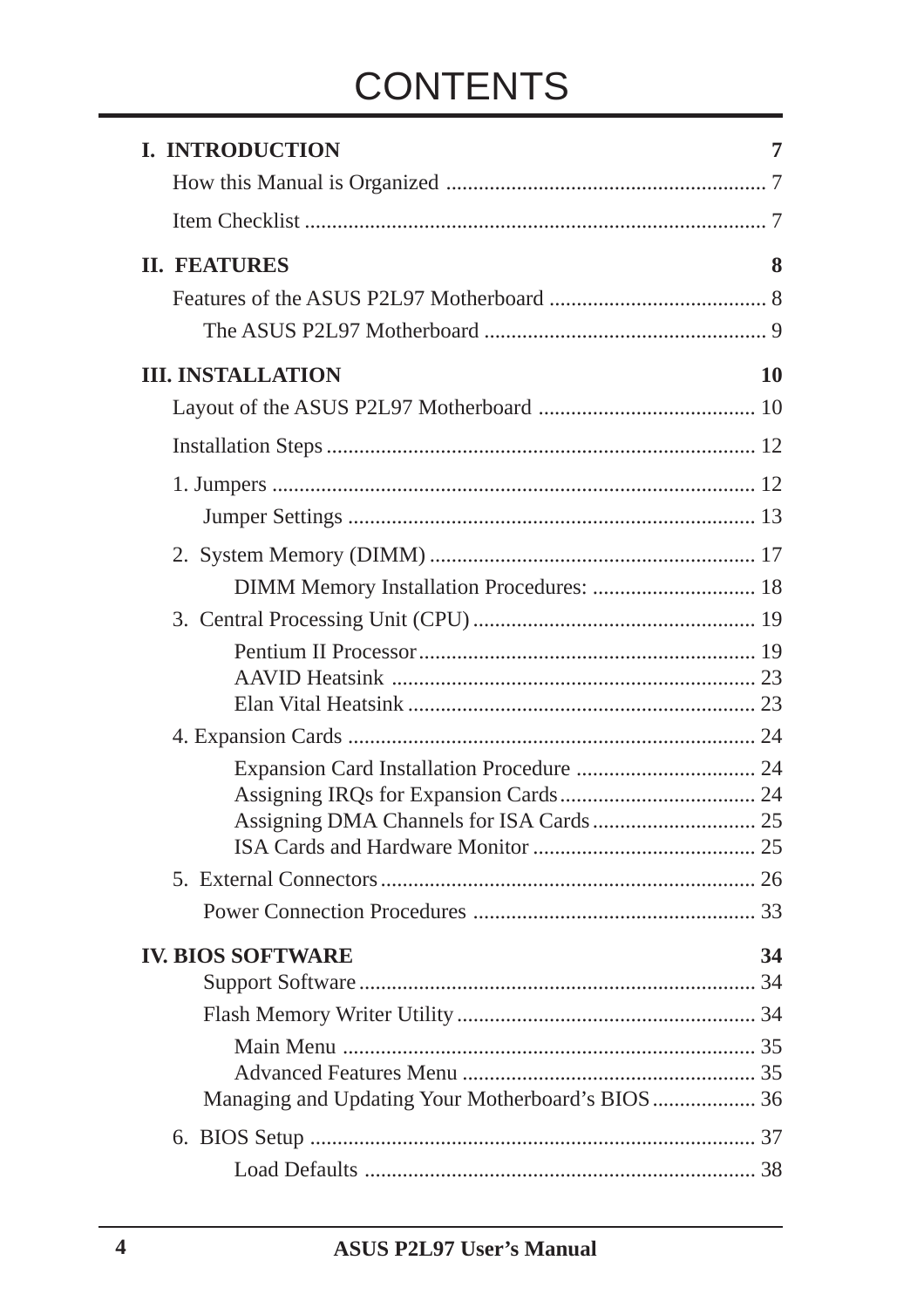# CONTENTS

**I. INTRODUCTION** **7**

How this Manual is Organized .......................................................... 7

Item Checklist .................................................................................... 7

**II. FEATURES** **8**

Features of the ASUS P2L97 Motherboard ........................................ 8

The ASUS P2L97 Motherboard ................................................... 9

**III. INSTALLATION** **10**

Layout of the ASUS P2L97 Motherboard ........................................ 10

Installation Steps .............................................................................. 12

1. Jumpers ........................................................................................ 12

Jumper Settings .......................................................................... 13

2. System Memory (DIMM) ........................................................... 17

DIMM Memory Installation Procedures: .............................. 18

3. Central Processing Unit (CPU) ................................................... 19

Pentium II Processor............................................................. 19

AAVID Heatsink .................................................................. 23

Elan Vital Heatsink ............................................................... 23

4. Expansion Cards .......................................................................... 24

Expansion Card Installation Procedure ................................. 24

Assigning IRQs for Expansion Cards.................................... 24

Assigning DMA Channels for ISA Cards.............................. 25

ISA Cards and Hardware Monitor ......................................... 25

5. External Connectors.................................................................... 26

Power Connection Procedures ................................................... 33

**IV. BIOS SOFTWARE** **34**

Support Software ........................................................................ 34

Flash Memory Writer Utility...................................................... 34

Main Menu ........................................................................... 35

Advanced Features Menu ...................................................... 35

Managing and Updating Your Motherboard's BIOS................... 36

6. BIOS Setup ................................................................................. 37

Load Defaults ........................................................................ 38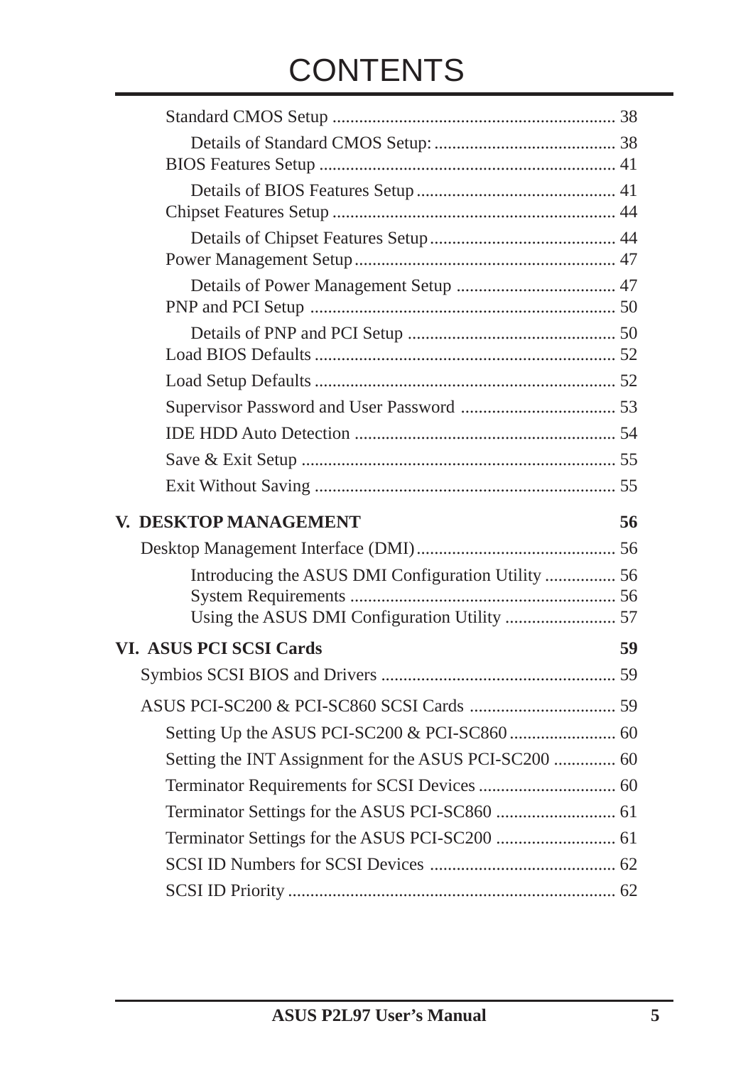# CONTENTS

- Standard CMOS Setup ............................................................... 38
    - Details of Standard CMOS Setup: ........................................ 38
- BIOS Features Setup .................................................................. 41
    - Details of BIOS Features Setup ............................................ 41
- Chipset Features Setup ............................................................... 44
    - Details of Chipset Features Setup ......................................... 44
- Power Management Setup .......................................................... 47
    - Details of Power Management Setup ................................... 47
- PNP and PCI Setup .................................................................... 50
    - Details of PNP and PCI Setup .............................................. 50
- Load BIOS Defaults ................................................................... 52
- Load Setup Defaults ................................................................... 52
- Supervisor Password and User Password .................................. 53
- IDE HDD Auto Detection .......................................................... 54
- Save & Exit Setup ...................................................................... 55
- Exit Without Saving ................................................................... 55

**V. DESKTOP MANAGEMENT** **56**

- Desktop Management Interface (DMI) ............................................ 56
    - Introducing the ASUS DMI Configuration Utility ............... 56
    - System Requirements .......................................................... 56
    - Using the ASUS DMI Configuration Utility ........................ 57

**VI. ASUS PCI SCSI Cards** **59**

- Symbios SCSI BIOS and Drivers .................................................... 59
- ASUS PCI-SC200 & PCI-SC860 SCSI Cards ................................ 59
    - Setting Up the ASUS PCI-SC200 & PCI-SC860 ....................... 60
    - Setting the INT Assignment for the ASUS PCI-SC200 ............. 60
    - Terminator Requirements for SCSI Devices .............................. 60
    - Terminator Settings for the ASUS PCI-SC860 .......................... 61
    - Terminator Settings for the ASUS PCI-SC200 .......................... 61
    - SCSI ID Numbers for SCSI Devices .......................................... 62
    - SCSI ID Priority ......................................................................... 62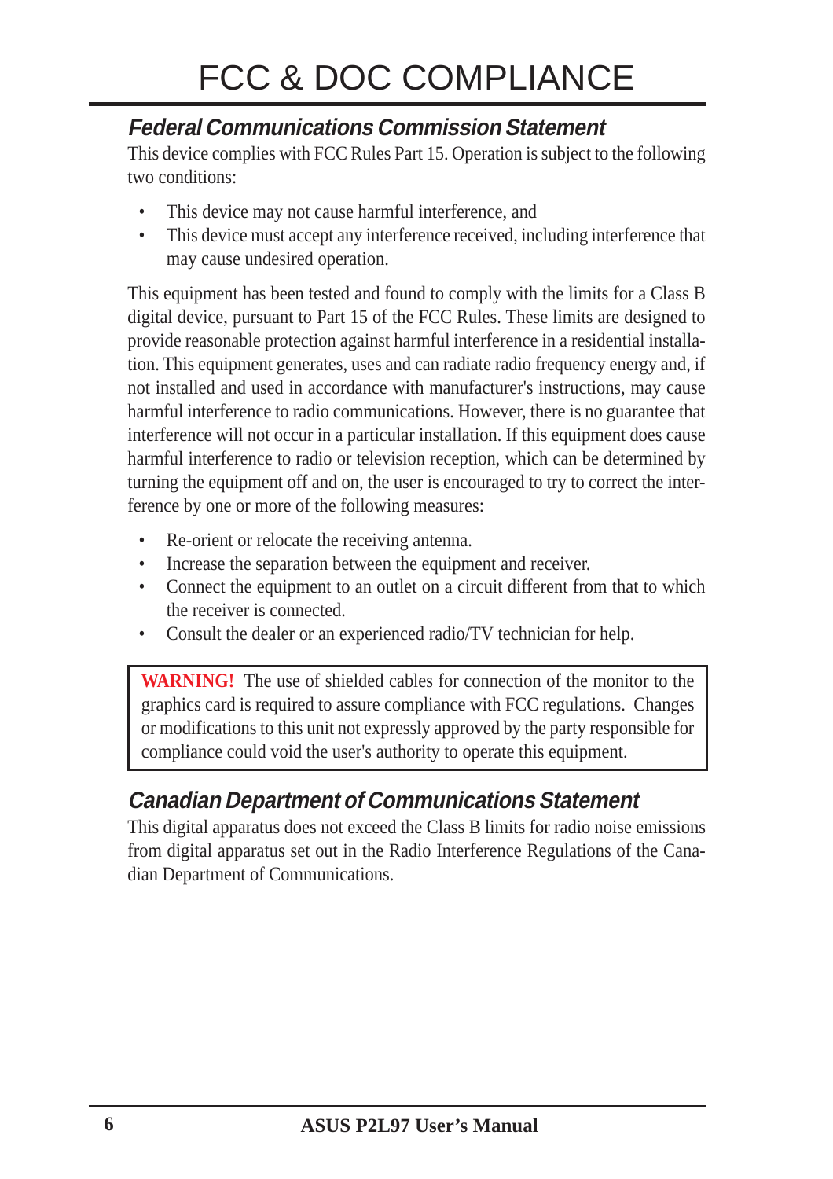# FCC & DOC COMPLIANCE

## *Federal Communications Commission Statement*

This device complies with FCC Rules Part 15. Operation is subject to the following two conditions:

- This device may not cause harmful interference, and
- This device must accept any interference received, including interference that may cause undesired operation.

This equipment has been tested and found to comply with the limits for a Class B digital device, pursuant to Part 15 of the FCC Rules. These limits are designed to provide reasonable protection against harmful interference in a residential installation. This equipment generates, uses and can radiate radio frequency energy and, if not installed and used in accordance with manufacturer's instructions, may cause harmful interference to radio communications. However, there is no guarantee that interference will not occur in a particular installation. If this equipment does cause harmful interference to radio or television reception, which can be determined by turning the equipment off and on, the user is encouraged to try to correct the interference by one or more of the following measures:

- Re-orient or relocate the receiving antenna.
- Increase the separation between the equipment and receiver.
- Connect the equipment to an outlet on a circuit different from that to which the receiver is connected.
- Consult the dealer or an experienced radio/TV technician for help.

> **WARNING!** The use of shielded cables for connection of the monitor to the graphics card is required to assure compliance with FCC regulations. Changes or modifications to this unit not expressly approved by the party responsible for compliance could void the user's authority to operate this equipment.

## *Canadian Department of Communications Statement*

This digital apparatus does not exceed the Class B limits for radio noise emissions from digital apparatus set out in the Radio Interference Regulations of the Canadian Department of Communications.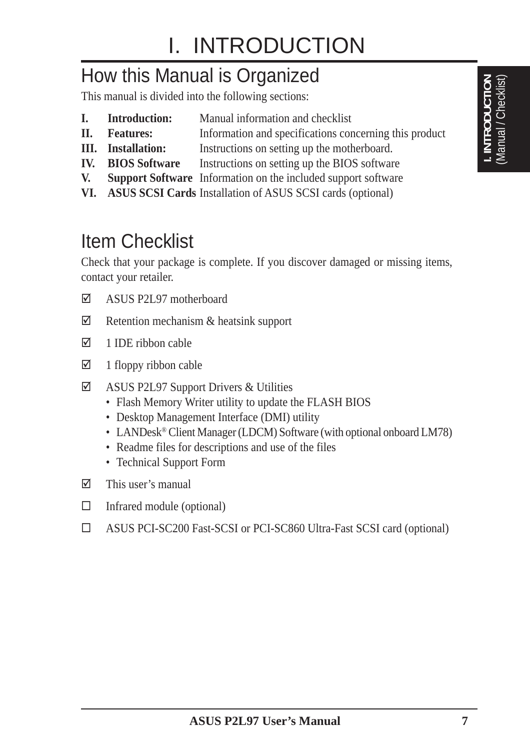# I. INTRODUCTION

## How this Manual is Organized

This manual is divided into the following sections:

| | | |
|---|---|---|
| **I.** | **Introduction:** | Manual information and checklist |
| **II.** | **Features:** | Information and specifications concerning this product |
| **III.** | **Installation:** | Instructions on setting up the motherboard. |
| **IV.** | **BIOS Software** | Instructions on setting up the BIOS software |
| **V.** | **Support Software** | Information on the included support software |
| **VI.** | **ASUS SCSI Cards** | Installation of ASUS SCSI cards (optional) |

## Item Checklist

Check that your package is complete. If you discover damaged or missing items, contact your retailer.

- ☑ ASUS P2L97 motherboard
- ☑ Retention mechanism & heatsink support
- ☑ 1 IDE ribbon cable
- ☑ 1 floppy ribbon cable
- ☑ ASUS P2L97 Support Drivers & Utilities
  - Flash Memory Writer utility to update the FLASH BIOS
  - Desktop Management Interface (DMI) utility
  - LANDesk® Client Manager (LDCM) Software (with optional onboard LM78)
  - Readme files for descriptions and use of the files
  - Technical Support Form
- ☑ This user's manual
- ☐ Infrared module (optional)
- ☐ ASUS PCI-SC200 Fast-SCSI or PCI-SC860 Ultra-Fast SCSI card (optional)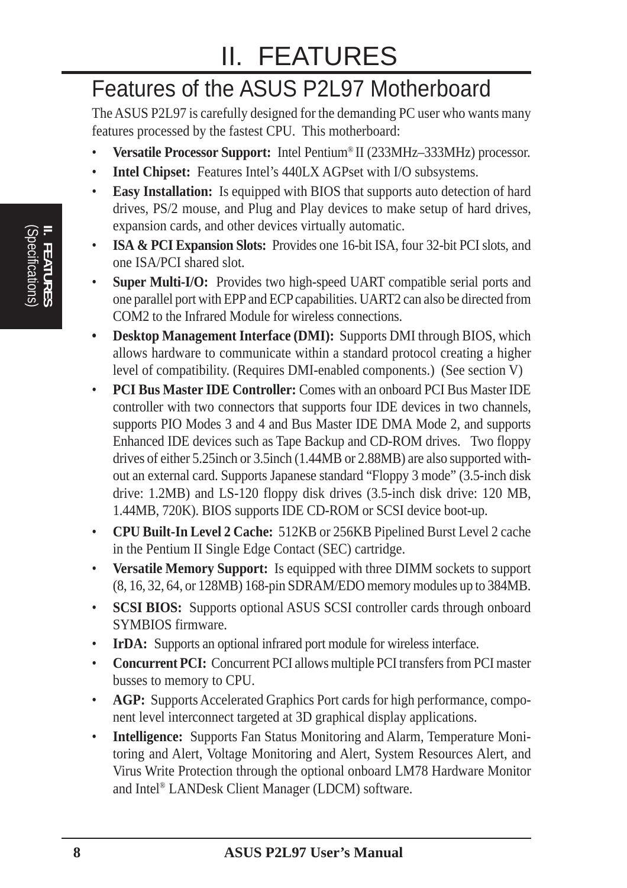# II. FEATURES

## Features of the ASUS P2L97 Motherboard

The ASUS P2L97 is carefully designed for the demanding PC user who wants many features processed by the fastest CPU. This motherboard:

- **Versatile Processor Support:** Intel Pentium® II (233MHz–333MHz) processor.
- **Intel Chipset:** Features Intel's 440LX AGPset with I/O subsystems.
- **Easy Installation:** Is equipped with BIOS that supports auto detection of hard drives, PS/2 mouse, and Plug and Play devices to make setup of hard drives, expansion cards, and other devices virtually automatic.
- **ISA & PCI Expansion Slots:** Provides one 16-bit ISA, four 32-bit PCI slots, and one ISA/PCI shared slot.
- **Super Multi-I/O:** Provides two high-speed UART compatible serial ports and one parallel port with EPP and ECP capabilities. UART2 can also be directed from COM2 to the Infrared Module for wireless connections.
- **Desktop Management Interface (DMI):** Supports DMI through BIOS, which allows hardware to communicate within a standard protocol creating a higher level of compatibility. (Requires DMI-enabled components.) (See section V)
- **PCI Bus Master IDE Controller:** Comes with an onboard PCI Bus Master IDE controller with two connectors that supports four IDE devices in two channels, supports PIO Modes 3 and 4 and Bus Master IDE DMA Mode 2, and supports Enhanced IDE devices such as Tape Backup and CD-ROM drives. Two floppy drives of either 5.25inch or 3.5inch (1.44MB or 2.88MB) are also supported without an external card. Supports Japanese standard "Floppy 3 mode" (3.5-inch disk drive: 1.2MB) and LS-120 floppy disk drives (3.5-inch disk drive: 120 MB, 1.44MB, 720K). BIOS supports IDE CD-ROM or SCSI device boot-up.
- **CPU Built-In Level 2 Cache:** 512KB or 256KB Pipelined Burst Level 2 cache in the Pentium II Single Edge Contact (SEC) cartridge.
- **Versatile Memory Support:** Is equipped with three DIMM sockets to support (8, 16, 32, 64, or 128MB) 168-pin SDRAM/EDO memory modules up to 384MB.
- **SCSI BIOS:** Supports optional ASUS SCSI controller cards through onboard SYMBIOS firmware.
- **IrDA:** Supports an optional infrared port module for wireless interface.
- **Concurrent PCI:** Concurrent PCI allows multiple PCI transfers from PCI master busses to memory to CPU.
- **AGP:** Supports Accelerated Graphics Port cards for high performance, component level interconnect targeted at 3D graphical display applications.
- **Intelligence:** Supports Fan Status Monitoring and Alarm, Temperature Monitoring and Alert, Voltage Monitoring and Alert, System Resources Alert, and Virus Write Protection through the optional onboard LM78 Hardware Monitor and Intel® LANDesk Client Manager (LDCM) software.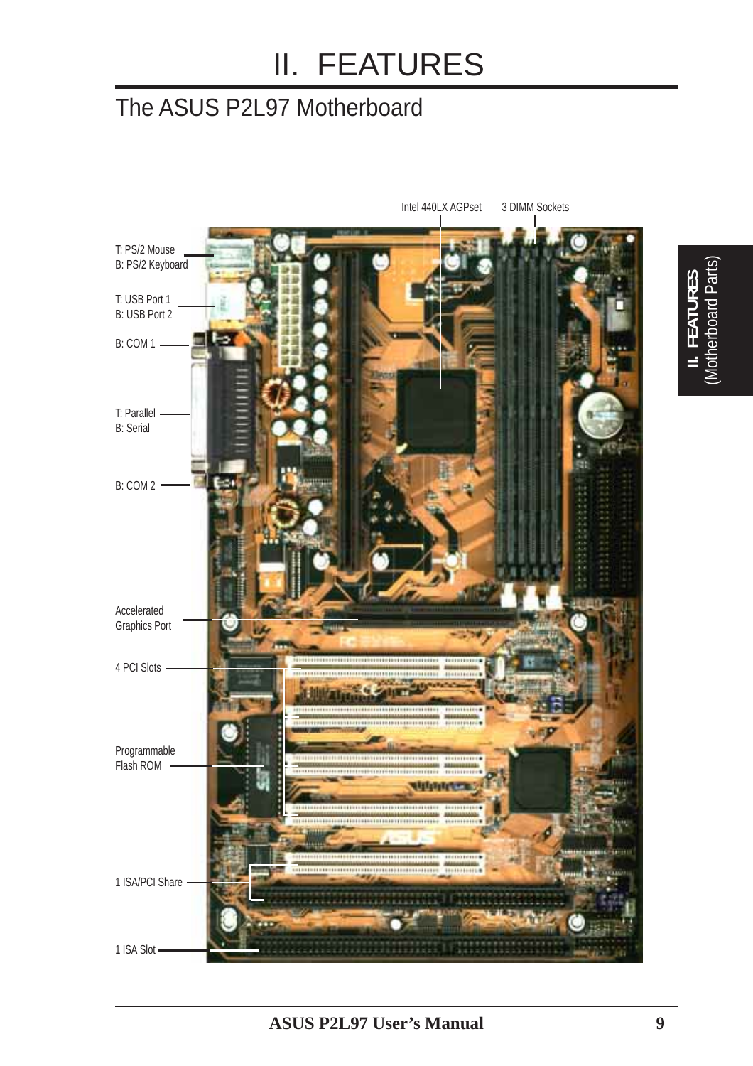# II. FEATURES

## The ASUS P2L97 Motherboard

Intel 440LX AGPset

3 DIMM Sockets

T: PS/2 Mouse
B: PS/2 Keyboard

T: USB Port 1
B: USB Port 2

B: COM 1

T: Parallel
B: Serial

B: COM 2

Accelerated Graphics Port

4 PCI Slots

Programmable Flash ROM

1 ISA/PCI Share

1 ISA Slot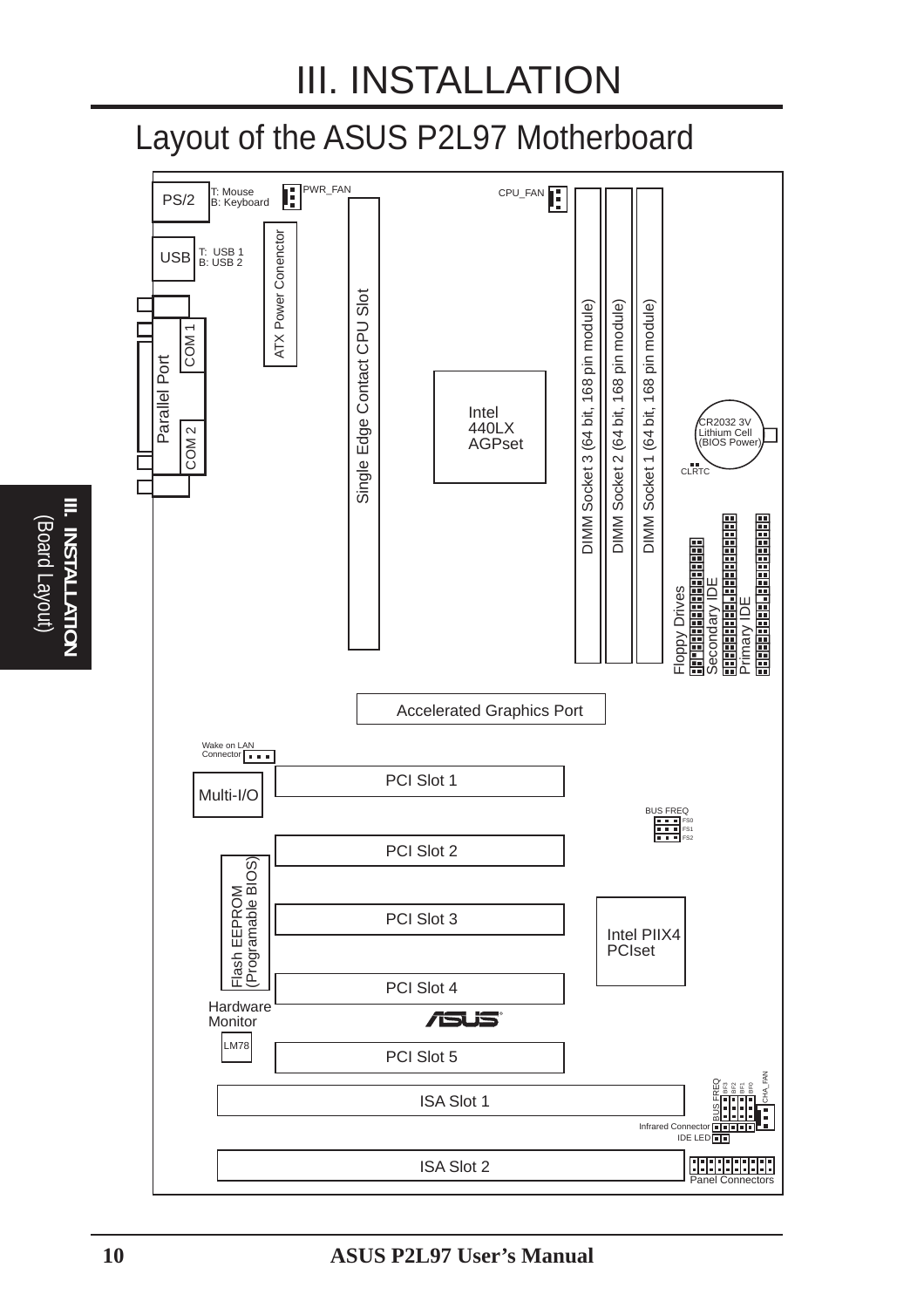# III. INSTALLATION

## Layout of the ASUS P2L97 Motherboard

PS/2 — T: Mouse, B: Keyboard

PWR_FAN

CPU_FAN

USB — T: USB 1, B: USB 2

ATX Power Conenctor

Single Edge Contact CPU Slot

Parallel Port

COM 1

COM 2

Intel 440LX AGPset

DIMM Socket 3 (64 bit, 168 pin module)

DIMM Socket 2 (64 bit, 168 pin module)

DIMM Socket 1 (64 bit, 168 pin module)

CR2032 3V Lithium Cell (BIOS Power)

CLRTC

Floppy Drives

Secondary IDE

Primary IDE

Accelerated Graphics Port

Wake on LAN Connector

Multi-I/O

PCI Slot 1

BUS FREQ — FS0, FS1, FS2

PCI Slot 2

Flash EEPROM (Programable BIOS)

PCI Slot 3

Intel PIIX4 PCIset

PCI Slot 4

Hardware Monitor

LM78

PCI Slot 5

ISA Slot 1

BUS FREQ — BF3, BF2, BF1, BF0

CHA_FAN

Infrared Connector

IDE LED

ISA Slot 2

Panel Connectors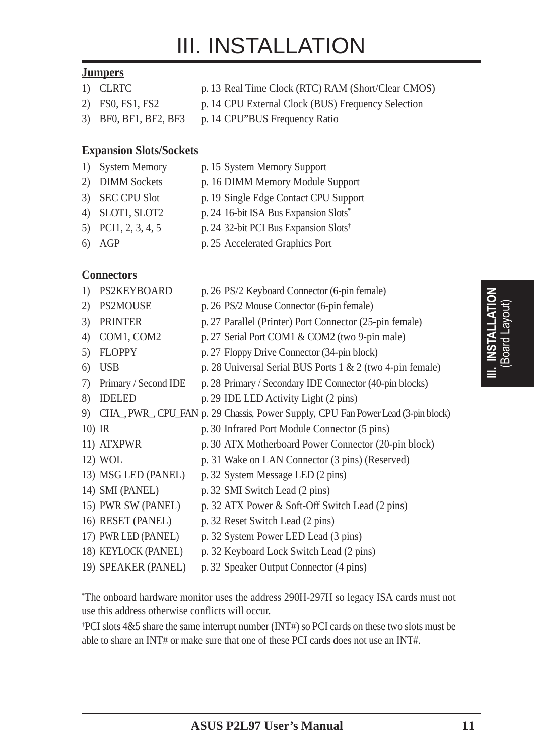# III. INSTALLATION

**Jumpers**

| | | |
|---|---|---|
| 1) CLRTC | p. 13 | Real Time Clock (RTC) RAM (Short/Clear CMOS) |
| 2) FS0, FS1, FS2 | p. 14 | CPU External Clock (BUS) Frequency Selection |
| 3) BF0, BF1, BF2, BF3 | p. 14 | CPU"BUS Frequency Ratio |

**Expansion Slots/Sockets**

| | | |
|---|---|---|
| 1) System Memory | p. 15 | System Memory Support |
| 2) DIMM Sockets | p. 16 | DIMM Memory Module Support |
| 3) SEC CPU Slot | p. 19 | Single Edge Contact CPU Support |
| 4) SLOT1, SLOT2 | p. 24 | 16-bit ISA Bus Expansion Slots* |
| 5) PCI1, 2, 3, 4, 5 | p. 24 | 32-bit PCI Bus Expansion Slots† |
| 6) AGP | p. 25 | Accelerated Graphics Port |

**Connectors**

| | | |
|---|---|---|
| 1) PS2KEYBOARD | p. 26 | PS/2 Keyboard Connector (6-pin female) |
| 2) PS2MOUSE | p. 26 | PS/2 Mouse Connector (6-pin female) |
| 3) PRINTER | p. 27 | Parallel (Printer) Port Connector (25-pin female) |
| 4) COM1, COM2 | p. 27 | Serial Port COM1 & COM2 (two 9-pin male) |
| 5) FLOPPY | p. 27 | Floppy Drive Connector (34-pin block) |
| 6) USB | p. 28 | Universal Serial BUS Ports 1 & 2 (two 4-pin female) |
| 7) Primary / Second IDE | p. 28 | Primary / Secondary IDE Connector (40-pin blocks) |
| 8) IDELED | p. 29 | IDE LED Activity Light (2 pins) |
| 9) CHA_, PWR_, CPU_FAN | p. 29 | Chassis, Power Supply, CPU Fan Power Lead (3-pin block) |
| 10) IR | p. 30 | Infrared Port Module Connector (5 pins) |
| 11) ATXPWR | p. 30 | ATX Motherboard Power Connector (20-pin block) |
| 12) WOL | p. 31 | Wake on LAN Connector (3 pins) (Reserved) |
| 13) MSG LED (PANEL) | p. 32 | System Message LED (2 pins) |
| 14) SMI (PANEL) | p. 32 | SMI Switch Lead (2 pins) |
| 15) PWR SW (PANEL) | p. 32 | ATX Power & Soft-Off Switch Lead (2 pins) |
| 16) RESET (PANEL) | p. 32 | Reset Switch Lead (2 pins) |
| 17) PWR LED (PANEL) | p. 32 | System Power LED Lead (3 pins) |
| 18) KEYLOCK (PANEL) | p. 32 | Keyboard Lock Switch Lead (2 pins) |
| 19) SPEAKER (PANEL) | p. 32 | Speaker Output Connector (4 pins) |

*The onboard hardware monitor uses the address 290H-297H so legacy ISA cards must not use this address otherwise conflicts will occur.

†PCI slots 4&5 share the same interrupt number (INT#) so PCI cards on these two slots must be able to share an INT# or make sure that one of these PCI cards does not use an INT#.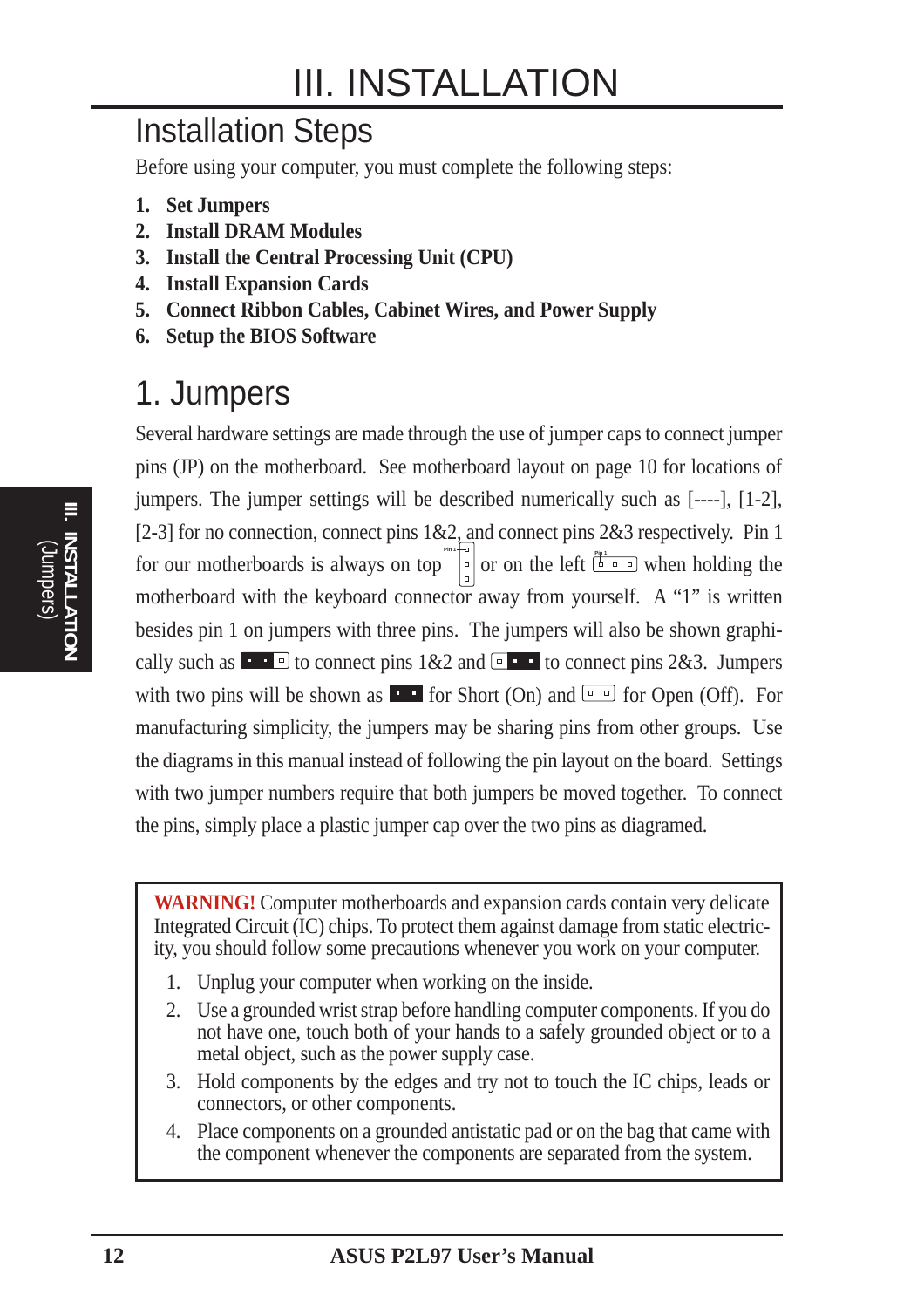# III. INSTALLATION

## Installation Steps

Before using your computer, you must complete the following steps:

1. **Set Jumpers**
2. **Install DRAM Modules**
3. **Install the Central Processing Unit (CPU)**
4. **Install Expansion Cards**
5. **Connect Ribbon Cables, Cabinet Wires, and Power Supply**
6. **Setup the BIOS Software**

## 1. Jumpers

Several hardware settings are made through the use of jumper caps to connect jumper pins (JP) on the motherboard. See motherboard layout on page 10 for locations of jumpers. The jumper settings will be described numerically such as [----], [1-2], [2-3] for no connection, connect pins 1&2, and connect pins 2&3 respectively. Pin 1 for our motherboards is always on top or on the left when holding the motherboard with the keyboard connector away from yourself. A "1" is written besides pin 1 on jumpers with three pins. The jumpers will also be shown graphically such as to connect pins 1&2 and to connect pins 2&3. Jumpers with two pins will be shown as for Short (On) and for Open (Off). For manufacturing simplicity, the jumpers may be sharing pins from other groups. Use the diagrams in this manual instead of following the pin layout on the board. Settings with two jumper numbers require that both jumpers be moved together. To connect the pins, simply place a plastic jumper cap over the two pins as diagramed.

> **WARNING!** Computer motherboards and expansion cards contain very delicate Integrated Circuit (IC) chips. To protect them against damage from static electricity, you should follow some precautions whenever you work on your computer.
>
> 1. Unplug your computer when working on the inside.
> 2. Use a grounded wrist strap before handling computer components. If you do not have one, touch both of your hands to a safely grounded object or to a metal object, such as the power supply case.
> 3. Hold components by the edges and try not to touch the IC chips, leads or connectors, or other components.
> 4. Place components on a grounded antistatic pad or on the bag that came with the component whenever the components are separated from the system.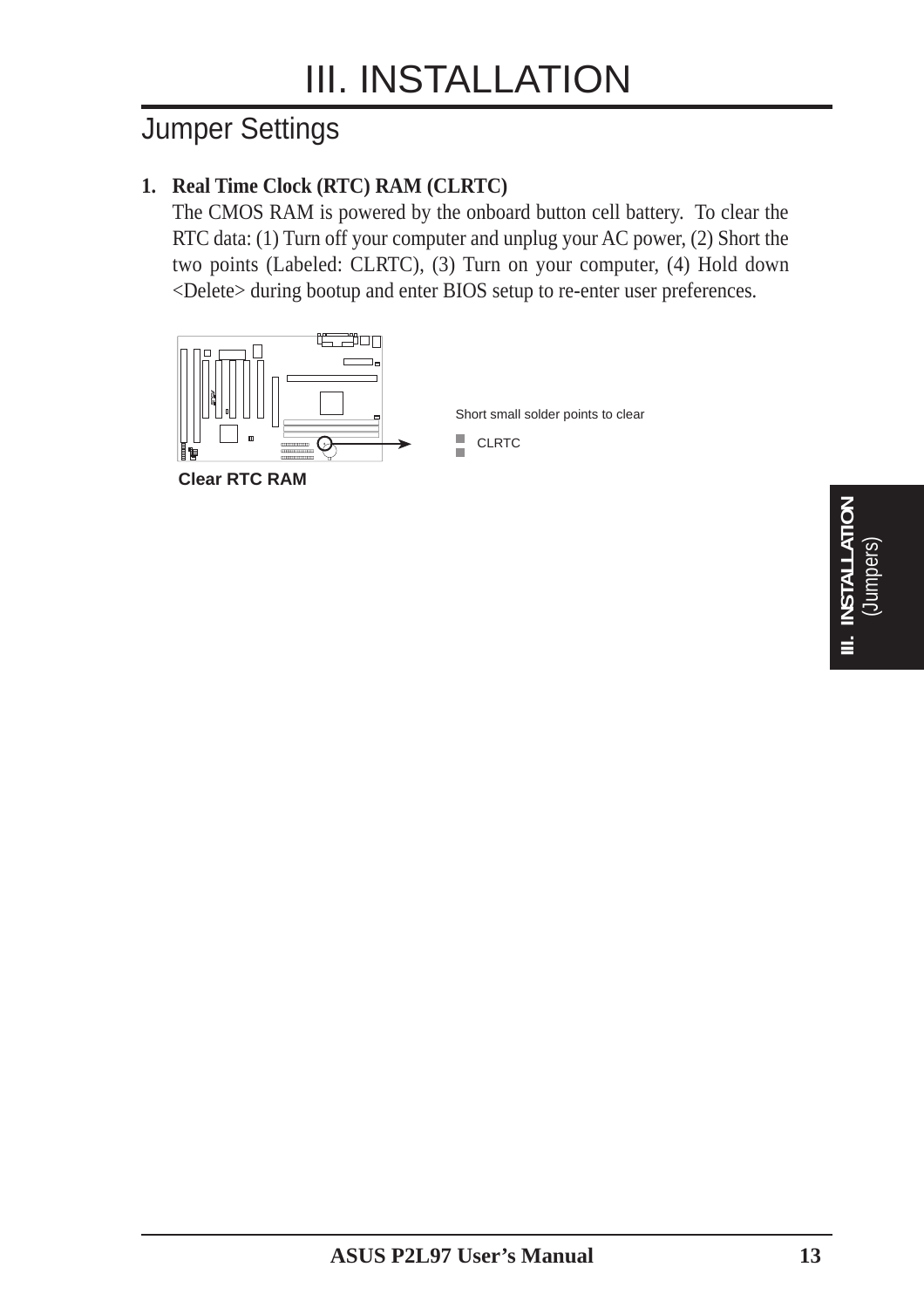# III. INSTALLATION

## Jumper Settings

**1. Real Time Clock (RTC) RAM (CLRTC)**

The CMOS RAM is powered by the onboard button cell battery. To clear the RTC data: (1) Turn off your computer and unplug your AC power, (2) Short the two points (Labeled: CLRTC), (3) Turn on your computer, (4) Hold down <Delete> during bootup and enter BIOS setup to re-enter user preferences.

Short small solder points to clear

CLRTC

**Clear RTC RAM**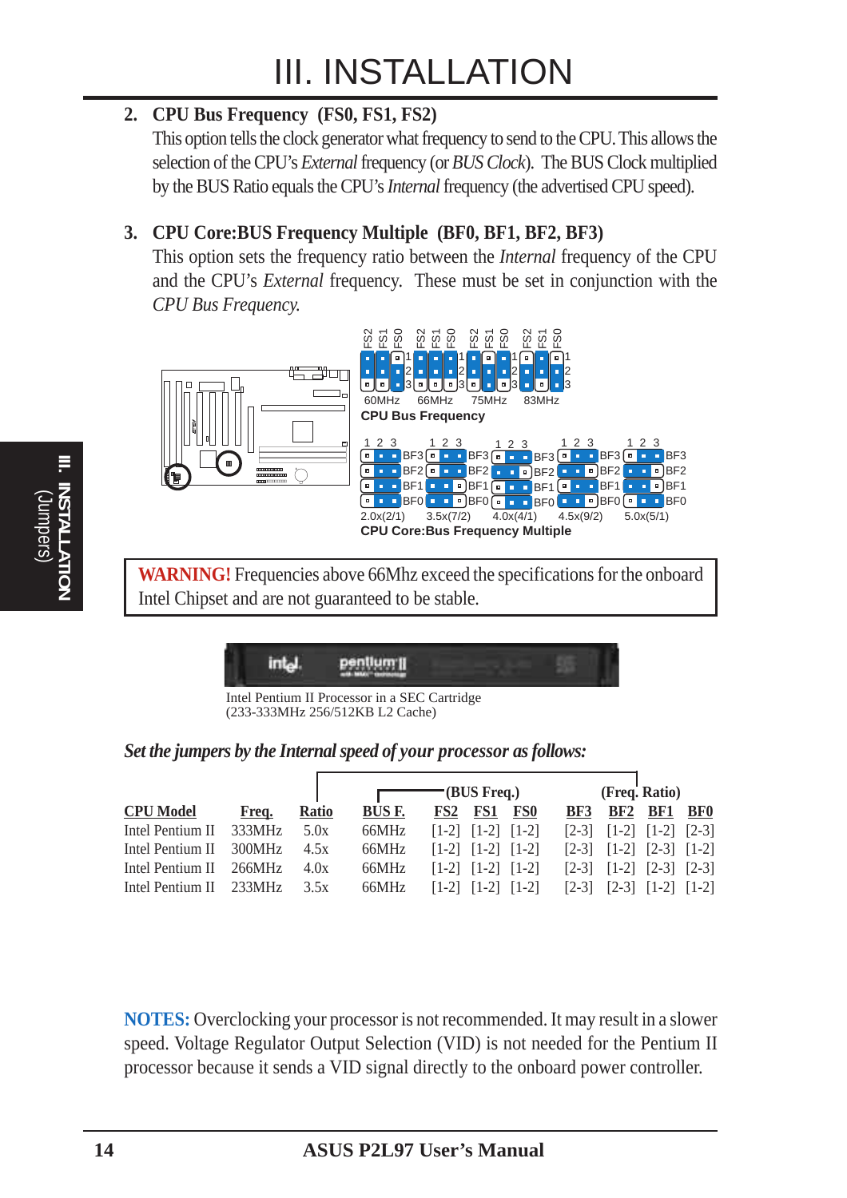# III. INSTALLATION

## 2. CPU Bus Frequency (FS0, FS1, FS2)

This option tells the clock generator what frequency to send to the CPU. This allows the selection of the CPU's *External* frequency (or *BUS Clock*). The BUS Clock multiplied by the BUS Ratio equals the CPU's *Internal* frequency (the advertised CPU speed).

## 3. CPU Core:BUS Frequency Multiple (BF0, BF1, BF2, BF3)

This option sets the frequency ratio between the *Internal* frequency of the CPU and the CPU's *External* frequency. These must be set in conjunction with the *CPU Bus Frequency.*

CPU Bus Frequency: 60MHz, 66MHz, 75MHz, 83MHz

CPU Core:Bus Frequency Multiple: 2.0x(2/1), 3.5x(7/2), 4.0x(4/1), 4.5x(9/2), 5.0x(5/1)

**WARNING!** Frequencies above 66Mhz exceed the specifications for the onboard Intel Chipset and are not guaranteed to be stable.

Intel Pentium II Processor in a SEC Cartridge
(233-333MHz 256/512KB L2 Cache)

*Set the jumpers by the Internal speed of your processor as follows:*

| CPU Model | Freq. | Ratio | BUS F. | (BUS Freq.) FS2 | FS1 | FS0 | (Freq. Ratio) BF3 | BF2 | BF1 | BF0 |
|---|---|---|---|---|---|---|---|---|---|---|
| Intel Pentium II | 333MHz | 5.0x | 66MHz | [1-2] | [1-2] | [1-2] | [2-3] | [1-2] | [1-2] | [2-3] |
| Intel Pentium II | 300MHz | 4.5x | 66MHz | [1-2] | [1-2] | [1-2] | [2-3] | [1-2] | [2-3] | [1-2] |
| Intel Pentium II | 266MHz | 4.0x | 66MHz | [1-2] | [1-2] | [1-2] | [2-3] | [1-2] | [2-3] | [2-3] |
| Intel Pentium II | 233MHz | 3.5x | 66MHz | [1-2] | [1-2] | [1-2] | [2-3] | [2-3] | [1-2] | [1-2] |

**NOTES:** Overclocking your processor is not recommended. It may result in a slower speed. Voltage Regulator Output Selection (VID) is not needed for the Pentium II processor because it sends a VID signal directly to the onboard power controller.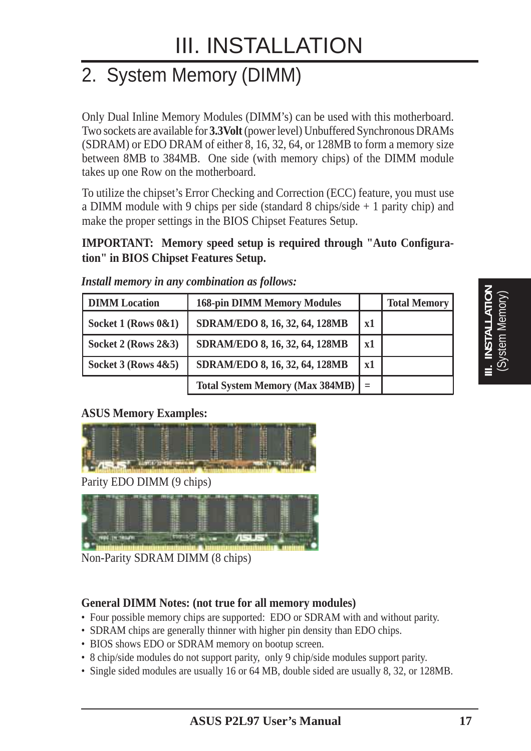# III. INSTALLATION

## 2. System Memory (DIMM)

Only Dual Inline Memory Modules (DIMM's) can be used with this motherboard. Two sockets are available for **3.3Volt** (power level) Unbuffered Synchronous DRAMs (SDRAM) or EDO DRAM of either 8, 16, 32, 64, or 128MB to form a memory size between 8MB to 384MB. One side (with memory chips) of the DIMM module takes up one Row on the motherboard.

To utilize the chipset's Error Checking and Correction (ECC) feature, you must use a DIMM module with 9 chips per side (standard 8 chips/side + 1 parity chip) and make the proper settings in the BIOS Chipset Features Setup.

**IMPORTANT: Memory speed setup is required through "Auto Configuration" in BIOS Chipset Features Setup.**

***Install memory in any combination as follows:***

| DIMM Location | 168-pin DIMM Memory Modules | | Total Memory |
|---|---|---|---|
| Socket 1 (Rows 0&1) | SDRAM/EDO 8, 16, 32, 64, 128MB | x1 | |
| Socket 2 (Rows 2&3) | SDRAM/EDO 8, 16, 32, 64, 128MB | x1 | |
| Socket 3 (Rows 4&5) | SDRAM/EDO 8, 16, 32, 64, 128MB | x1 | |
| | Total System Memory (Max 384MB) | = | |

**ASUS Memory Examples:**

Parity EDO DIMM (9 chips)

Non-Parity SDRAM DIMM (8 chips)

**General DIMM Notes: (not true for all memory modules)**

- Four possible memory chips are supported: EDO or SDRAM with and without parity.
- SDRAM chips are generally thinner with higher pin density than EDO chips.
- BIOS shows EDO or SDRAM memory on bootup screen.
- 8 chip/side modules do not support parity, only 9 chip/side modules support parity.
- Single sided modules are usually 16 or 64 MB, double sided are usually 8, 32, or 128MB.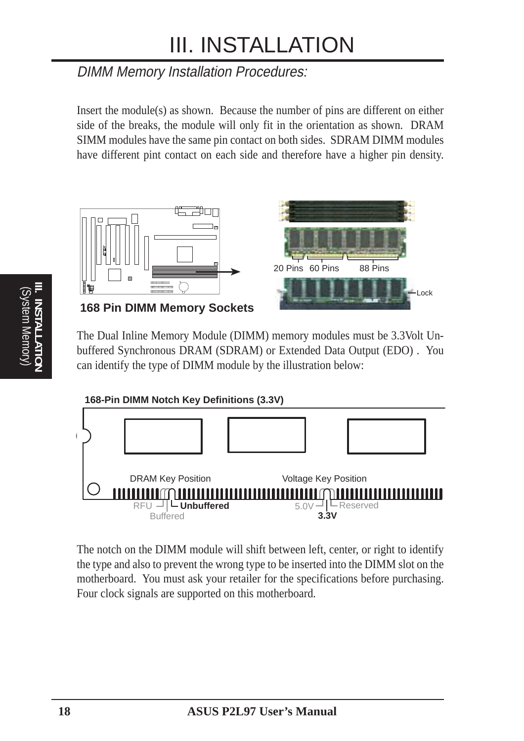# III. INSTALLATION

*DIMM Memory Installation Procedures:*

Insert the module(s) as shown. Because the number of pins are different on either side of the breaks, the module will only fit in the orientation as shown. DRAM SIMM modules have the same pin contact on both sides. SDRAM DIMM modules have different pint contact on each side and therefore have a higher pin density.

20 Pins 60 Pins 88 Pins

Lock

**168 Pin DIMM Memory Sockets**

The Dual Inline Memory Module (DIMM) memory modules must be 3.3Volt Unbuffered Synchronous DRAM (SDRAM) or Extended Data Output (EDO) . You can identify the type of DIMM module by the illustration below:

**168-Pin DIMM Notch Key Definitions (3.3V)**

DRAM Key Position — RFU, **Unbuffered**, Buffered

Voltage Key Position — 5.0V, Reserved, **3.3V**

The notch on the DIMM module will shift between left, center, or right to identify the type and also to prevent the wrong type to be inserted into the DIMM slot on the motherboard. You must ask your retailer for the specifications before purchasing. Four clock signals are supported on this motherboard.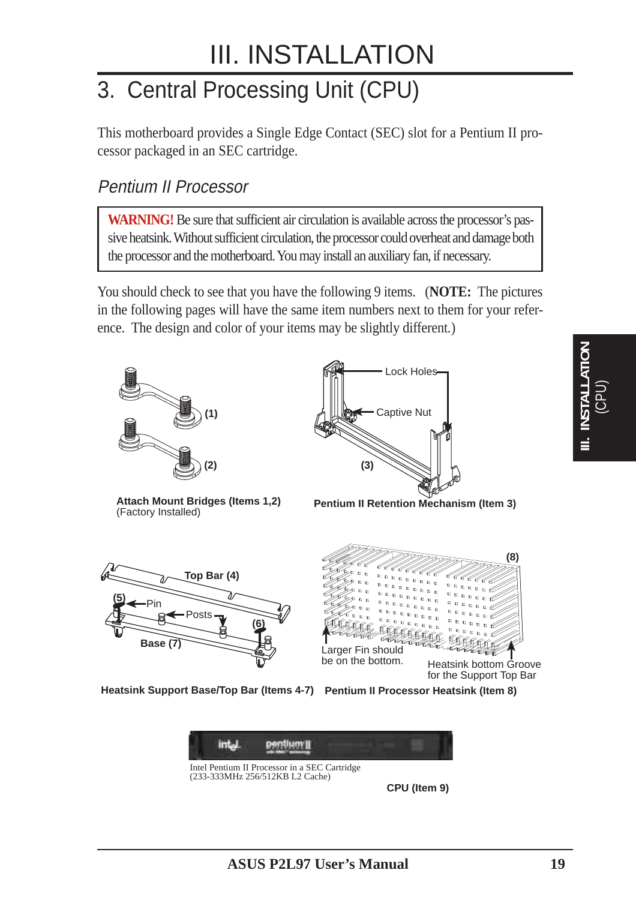# III. INSTALLATION

## 3. Central Processing Unit (CPU)

This motherboard provides a Single Edge Contact (SEC) slot for a Pentium II processor packaged in an SEC cartridge.

### *Pentium II Processor*

> **WARNING!** Be sure that sufficient air circulation is available across the processor's passive heatsink. Without sufficient circulation, the processor could overheat and damage both the processor and the motherboard. You may install an auxiliary fan, if necessary.

You should check to see that you have the following 9 items. (**NOTE:** The pictures in the following pages will have the same item numbers next to them for your reference. The design and color of your items may be slightly different.)

(1) (2)

**Attach Mount Bridges (Items 1,2)**
(Factory Installed)

Lock Holes
Captive Nut
(3)

**Pentium II Retention Mechanism (Item 3)**

Top Bar (4)
(5) Pin
Posts
(6)
Base (7)

**Heatsink Support Base/Top Bar (Items 4-7)**

(8)
Larger Fin should be on the bottom.
Heatsink bottom Groove for the Support Top Bar

**Pentium II Processor Heatsink (Item 8)**

Intel Pentium II Processor in a SEC Cartridge
(233-333MHz 256/512KB L2 Cache)

**CPU (Item 9)**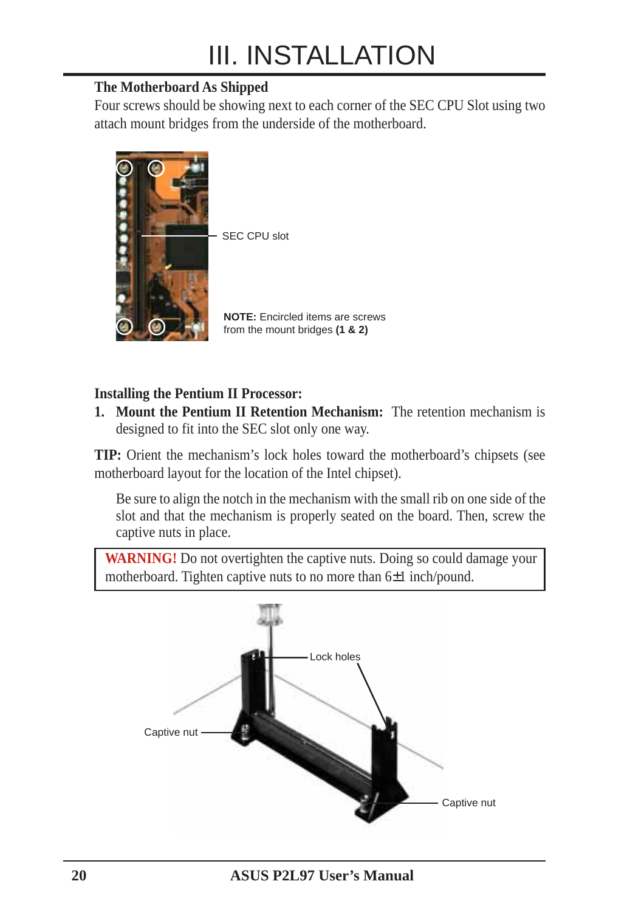# III. INSTALLATION

**The Motherboard As Shipped**

Four screws should be showing next to each corner of the SEC CPU Slot using two attach mount bridges from the underside of the motherboard.

SEC CPU slot

**NOTE:** Encircled items are screws from the mount bridges **(1 & 2)**

**Installing the Pentium II Processor:**

1. **Mount the Pentium II Retention Mechanism:** The retention mechanism is designed to fit into the SEC slot only one way.

**TIP:** Orient the mechanism's lock holes toward the motherboard's chipsets (see motherboard layout for the location of the Intel chipset).

Be sure to align the notch in the mechanism with the small rib on one side of the slot and that the mechanism is properly seated on the board. Then, screw the captive nuts in place.

> **WARNING!** Do not overtighten the captive nuts. Doing so could damage your motherboard. Tighten captive nuts to no more than 6±1 inch/pound.

Lock holes

Captive nut

Captive nut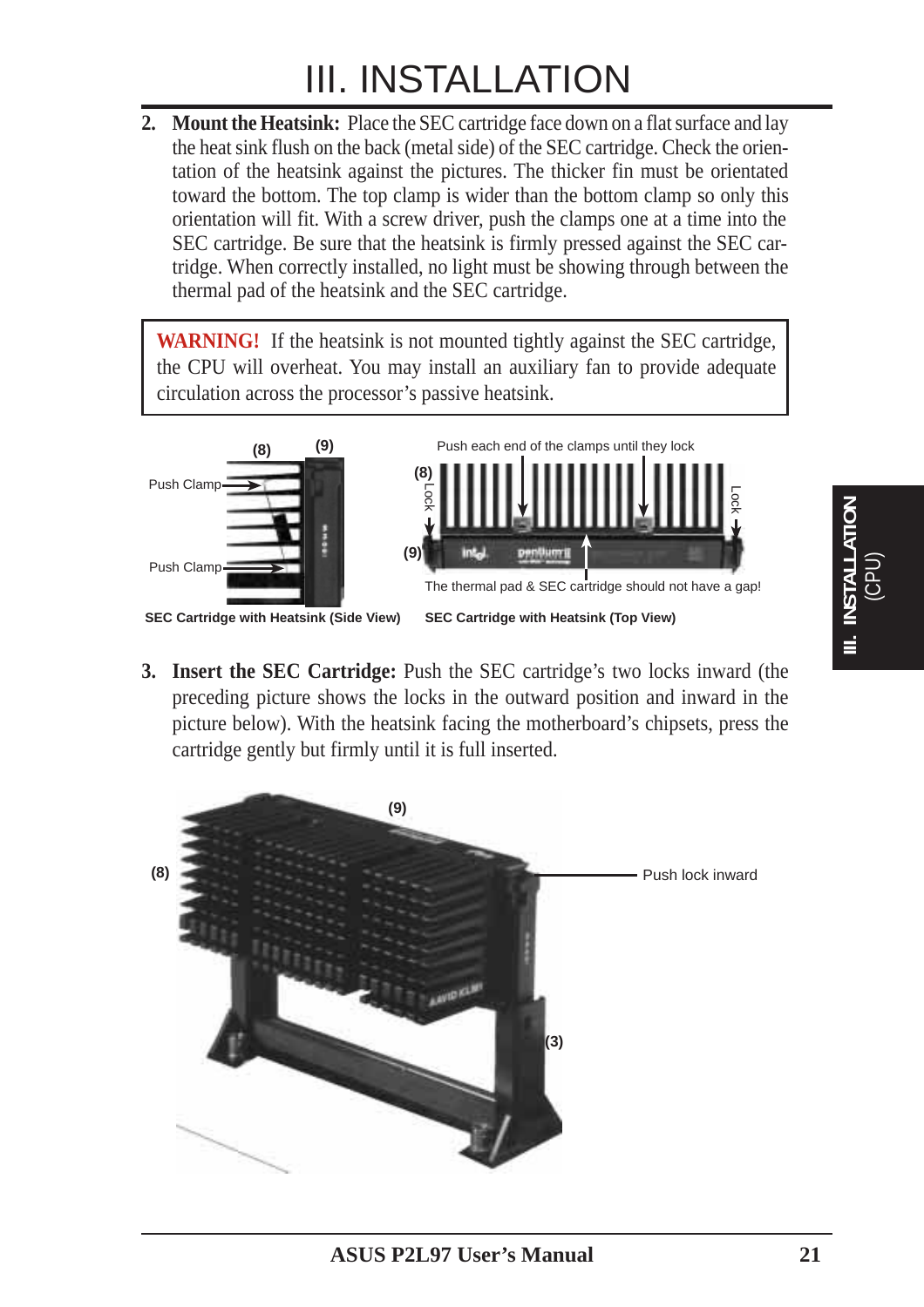# III. INSTALLATION

2. **Mount the Heatsink:** Place the SEC cartridge face down on a flat surface and lay the heat sink flush on the back (metal side) of the SEC cartridge. Check the orientation of the heatsink against the pictures. The thicker fin must be orientated toward the bottom. The top clamp is wider than the bottom clamp so only this orientation will fit. With a screw driver, push the clamps one at a time into the SEC cartridge. Be sure that the heatsink is firmly pressed against the SEC cartridge. When correctly installed, no light must be showing through between the thermal pad of the heatsink and the SEC cartridge.

> **WARNING!** If the heatsink is not mounted tightly against the SEC cartridge, the CPU will overheat. You may install an auxiliary fan to provide adequate circulation across the processor's passive heatsink.

(8) (9)

Push Clamp

Push Clamp

**SEC Cartridge with Heatsink (Side View)**

Push each end of the clamps until they lock

(8) Lock

(9)

Lock

The thermal pad & SEC cartridge should not have a gap!

**SEC Cartridge with Heatsink (Top View)**

3. **Insert the SEC Cartridge:** Push the SEC cartridge's two locks inward (the preceding picture shows the locks in the outward position and inward in the picture below). With the heatsink facing the motherboard's chipsets, press the cartridge gently but firmly until it is full inserted.

(9)

(8)

Push lock inward

(3)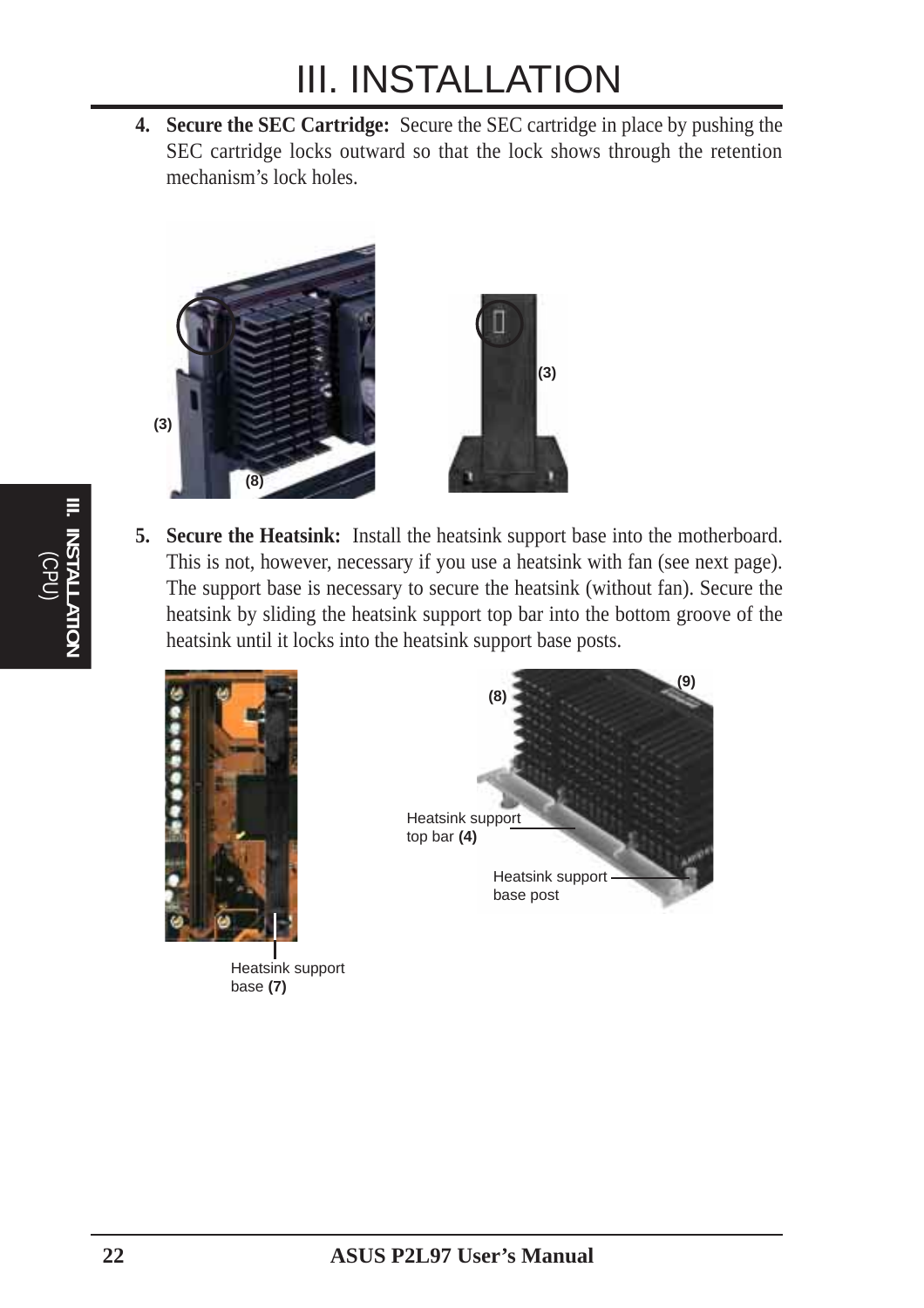# III. INSTALLATION

4. **Secure the SEC Cartridge:** Secure the SEC cartridge in place by pushing the SEC cartridge locks outward so that the lock shows through the retention mechanism's lock holes.

(3)

(8)

(3)

5. **Secure the Heatsink:** Install the heatsink support base into the motherboard. This is not, however, necessary if you use a heatsink with fan (see next page). The support base is necessary to secure the heatsink (without fan). Secure the heatsink by sliding the heatsink support top bar into the bottom groove of the heatsink until it locks into the heatsink support base posts.

Heatsink support base **(7)**

(8)

(9)

Heatsink support top bar **(4)**

Heatsink support base post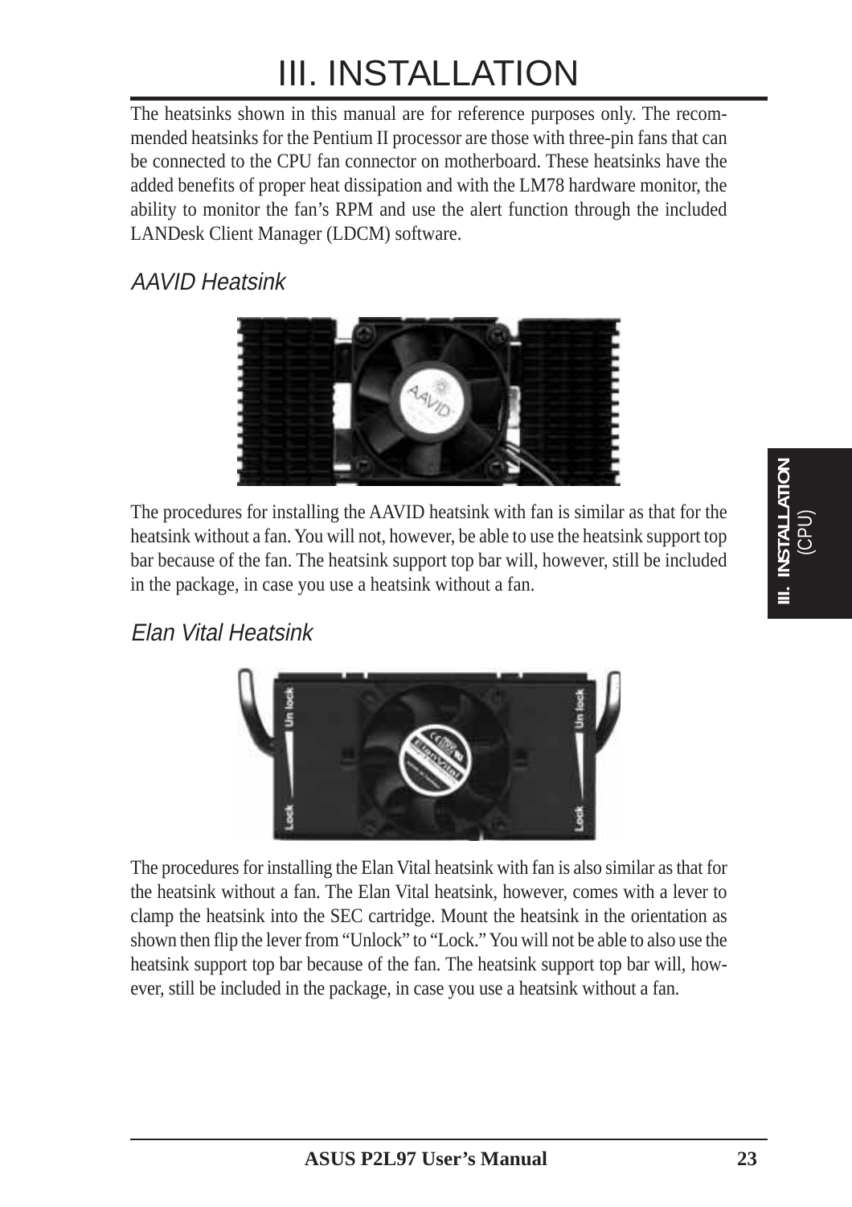# III. INSTALLATION

The heatsinks shown in this manual are for reference purposes only. The recommended heatsinks for the Pentium II processor are those with three-pin fans that can be connected to the CPU fan connector on motherboard. These heatsinks have the added benefits of proper heat dissipation and with the LM78 hardware monitor, the ability to monitor the fan's RPM and use the alert function through the included LANDesk Client Manager (LDCM) software.

### *AAVID Heatsink*

The procedures for installing the AAVID heatsink with fan is similar as that for the heatsink without a fan. You will not, however, be able to use the heatsink support top bar because of the fan. The heatsink support top bar will, however, still be included in the package, in case you use a heatsink without a fan.

### *Elan Vital Heatsink*

The procedures for installing the Elan Vital heatsink with fan is also similar as that for the heatsink without a fan. The Elan Vital heatsink, however, comes with a lever to clamp the heatsink into the SEC cartridge. Mount the heatsink in the orientation as shown then flip the lever from "Unlock" to "Lock." You will not be able to also use the heatsink support top bar because of the fan. The heatsink support top bar will, however, still be included in the package, in case you use a heatsink without a fan.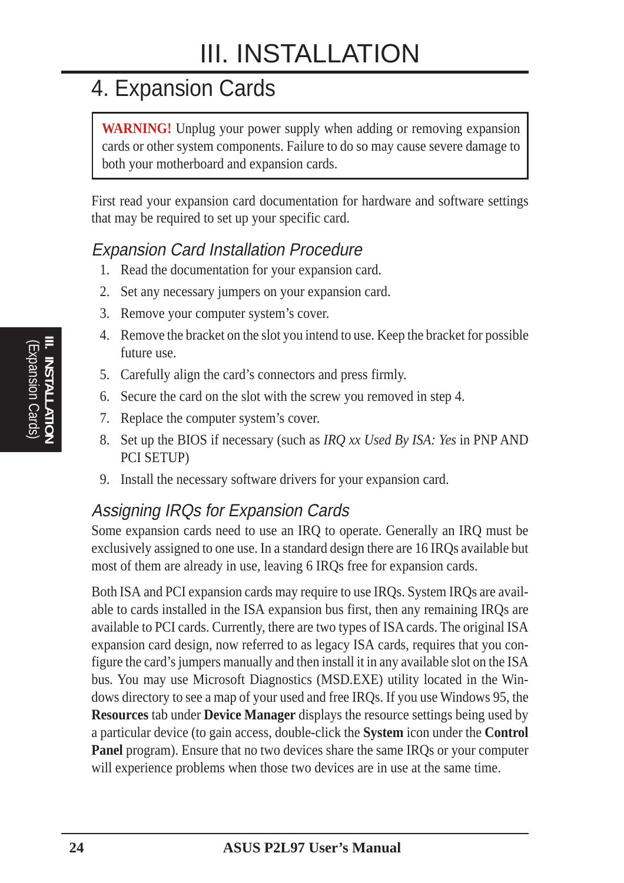# III. INSTALLATION

## 4. Expansion Cards

**WARNING!** Unplug your power supply when adding or removing expansion cards or other system components. Failure to do so may cause severe damage to both your motherboard and expansion cards.

First read your expansion card documentation for hardware and software settings that may be required to set up your specific card.

### *Expansion Card Installation Procedure*

1. Read the documentation for your expansion card.
2. Set any necessary jumpers on your expansion card.
3. Remove your computer system's cover.
4. Remove the bracket on the slot you intend to use. Keep the bracket for possible future use.
5. Carefully align the card's connectors and press firmly.
6. Secure the card on the slot with the screw you removed in step 4.
7. Replace the computer system's cover.
8. Set up the BIOS if necessary (such as *IRQ xx Used By ISA: Yes* in PNP AND PCI SETUP)
9. Install the necessary software drivers for your expansion card.

### *Assigning IRQs for Expansion Cards*

Some expansion cards need to use an IRQ to operate. Generally an IRQ must be exclusively assigned to one use. In a standard design there are 16 IRQs available but most of them are already in use, leaving 6 IRQs free for expansion cards.

Both ISA and PCI expansion cards may require to use IRQs. System IRQs are available to cards installed in the ISA expansion bus first, then any remaining IRQs are available to PCI cards. Currently, there are two types of ISA cards. The original ISA expansion card design, now referred to as legacy ISA cards, requires that you configure the card's jumpers manually and then install it in any available slot on the ISA bus. You may use Microsoft Diagnostics (MSD.EXE) utility located in the Windows directory to see a map of your used and free IRQs. If you use Windows 95, the **Resources** tab under **Device Manager** displays the resource settings being used by a particular device (to gain access, double-click the **System** icon under the **Control Panel** program). Ensure that no two devices share the same IRQs or your computer will experience problems when those two devices are in use at the same time.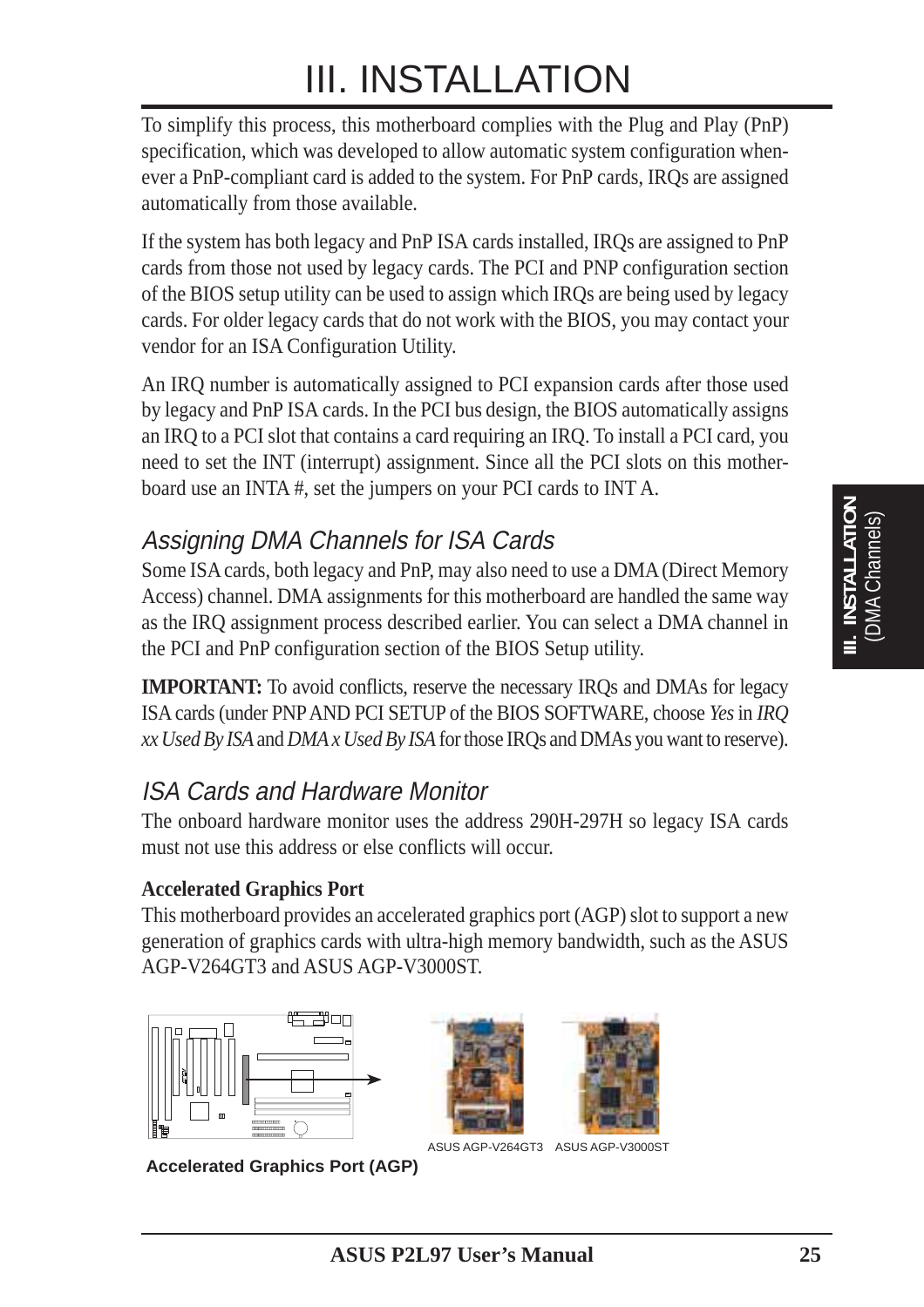# III. INSTALLATION

To simplify this process, this motherboard complies with the Plug and Play (PnP) specification, which was developed to allow automatic system configuration whenever a PnP-compliant card is added to the system. For PnP cards, IRQs are assigned automatically from those available.

If the system has both legacy and PnP ISA cards installed, IRQs are assigned to PnP cards from those not used by legacy cards. The PCI and PNP configuration section of the BIOS setup utility can be used to assign which IRQs are being used by legacy cards. For older legacy cards that do not work with the BIOS, you may contact your vendor for an ISA Configuration Utility.

An IRQ number is automatically assigned to PCI expansion cards after those used by legacy and PnP ISA cards. In the PCI bus design, the BIOS automatically assigns an IRQ to a PCI slot that contains a card requiring an IRQ. To install a PCI card, you need to set the INT (interrupt) assignment. Since all the PCI slots on this motherboard use an INTA #, set the jumpers on your PCI cards to INT A.

## *Assigning DMA Channels for ISA Cards*

Some ISA cards, both legacy and PnP, may also need to use a DMA (Direct Memory Access) channel. DMA assignments for this motherboard are handled the same way as the IRQ assignment process described earlier. You can select a DMA channel in the PCI and PnP configuration section of the BIOS Setup utility.

**IMPORTANT:** To avoid conflicts, reserve the necessary IRQs and DMAs for legacy ISA cards (under PNP AND PCI SETUP of the BIOS SOFTWARE, choose *Yes* in *IRQ xx Used By ISA* and *DMA x Used By ISA* for those IRQs and DMAs you want to reserve).

## *ISA Cards and Hardware Monitor*

The onboard hardware monitor uses the address 290H-297H so legacy ISA cards must not use this address or else conflicts will occur.

**Accelerated Graphics Port**

This motherboard provides an accelerated graphics port (AGP) slot to support a new generation of graphics cards with ultra-high memory bandwidth, such as the ASUS AGP-V264GT3 and ASUS AGP-V3000ST.

ASUS AGP-V264GT3 ASUS AGP-V3000ST

**Accelerated Graphics Port (AGP)**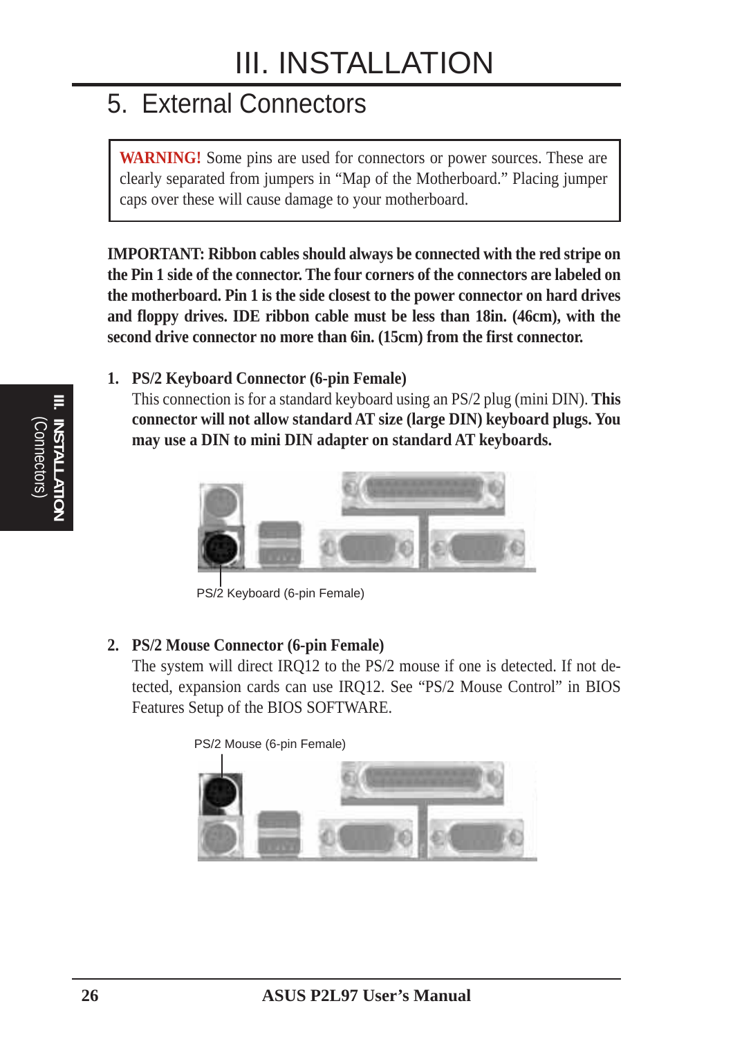# III. INSTALLATION

## 5. External Connectors

> **WARNING!** Some pins are used for connectors or power sources. These are clearly separated from jumpers in "Map of the Motherboard." Placing jumper caps over these will cause damage to your motherboard.

**IMPORTANT: Ribbon cables should always be connected with the red stripe on the Pin 1 side of the connector. The four corners of the connectors are labeled on the motherboard. Pin 1 is the side closest to the power connector on hard drives and floppy drives. IDE ribbon cable must be less than 18in. (46cm), with the second drive connector no more than 6in. (15cm) from the first connector.**

1. **PS/2 Keyboard Connector (6-pin Female)**

   This connection is for a standard keyboard using an PS/2 plug (mini DIN). **This connector will not allow standard AT size (large DIN) keyboard plugs. You may use a DIN to mini DIN adapter on standard AT keyboards.**

   PS/2 Keyboard (6-pin Female)

2. **PS/2 Mouse Connector (6-pin Female)**

   The system will direct IRQ12 to the PS/2 mouse if one is detected. If not detected, expansion cards can use IRQ12. See "PS/2 Mouse Control" in BIOS Features Setup of the BIOS SOFTWARE.

   PS/2 Mouse (6-pin Female)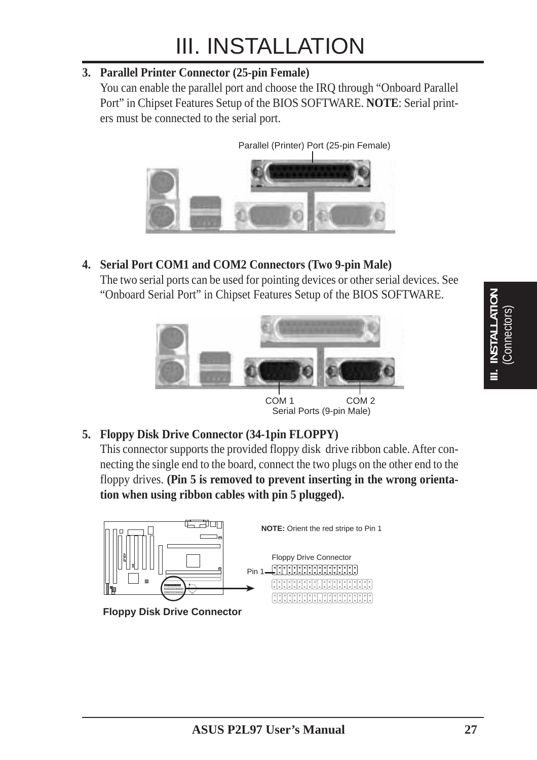# III. INSTALLATION

**3. Parallel Printer Connector (25-pin Female)**

You can enable the parallel port and choose the IRQ through "Onboard Parallel Port" in Chipset Features Setup of the BIOS SOFTWARE. **NOTE**: Serial printers must be connected to the serial port.

Parallel (Printer) Port (25-pin Female)

**4. Serial Port COM1 and COM2 Connectors (Two 9-pin Male)**

The two serial ports can be used for pointing devices or other serial devices. See "Onboard Serial Port" in Chipset Features Setup of the BIOS SOFTWARE.

COM 1 COM 2
Serial Ports (9-pin Male)

**5. Floppy Disk Drive Connector (34-1pin FLOPPY)**

This connector supports the provided floppy disk drive ribbon cable. After connecting the single end to the board, connect the two plugs on the other end to the floppy drives. **(Pin 5 is removed to prevent inserting in the wrong orientation when using ribbon cables with pin 5 plugged).**

**NOTE:** Orient the red stripe to Pin 1

Floppy Drive Connector

Pin 1

**Floppy Disk Drive Connector**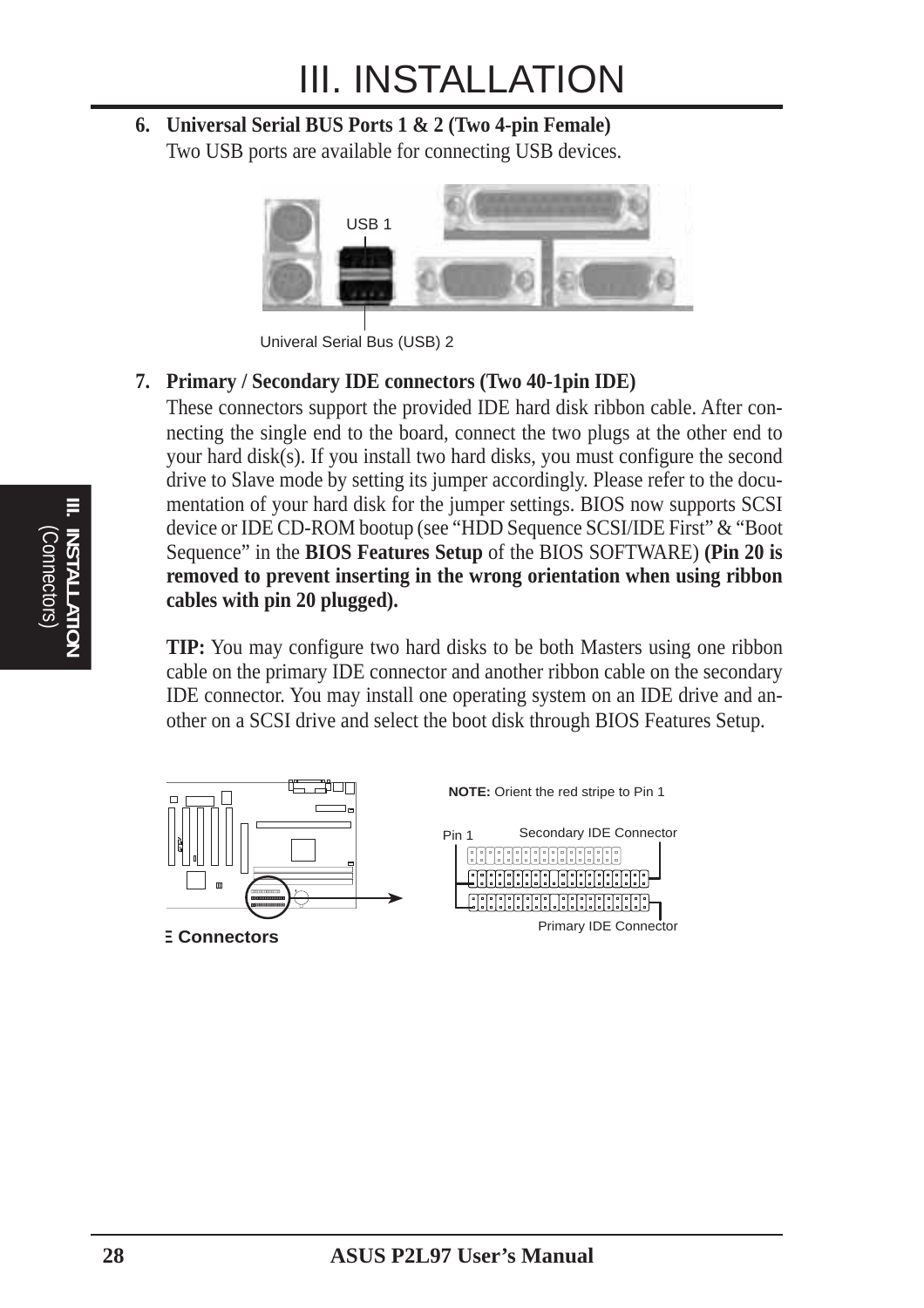# III. INSTALLATION

**6. Universal Serial BUS Ports 1 & 2 (Two 4-pin Female)**
Two USB ports are available for connecting USB devices.

USB 1

Univeral Serial Bus (USB) 2

**7. Primary / Secondary IDE connectors (Two 40-1pin IDE)**
These connectors support the provided IDE hard disk ribbon cable. After connecting the single end to the board, connect the two plugs at the other end to your hard disk(s). If you install two hard disks, you must configure the second drive to Slave mode by setting its jumper accordingly. Please refer to the documentation of your hard disk for the jumper settings. BIOS now supports SCSI device or IDE CD-ROM bootup (see "HDD Sequence SCSI/IDE First" & "Boot Sequence" in the **BIOS Features Setup** of the BIOS SOFTWARE) **(Pin 20 is removed to prevent inserting in the wrong orientation when using ribbon cables with pin 20 plugged).**

**TIP:** You may configure two hard disks to be both Masters using one ribbon cable on the primary IDE connector and another ribbon cable on the secondary IDE connector. You may install one operating system on an IDE drive and another on a SCSI drive and select the boot disk through BIOS Features Setup.

**NOTE:** Orient the red stripe to Pin 1

Pin 1 — Secondary IDE Connector

Primary IDE Connector

**IDE Connectors**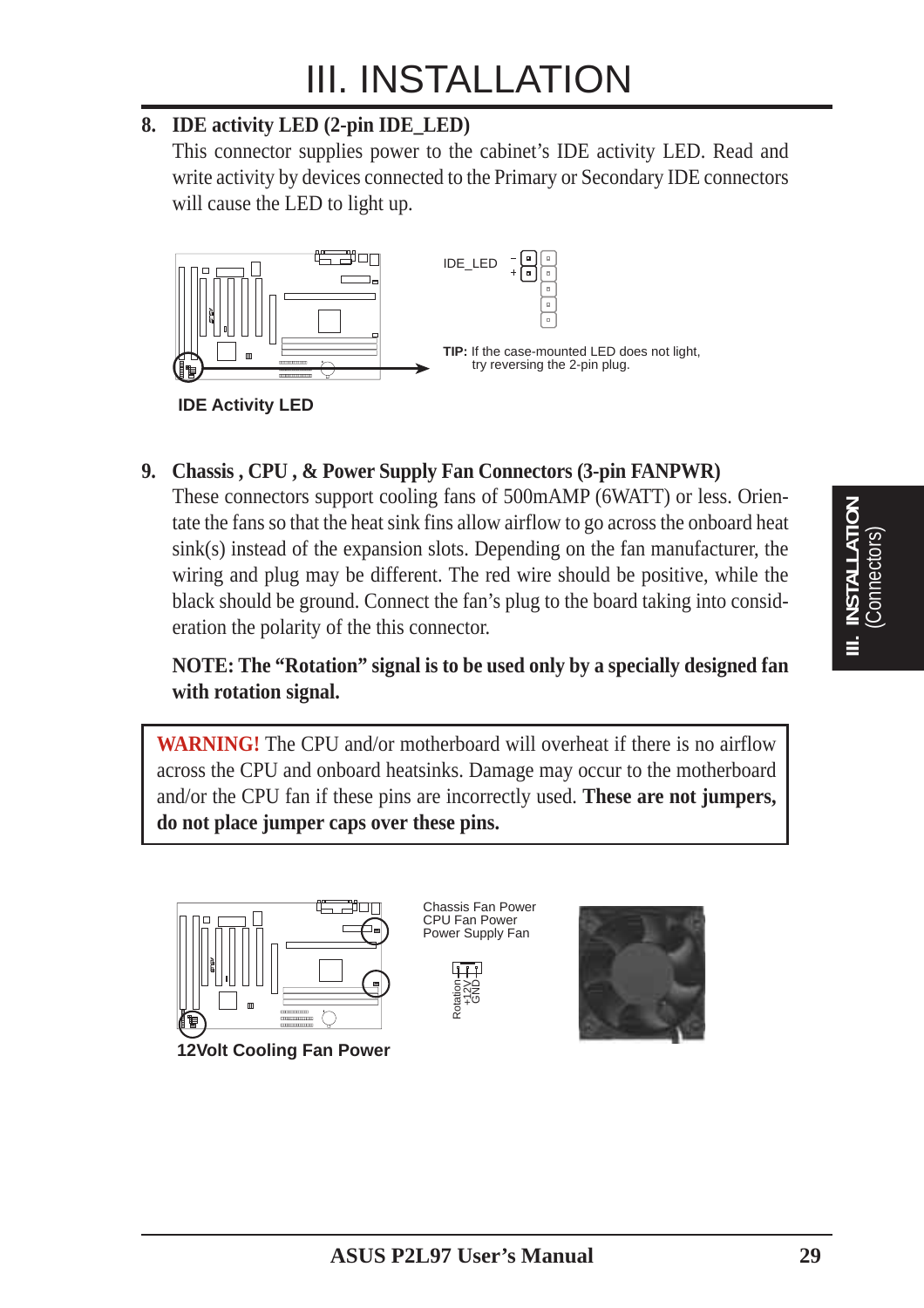# III. INSTALLATION

### 8. IDE activity LED (2-pin IDE_LED)

This connector supplies power to the cabinet's IDE activity LED. Read and write activity by devices connected to the Primary or Secondary IDE connectors will cause the LED to light up.

IDE_LED – +

**TIP:** If the case-mounted LED does not light, try reversing the 2-pin plug.

**IDE Activity LED**

### 9. Chassis , CPU , & Power Supply Fan Connectors (3-pin FANPWR)

These connectors support cooling fans of 500mAMP (6WATT) or less. Orientate the fans so that the heat sink fins allow airflow to go across the onboard heat sink(s) instead of the expansion slots. Depending on the fan manufacturer, the wiring and plug may be different. The red wire should be positive, while the black should be ground. Connect the fan's plug to the board taking into consideration the polarity of the this connector.

**NOTE: The "Rotation" signal is to be used only by a specially designed fan with rotation signal.**

> **WARNING!** The CPU and/or motherboard will overheat if there is no airflow across the CPU and onboard heatsinks. Damage may occur to the motherboard and/or the CPU fan if these pins are incorrectly used. **These are not jumpers, do not place jumper caps over these pins.**

Chassis Fan Power
CPU Fan Power
Power Supply Fan

Rotation +12V GND

**12Volt Cooling Fan Power**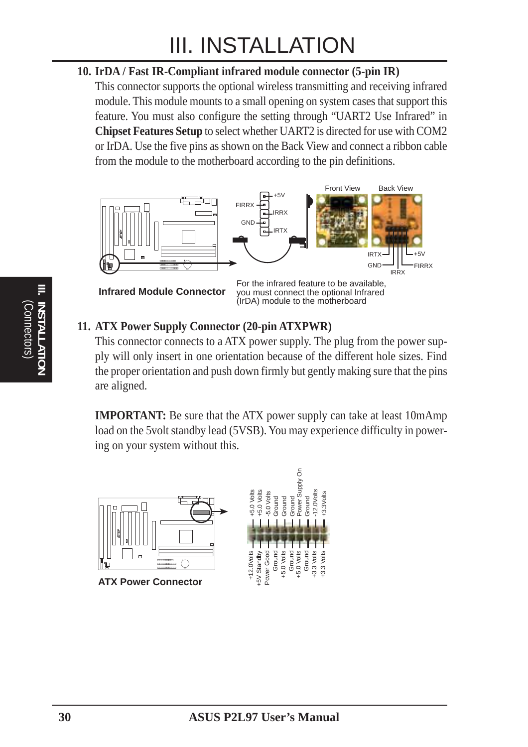# III. INSTALLATION

**10. IrDA / Fast IR-Compliant infrared module connector (5-pin IR)**

This connector supports the optional wireless transmitting and receiving infrared module. This module mounts to a small opening on system cases that support this feature. You must also configure the setting through "UART2 Use Infrared" in **Chipset Features Setup** to select whether UART2 is directed for use with COM2 or IrDA. Use the five pins as shown on the Back View and connect a ribbon cable from the module to the motherboard according to the pin definitions.

+5V, FIRRX, IRRX, GND, IRTX

Front View | Back View

IRTX, +5V, GND, FIRRX, IRRX

**Infrared Module Connector**

For the infrared feature to be available, you must connect the optional Infrared (IrDA) module to the motherboard

**11. ATX Power Supply Connector (20-pin ATXPWR)**

This connector connects to a ATX power supply. The plug from the power supply will only insert in one orientation because of the different hole sizes. Find the proper orientation and push down firmly but gently making sure that the pins are aligned.

**IMPORTANT:** Be sure that the ATX power supply can take at least 10mAmp load on the 5volt standby lead (5VSB). You may experience difficulty in powering on your system without this.

Top row: +5.0 Volts, +5.0 Volts, -5.0 Volts, Ground, Ground, Ground, Power Supply On, Ground, -12.0Volts, +3.3Volts

Bottom row: +12.0Volts, +5V Standby, Power Good, Ground, +5.0 Volts, Ground, +5.0 Volts, Ground, +3.3 Volts, +3.3 Volts

**ATX Power Connector**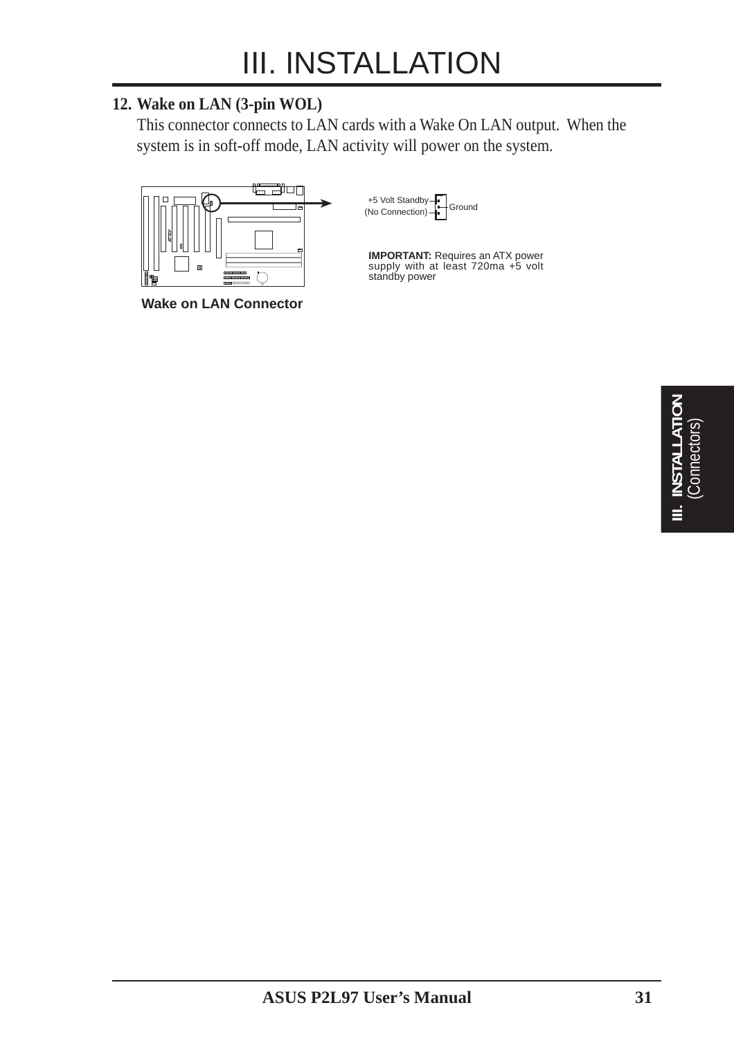# III. INSTALLATION

**12. Wake on LAN (3-pin WOL)**

This connector connects to LAN cards with a Wake On LAN output. When the system is in soft-off mode, LAN activity will power on the system.

+5 Volt Standby
(No Connection)
Ground

**IMPORTANT:** Requires an ATX power supply with at least 720ma +5 volt standby power

**Wake on LAN Connector**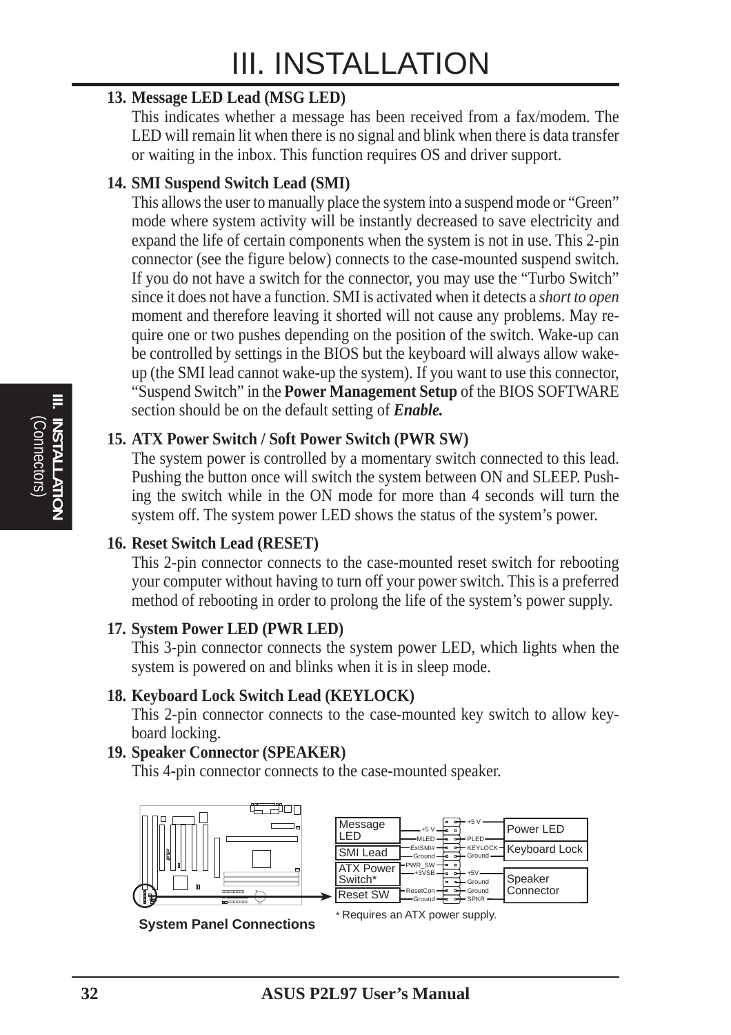# III. INSTALLATION

**13. Message LED Lead (MSG LED)**

This indicates whether a message has been received from a fax/modem. The LED will remain lit when there is no signal and blink when there is data transfer or waiting in the inbox. This function requires OS and driver support.

**14. SMI Suspend Switch Lead (SMI)**

This allows the user to manually place the system into a suspend mode or "Green" mode where system activity will be instantly decreased to save electricity and expand the life of certain components when the system is not in use. This 2-pin connector (see the figure below) connects to the case-mounted suspend switch. If you do not have a switch for the connector, you may use the "Turbo Switch" since it does not have a function. SMI is activated when it detects a *short to open* moment and therefore leaving it shorted will not cause any problems. May require one or two pushes depending on the position of the switch. Wake-up can be controlled by settings in the BIOS but the keyboard will always allow wake-up (the SMI lead cannot wake-up the system). If you want to use this connector, "Suspend Switch" in the **Power Management Setup** of the BIOS SOFTWARE section should be on the default setting of ***Enable.***

**15. ATX Power Switch / Soft Power Switch (PWR SW)**

The system power is controlled by a momentary switch connected to this lead. Pushing the button once will switch the system between ON and SLEEP. Pushing the switch while in the ON mode for more than 4 seconds will turn the system off. The system power LED shows the status of the system's power.

**16. Reset Switch Lead (RESET)**

This 2-pin connector connects to the case-mounted reset switch for rebooting your computer without having to turn off your power switch. This is a preferred method of rebooting in order to prolong the life of the system's power supply.

**17. System Power LED (PWR LED)**

This 3-pin connector connects the system power LED, which lights when the system is powered on and blinks when it is in sleep mode.

**18. Keyboard Lock Switch Lead (KEYLOCK)**

This 2-pin connector connects to the case-mounted key switch to allow keyboard locking.

**19. Speaker Connector (SPEAKER)**

This 4-pin connector connects to the case-mounted speaker.

Message LED: +5 V, MLED
SMI Lead: ExtSMI#, Ground
ATX Power Switch*: PWR_SW, +3VSB
Reset SW: ResetCon, Ground
Power LED: +5 V, PLED
Keyboard Lock: KEYLOCK, Ground
Speaker Connector: +5V, Ground, Ground, SPKR

\* Requires an ATX power supply.

**System Panel Connections**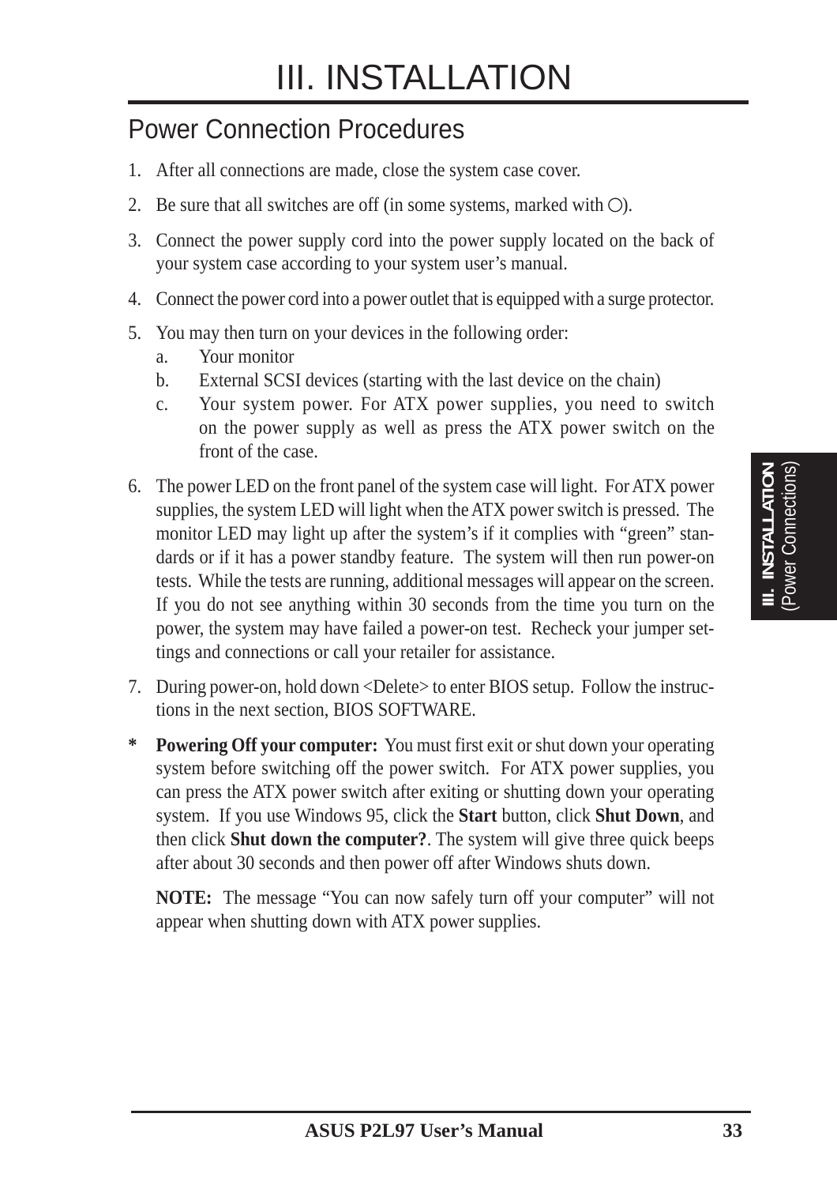# III. INSTALLATION

## Power Connection Procedures

1. After all connections are made, close the system case cover.
2. Be sure that all switches are off (in some systems, marked with ○).
3. Connect the power supply cord into the power supply located on the back of your system case according to your system user's manual.
4. Connect the power cord into a power outlet that is equipped with a surge protector.
5. You may then turn on your devices in the following order:
   a. Your monitor
   b. External SCSI devices (starting with the last device on the chain)
   c. Your system power. For ATX power supplies, you need to switch on the power supply as well as press the ATX power switch on the front of the case.
6. The power LED on the front panel of the system case will light. For ATX power supplies, the system LED will light when the ATX power switch is pressed. The monitor LED may light up after the system's if it complies with "green" standards or if it has a power standby feature. The system will then run power-on tests. While the tests are running, additional messages will appear on the screen. If you do not see anything within 30 seconds from the time you turn on the power, the system may have failed a power-on test. Recheck your jumper settings and connections or call your retailer for assistance.
7. During power-on, hold down <Delete> to enter BIOS setup. Follow the instructions in the next section, BIOS SOFTWARE.

\* **Powering Off your computer:** You must first exit or shut down your operating system before switching off the power switch. For ATX power supplies, you can press the ATX power switch after exiting or shutting down your operating system. If you use Windows 95, click the **Start** button, click **Shut Down**, and then click **Shut down the computer?**. The system will give three quick beeps after about 30 seconds and then power off after Windows shuts down.

**NOTE:** The message "You can now safely turn off your computer" will not appear when shutting down with ATX power supplies.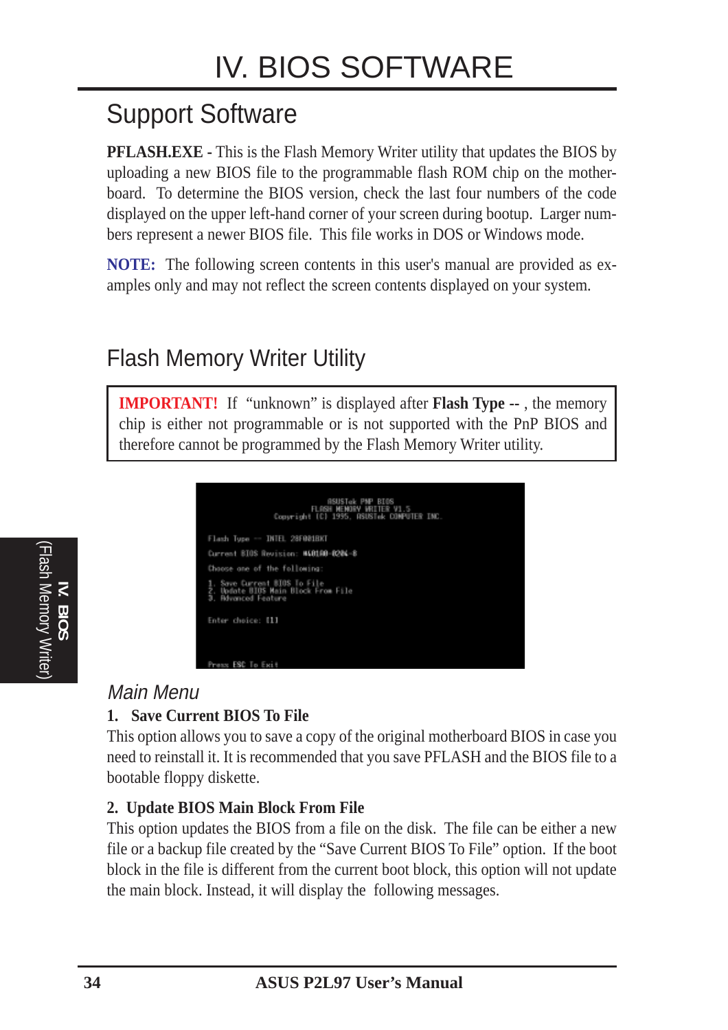# IV. BIOS SOFTWARE

## Support Software

**PFLASH.EXE** - This is the Flash Memory Writer utility that updates the BIOS by uploading a new BIOS file to the programmable flash ROM chip on the motherboard. To determine the BIOS version, check the last four numbers of the code displayed on the upper left-hand corner of your screen during bootup. Larger numbers represent a newer BIOS file. This file works in DOS or Windows mode.

**NOTE:** The following screen contents in this user's manual are provided as examples only and may not reflect the screen contents displayed on your system.

## Flash Memory Writer Utility

> **IMPORTANT!** If "unknown" is displayed after **Flash Type --** , the memory chip is either not programmable or is not supported with the PnP BIOS and therefore cannot be programmed by the Flash Memory Writer utility.

```
                    ASUSTek PNP BIOS
                 FLASH MEMORY WRITER V1.5
        Copyright (C) 1995, ASUSTek COMPUTER INC.

Flash Type -- INTEL 28F001BXT

Current BIOS Revision: #401A0-0204-8

Choose one of the following:

1. Save Current BIOS To File
2. Update BIOS Main Block From File
3. Advanced Feature

Enter choice: [1]

Press ESC To Exit
```

IV. BIOS (Flash Memory Writer)

### *Main Menu*

**1. Save Current BIOS To File**

This option allows you to save a copy of the original motherboard BIOS in case you need to reinstall it. It is recommended that you save PFLASH and the BIOS file to a bootable floppy diskette.

**2. Update BIOS Main Block From File**

This option updates the BIOS from a file on the disk. The file can be either a new file or a backup file created by the "Save Current BIOS To File" option. If the boot block in the file is different from the current boot block, this option will not update the main block. Instead, it will display the following messages.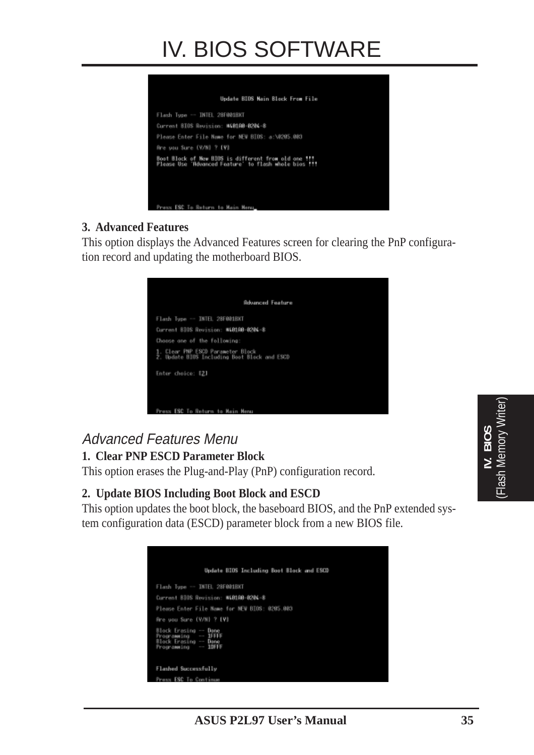# IV. BIOS SOFTWARE

```
Update BIOS Main Block From File

Flash Type -- INTEL 28F001BXT
Current BIOS Revision: #401A0-0204-8
Please Enter File Name for NEW BIOS: a:\0205.003
Are you Sure (Y/N) ? [Y]

Boot Block of New BIOS is different from old one !!!
Please Use 'Advanced Feature' to flash whole bios !!!

Press ESC To Return to Main Menu
```

**3. Advanced Features**

This option displays the Advanced Features screen for clearing the PnP configuration record and updating the motherboard BIOS.

```
Advanced Feature

Flash Type -- INTEL 28F001BXT
Current BIOS Revision: #401A0-0204-8
Choose one of the following:
1. Clear PNP ESCD Parameter Block
2. Update BIOS Including Boot Block and ESCD

Enter choice: [2]

Press ESC To Return to Main Menu
```

*Advanced Features Menu*

**1. Clear PNP ESCD Parameter Block**

This option erases the Plug-and-Play (PnP) configuration record.

**2. Update BIOS Including Boot Block and ESCD**

This option updates the boot block, the baseboard BIOS, and the PnP extended system configuration data (ESCD) parameter block from a new BIOS file.

```
Update BIOS Including Boot Block and ESCD

Flash Type -- INTEL 28F001BXT
Current BIOS Revision: #401A0-0204-8
Please Enter File Name for NEW BIOS: 0205.003
Are you Sure (Y/N) ? [Y]
Block Erasing -- Done
Programming   -- 1FFFF
Block Erasing -- Done
Programming   -- 1DFFF

Flashed Successfully
Press ESC To Continue
```

**IV. BIOS**
(Flash Memory Writer)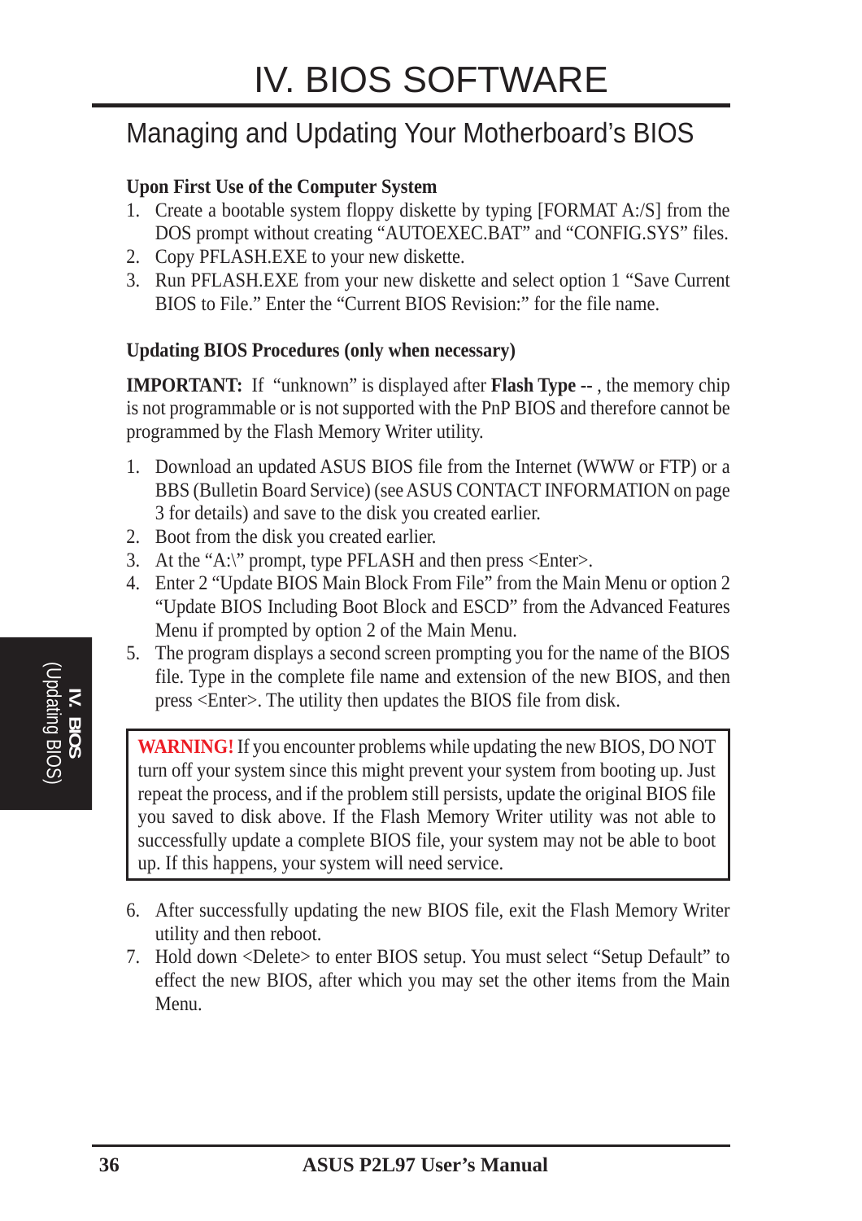# IV. BIOS SOFTWARE

## Managing and Updating Your Motherboard's BIOS

**Upon First Use of the Computer System**

1. Create a bootable system floppy diskette by typing [FORMAT A:/S] from the DOS prompt without creating "AUTOEXEC.BAT" and "CONFIG.SYS" files.
2. Copy PFLASH.EXE to your new diskette.
3. Run PFLASH.EXE from your new diskette and select option 1 "Save Current BIOS to File." Enter the "Current BIOS Revision:" for the file name.

**Updating BIOS Procedures (only when necessary)**

**IMPORTANT:** If "unknown" is displayed after **Flash Type --** , the memory chip is not programmable or is not supported with the PnP BIOS and therefore cannot be programmed by the Flash Memory Writer utility.

1. Download an updated ASUS BIOS file from the Internet (WWW or FTP) or a BBS (Bulletin Board Service) (see ASUS CONTACT INFORMATION on page 3 for details) and save to the disk you created earlier.
2. Boot from the disk you created earlier.
3. At the "A:\" prompt, type PFLASH and then press <Enter>.
4. Enter 2 "Update BIOS Main Block From File" from the Main Menu or option 2 "Update BIOS Including Boot Block and ESCD" from the Advanced Features Menu if prompted by option 2 of the Main Menu.
5. The program displays a second screen prompting you for the name of the BIOS file. Type in the complete file name and extension of the new BIOS, and then press <Enter>. The utility then updates the BIOS file from disk.

> **WARNING!** If you encounter problems while updating the new BIOS, DO NOT turn off your system since this might prevent your system from booting up. Just repeat the process, and if the problem still persists, update the original BIOS file you saved to disk above. If the Flash Memory Writer utility was not able to successfully update a complete BIOS file, your system may not be able to boot up. If this happens, your system will need service.

6. After successfully updating the new BIOS file, exit the Flash Memory Writer utility and then reboot.
7. Hold down <Delete> to enter BIOS setup. You must select "Setup Default" to effect the new BIOS, after which you may set the other items from the Main Menu.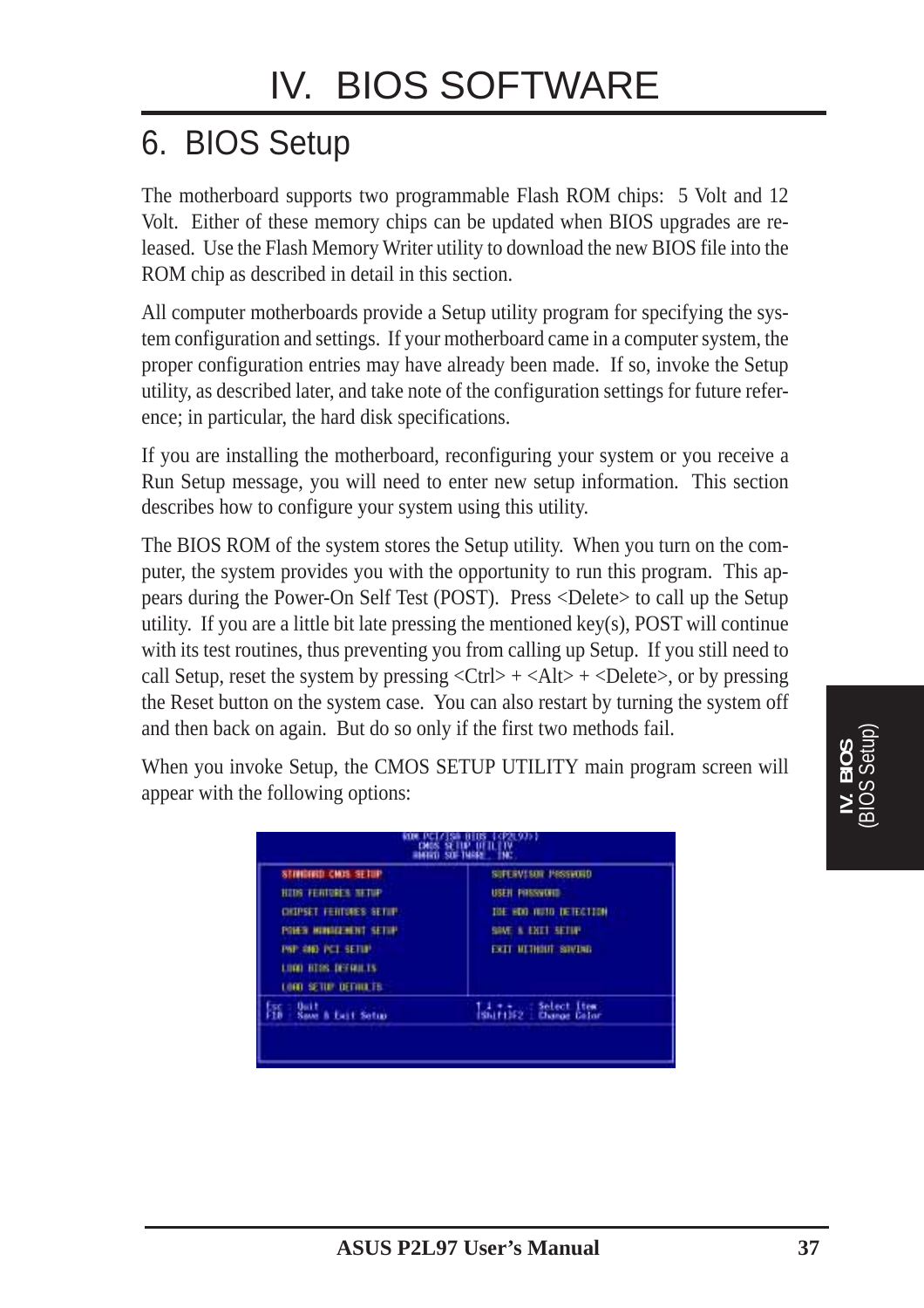# IV. BIOS SOFTWARE

## 6. BIOS Setup

The motherboard supports two programmable Flash ROM chips: 5 Volt and 12 Volt. Either of these memory chips can be updated when BIOS upgrades are released. Use the Flash Memory Writer utility to download the new BIOS file into the ROM chip as described in detail in this section.

All computer motherboards provide a Setup utility program for specifying the system configuration and settings. If your motherboard came in a computer system, the proper configuration entries may have already been made. If so, invoke the Setup utility, as described later, and take note of the configuration settings for future reference; in particular, the hard disk specifications.

If you are installing the motherboard, reconfiguring your system or you receive a Run Setup message, you will need to enter new setup information. This section describes how to configure your system using this utility.

The BIOS ROM of the system stores the Setup utility. When you turn on the computer, the system provides you with the opportunity to run this program. This appears during the Power-On Self Test (POST). Press <Delete> to call up the Setup utility. If you are a little bit late pressing the mentioned key(s), POST will continue with its test routines, thus preventing you from calling up Setup. If you still need to call Setup, reset the system by pressing <Ctrl> + <Alt> + <Delete>, or by pressing the Reset button on the system case. You can also restart by turning the system off and then back on again. But do so only if the first two methods fail.

When you invoke Setup, the CMOS SETUP UTILITY main program screen will appear with the following options:

```
                    ROM PCI/ISA BIOS (<P2L97>)
                       CMOS SETUP UTILITY
                      AWARD SOFTWARE, INC.

 STANDARD CMOS SETUP              SUPERVISOR PASSWORD
 BIOS FEATURES SETUP              USER PASSWORD
 CHIPSET FEATURES SETUP           IDE HDD AUTO DETECTION
 POWER MANAGEMENT SETUP           SAVE & EXIT SETUP
 PNP AND PCI SETUP                EXIT WITHOUT SAVING
 LOAD BIOS DEFAULTS
 LOAD SETUP DEFAULTS

 Esc : Quit                       ↑ ↓ → ←   : Select Item
 F10 : Save & Exit Setup          (Shift)F2 : Change Color
```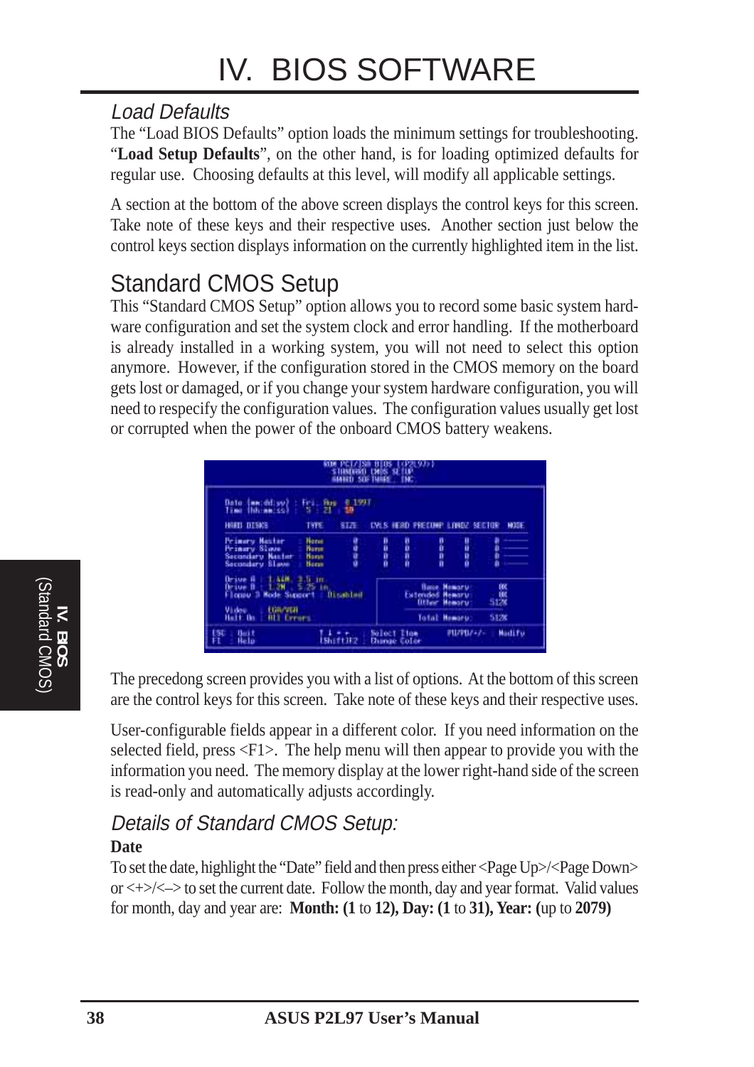## Load Defaults

The "Load BIOS Defaults" option loads the minimum settings for troubleshooting. "**Load Setup Defaults**", on the other hand, is for loading optimized defaults for regular use. Choosing defaults at this level, will modify all applicable settings.

A section at the bottom of the above screen displays the control keys for this screen. Take note of these keys and their respective uses. Another section just below the control keys section displays information on the currently highlighted item in the list.

# Standard CMOS Setup

This "Standard CMOS Setup" option allows you to record some basic system hardware configuration and set the system clock and error handling. If the motherboard is already installed in a working system, you will not need to select this option anymore. However, if the configuration stored in the CMOS memory on the board gets lost or damaged, or if you change your system hardware configuration, you will need to respecify the configuration values. The configuration values usually get lost or corrupted when the power of the onboard CMOS battery weakens.

```
ROM PCI/ISA BIOS (<P2L97>)
STANDARD CMOS SETUP
AWARD SOFTWARE, INC.

Date (mm:dd:yy) : Fri, Aug 8 1997
Time (hh:mm:ss) : 5 : 21 : 59

HARD DISKS         TYPE   SIZE   CYLS HEAD PRECOMP LANDZ SECTOR MODE
Primary Master   : None    0      0    0     0      0     0    ------
Primary Slave    : None    0      0    0     0      0     0    ------
Secondary Master : None    0      0    0     0      0     0    ------
Secondary Slave  : None    0      0    0     0      0     0    ------

Drive A : 1.44M, 3.5 in.
Drive B : 1.2M , 5.25 in.                  Base Memory:      0K
Floppy 3 Mode Support : Disabled        Extended Memory:      0K
                                           Other Memory:    512K
Video   : EGA/VGA
Halt On : All Errors                       Total Memory:    512K

ESC : Quit      ↑ ↓ → ←   : Select Item    PU/PD/+/-  : Modify
F1  : Help      (Shift)F2 : Change Color
```

The precedong screen provides you with a list of options. At the bottom of this screen are the control keys for this screen. Take note of these keys and their respective uses.

User-configurable fields appear in a different color. If you need information on the selected field, press <F1>. The help menu will then appear to provide you with the information you need. The memory display at the lower right-hand side of the screen is read-only and automatically adjusts accordingly.

## Details of Standard CMOS Setup:

**Date**

To set the date, highlight the "Date" field and then press either <Page Up>/<Page Down> or <+>/<–> to set the current date. Follow the month, day and year format. Valid values for month, day and year are: **Month: (1** to **12), Day: (1** to **31), Year: (**up to **2079)**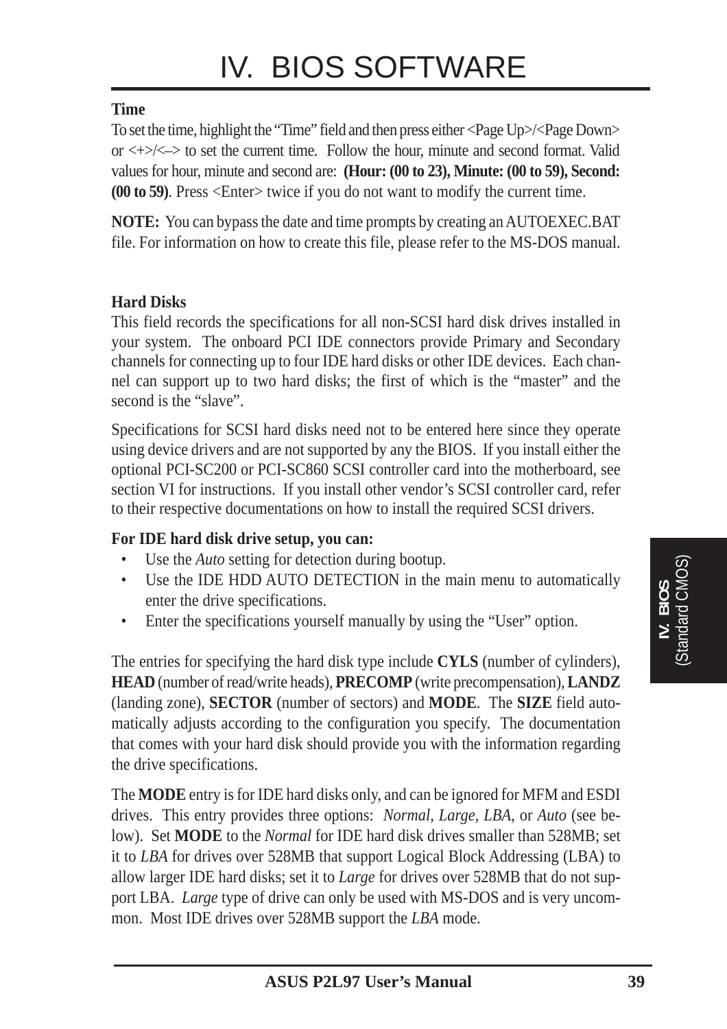**Time**

To set the time, highlight the "Time" field and then press either <Page Up>/<Page Down> or <+>/<–> to set the current time. Follow the hour, minute and second format. Valid values for hour, minute and second are: **(Hour: (00 to 23), Minute: (00 to 59), Second: (00 to 59)**. Press <Enter> twice if you do not want to modify the current time.

**NOTE:** You can bypass the date and time prompts by creating an AUTOEXEC.BAT file. For information on how to create this file, please refer to the MS-DOS manual.

**Hard Disks**

This field records the specifications for all non-SCSI hard disk drives installed in your system. The onboard PCI IDE connectors provide Primary and Secondary channels for connecting up to four IDE hard disks or other IDE devices. Each channel can support up to two hard disks; the first of which is the "master" and the second is the "slave".

Specifications for SCSI hard disks need not to be entered here since they operate using device drivers and are not supported by any the BIOS. If you install either the optional PCI-SC200 or PCI-SC860 SCSI controller card into the motherboard, see section VI for instructions. If you install other vendor's SCSI controller card, refer to their respective documentations on how to install the required SCSI drivers.

**For IDE hard disk drive setup, you can:**

- Use the *Auto* setting for detection during bootup.
- Use the IDE HDD AUTO DETECTION in the main menu to automatically enter the drive specifications.
- Enter the specifications yourself manually by using the "User" option.

The entries for specifying the hard disk type include **CYLS** (number of cylinders), **HEAD** (number of read/write heads), **PRECOMP** (write precompensation), **LANDZ** (landing zone), **SECTOR** (number of sectors) and **MODE**. The **SIZE** field automatically adjusts according to the configuration you specify. The documentation that comes with your hard disk should provide you with the information regarding the drive specifications.

The **MODE** entry is for IDE hard disks only, and can be ignored for MFM and ESDI drives. This entry provides three options: *Normal, Large, LBA*, or *Auto* (see below). Set **MODE** to the *Normal* for IDE hard disk drives smaller than 528MB; set it to *LBA* for drives over 528MB that support Logical Block Addressing (LBA) to allow larger IDE hard disks; set it to *Large* for drives over 528MB that do not support LBA. *Large* type of drive can only be used with MS-DOS and is very uncommon. Most IDE drives over 528MB support the *LBA* mode.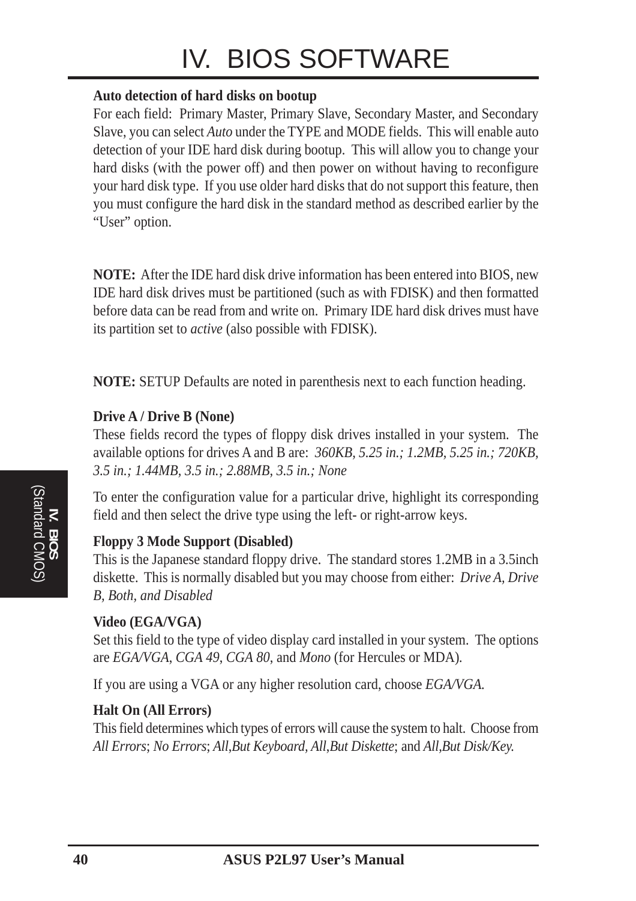**Auto detection of hard disks on bootup**

For each field: Primary Master, Primary Slave, Secondary Master, and Secondary Slave, you can select *Auto* under the TYPE and MODE fields. This will enable auto detection of your IDE hard disk during bootup. This will allow you to change your hard disks (with the power off) and then power on without having to reconfigure your hard disk type. If you use older hard disks that do not support this feature, then you must configure the hard disk in the standard method as described earlier by the "User" option.

**NOTE:** After the IDE hard disk drive information has been entered into BIOS, new IDE hard disk drives must be partitioned (such as with FDISK) and then formatted before data can be read from and write on. Primary IDE hard disk drives must have its partition set to *active* (also possible with FDISK).

**NOTE:** SETUP Defaults are noted in parenthesis next to each function heading.

**Drive A / Drive B (None)**

These fields record the types of floppy disk drives installed in your system. The available options for drives A and B are: *360KB, 5.25 in.; 1.2MB, 5.25 in.; 720KB, 3.5 in.; 1.44MB, 3.5 in.; 2.88MB, 3.5 in.; None*

To enter the configuration value for a particular drive, highlight its corresponding field and then select the drive type using the left- or right-arrow keys.

**Floppy 3 Mode Support (Disabled)**

This is the Japanese standard floppy drive. The standard stores 1.2MB in a 3.5inch diskette. This is normally disabled but you may choose from either: *Drive A, Drive B, Both, and Disabled*

**Video (EGA/VGA)**

Set this field to the type of video display card installed in your system. The options are *EGA/VGA*, *CGA 49*, *CGA 80*, and *Mono* (for Hercules or MDA).

If you are using a VGA or any higher resolution card, choose *EGA/VGA.*

**Halt On (All Errors)**

This field determines which types of errors will cause the system to halt. Choose from *All Errors*; *No Errors*; *All,But Keyboard, All,But Diskette*; and *All,But Disk/Key.*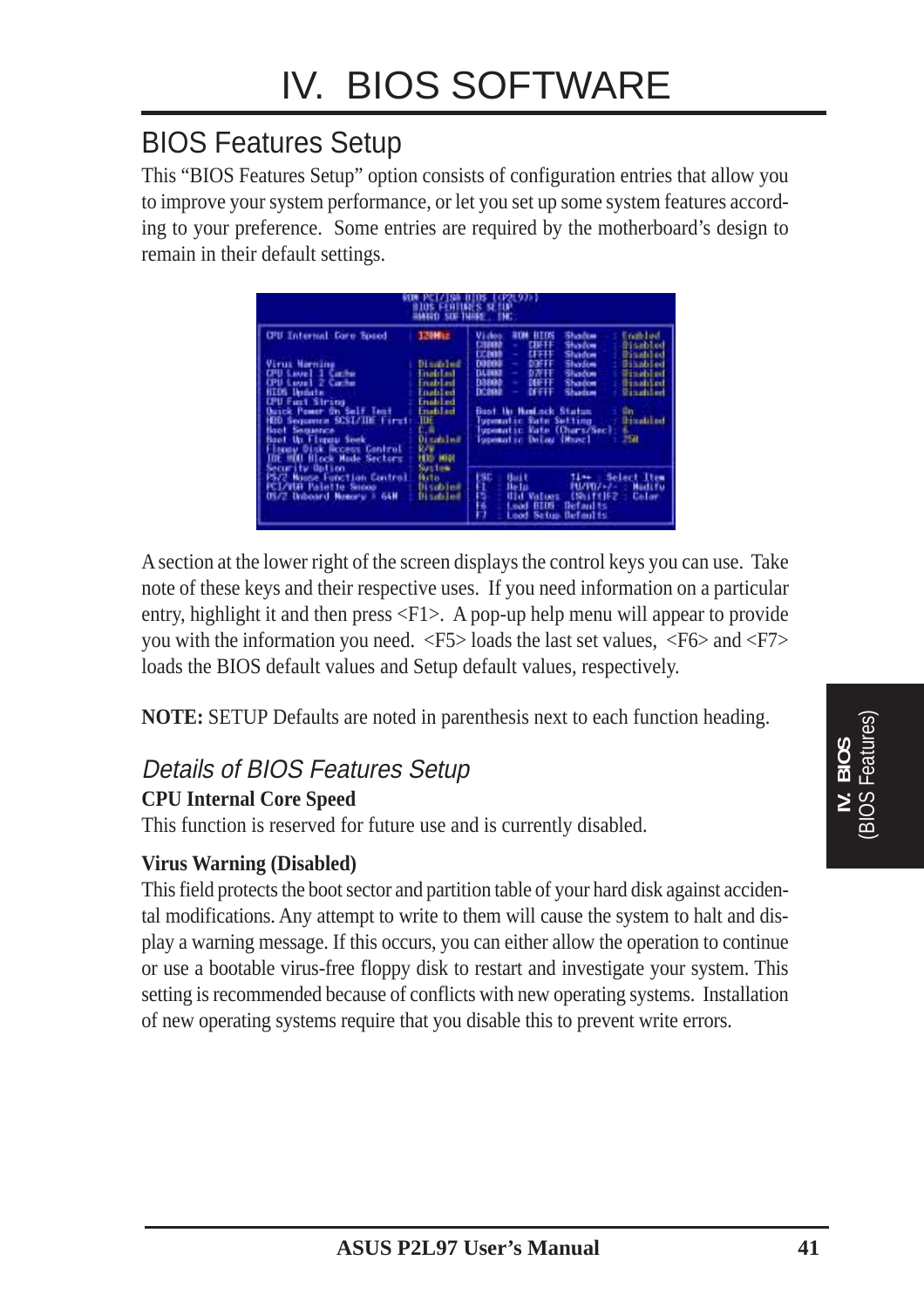# IV. BIOS SOFTWARE

## BIOS Features Setup

This “BIOS Features Setup” option consists of configuration entries that allow you to improve your system performance, or let you set up some system features according to your preference. Some entries are required by the motherboard’s design to remain in their default settings.

A section at the lower right of the screen displays the control keys you can use. Take note of these keys and their respective uses. If you need information on a particular entry, highlight it and then press <F1>. A pop-up help menu will appear to provide you with the information you need. <F5> loads the last set values, <F6> and <F7> loads the BIOS default values and Setup default values, respectively.

**NOTE:** SETUP Defaults are noted in parenthesis next to each function heading.

### *Details of BIOS Features Setup*

**CPU Internal Core Speed**

This function is reserved for future use and is currently disabled.

**Virus Warning (Disabled)**

This field protects the boot sector and partition table of your hard disk against accidental modifications. Any attempt to write to them will cause the system to halt and display a warning message. If this occurs, you can either allow the operation to continue or use a bootable virus-free floppy disk to restart and investigate your system. This setting is recommended because of conflicts with new operating systems. Installation of new operating systems require that you disable this to prevent write errors.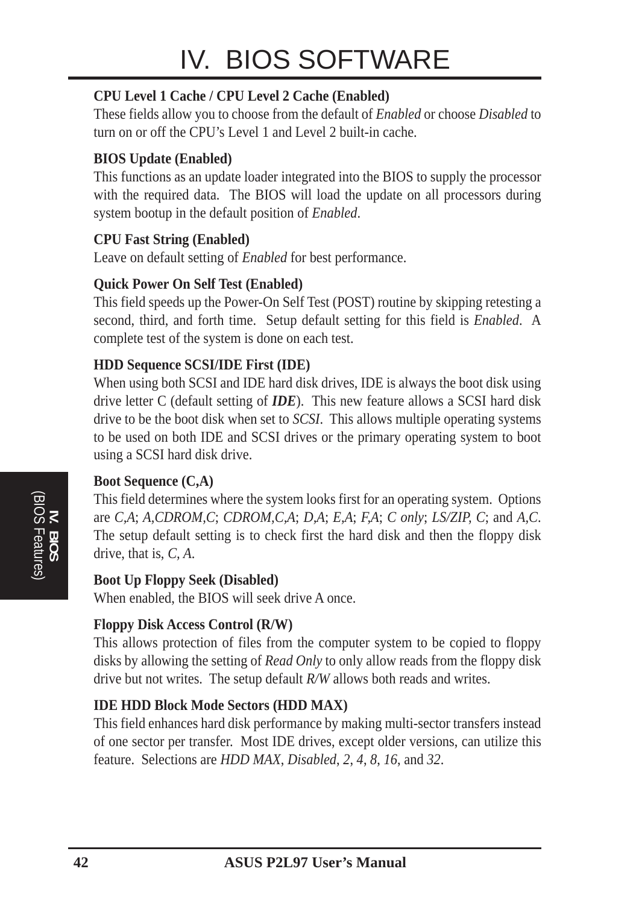# IV. BIOS SOFTWARE

**CPU Level 1 Cache / CPU Level 2 Cache (Enabled)**

These fields allow you to choose from the default of *Enabled* or choose *Disabled* to turn on or off the CPU's Level 1 and Level 2 built-in cache.

**BIOS Update (Enabled)**

This functions as an update loader integrated into the BIOS to supply the processor with the required data. The BIOS will load the update on all processors during system bootup in the default position of *Enabled*.

**CPU Fast String (Enabled)**

Leave on default setting of *Enabled* for best performance.

**Quick Power On Self Test (Enabled)**

This field speeds up the Power-On Self Test (POST) routine by skipping retesting a second, third, and forth time. Setup default setting for this field is *Enabled*. A complete test of the system is done on each test.

**HDD Sequence SCSI/IDE First (IDE)**

When using both SCSI and IDE hard disk drives, IDE is always the boot disk using drive letter C (default setting of ***IDE***). This new feature allows a SCSI hard disk drive to be the boot disk when set to *SCSI*. This allows multiple operating systems to be used on both IDE and SCSI drives or the primary operating system to boot using a SCSI hard disk drive.

**Boot Sequence (C,A)**

This field determines where the system looks first for an operating system. Options are *C,A*; *A,CDROM,C*; *CDROM,C,A*; *D,A*; *E,A*; *F,A*; *C only*; *LS/ZIP, C*; and *A,C*. The setup default setting is to check first the hard disk and then the floppy disk drive, that is, *C, A*.

**Boot Up Floppy Seek (Disabled)**

When enabled, the BIOS will seek drive A once.

**Floppy Disk Access Control (R/W)**

This allows protection of files from the computer system to be copied to floppy disks by allowing the setting of *Read Only* to only allow reads from the floppy disk drive but not writes. The setup default *R/W* allows both reads and writes.

**IDE HDD Block Mode Sectors (HDD MAX)**

This field enhances hard disk performance by making multi-sector transfers instead of one sector per transfer. Most IDE drives, except older versions, can utilize this feature. Selections are *HDD MAX*, *Disabled*, *2*, *4*, *8*, *16*, and *32*.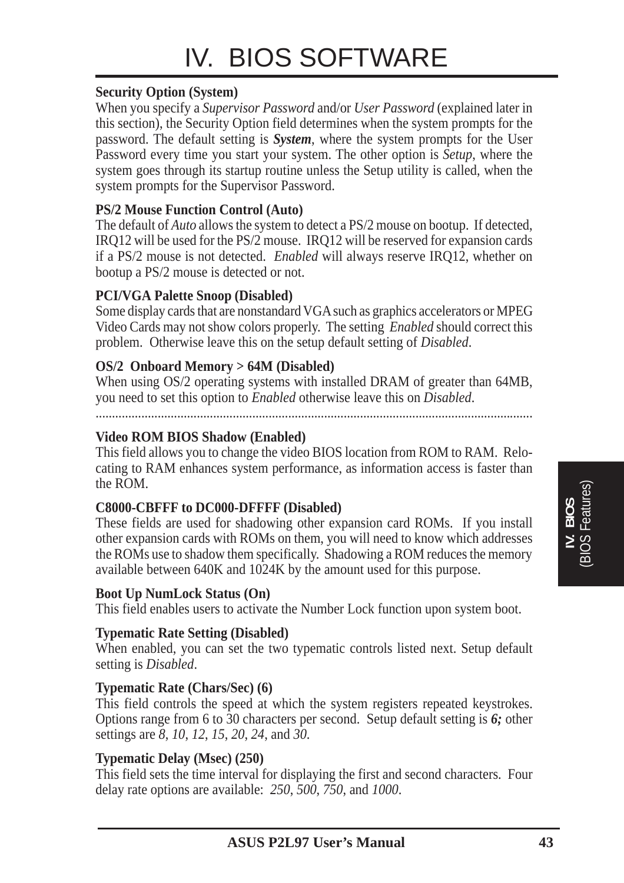**Security Option (System)**
When you specify a *Supervisor Password* and/or *User Password* (explained later in this section), the Security Option field determines when the system prompts for the password. The default setting is ***System***, where the system prompts for the User Password every time you start your system. The other option is *Setup*, where the system goes through its startup routine unless the Setup utility is called, when the system prompts for the Supervisor Password.

**PS/2 Mouse Function Control (Auto)**
The default of *Auto* allows the system to detect a PS/2 mouse on bootup. If detected, IRQ12 will be used for the PS/2 mouse. IRQ12 will be reserved for expansion cards if a PS/2 mouse is not detected. *Enabled* will always reserve IRQ12, whether on bootup a PS/2 mouse is detected or not.

**PCI/VGA Palette Snoop (Disabled)**
Some display cards that are nonstandard VGA such as graphics accelerators or MPEG Video Cards may not show colors properly. The setting *Enabled* should correct this problem. Otherwise leave this on the setup default setting of *Disabled*.

**OS/2 Onboard Memory > 64M (Disabled)**
When using OS/2 operating systems with installed DRAM of greater than 64MB, you need to set this option to *Enabled* otherwise leave this on *Disabled*.

.......................................................................................................................................

**Video ROM BIOS Shadow (Enabled)**
This field allows you to change the video BIOS location from ROM to RAM. Relocating to RAM enhances system performance, as information access is faster than the ROM.

**C8000-CBFFF to DC000-DFFFF (Disabled)**
These fields are used for shadowing other expansion card ROMs. If you install other expansion cards with ROMs on them, you will need to know which addresses the ROMs use to shadow them specifically. Shadowing a ROM reduces the memory available between 640K and 1024K by the amount used for this purpose.

**Boot Up NumLock Status (On)**
This field enables users to activate the Number Lock function upon system boot.

**Typematic Rate Setting (Disabled)**
When enabled, you can set the two typematic controls listed next. Setup default setting is *Disabled*.

**Typematic Rate (Chars/Sec) (6)**
This field controls the speed at which the system registers repeated keystrokes. Options range from 6 to 30 characters per second. Setup default setting is ***6;*** other settings are *8*, *10*, *12*, *15*, *20*, *24*, and *30*.

**Typematic Delay (Msec) (250)**
This field sets the time interval for displaying the first and second characters. Four delay rate options are available: *250*, *500*, *750*, and *1000*.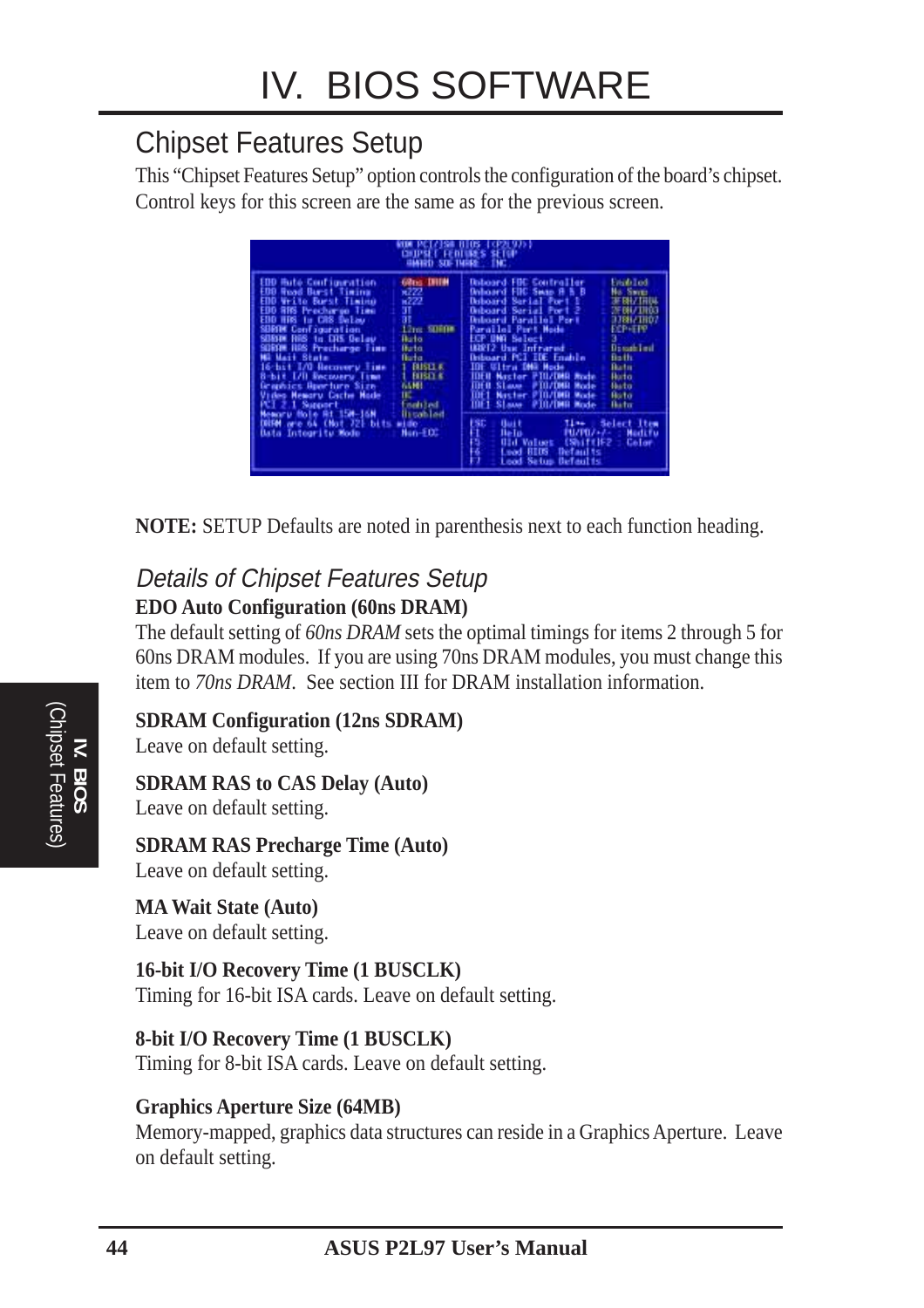# IV. BIOS SOFTWARE

## Chipset Features Setup

This "Chipset Features Setup" option controls the configuration of the board's chipset. Control keys for this screen are the same as for the previous screen.

**NOTE:** SETUP Defaults are noted in parenthesis next to each function heading.

### *Details of Chipset Features Setup*

**EDO Auto Configuration (60ns DRAM)**

The default setting of *60ns DRAM* sets the optimal timings for items 2 through 5 for 60ns DRAM modules. If you are using 70ns DRAM modules, you must change this item to *70ns DRAM*. See section III for DRAM installation information.

**SDRAM Configuration (12ns SDRAM)**

Leave on default setting.

**SDRAM RAS to CAS Delay (Auto)**

Leave on default setting.

**SDRAM RAS Precharge Time (Auto)**

Leave on default setting.

**MA Wait State (Auto)**

Leave on default setting.

**16-bit I/O Recovery Time (1 BUSCLK)**

Timing for 16-bit ISA cards. Leave on default setting.

**8-bit I/O Recovery Time (1 BUSCLK)**

Timing for 8-bit ISA cards. Leave on default setting.

**Graphics Aperture Size (64MB)**

Memory-mapped, graphics data structures can reside in a Graphics Aperture. Leave on default setting.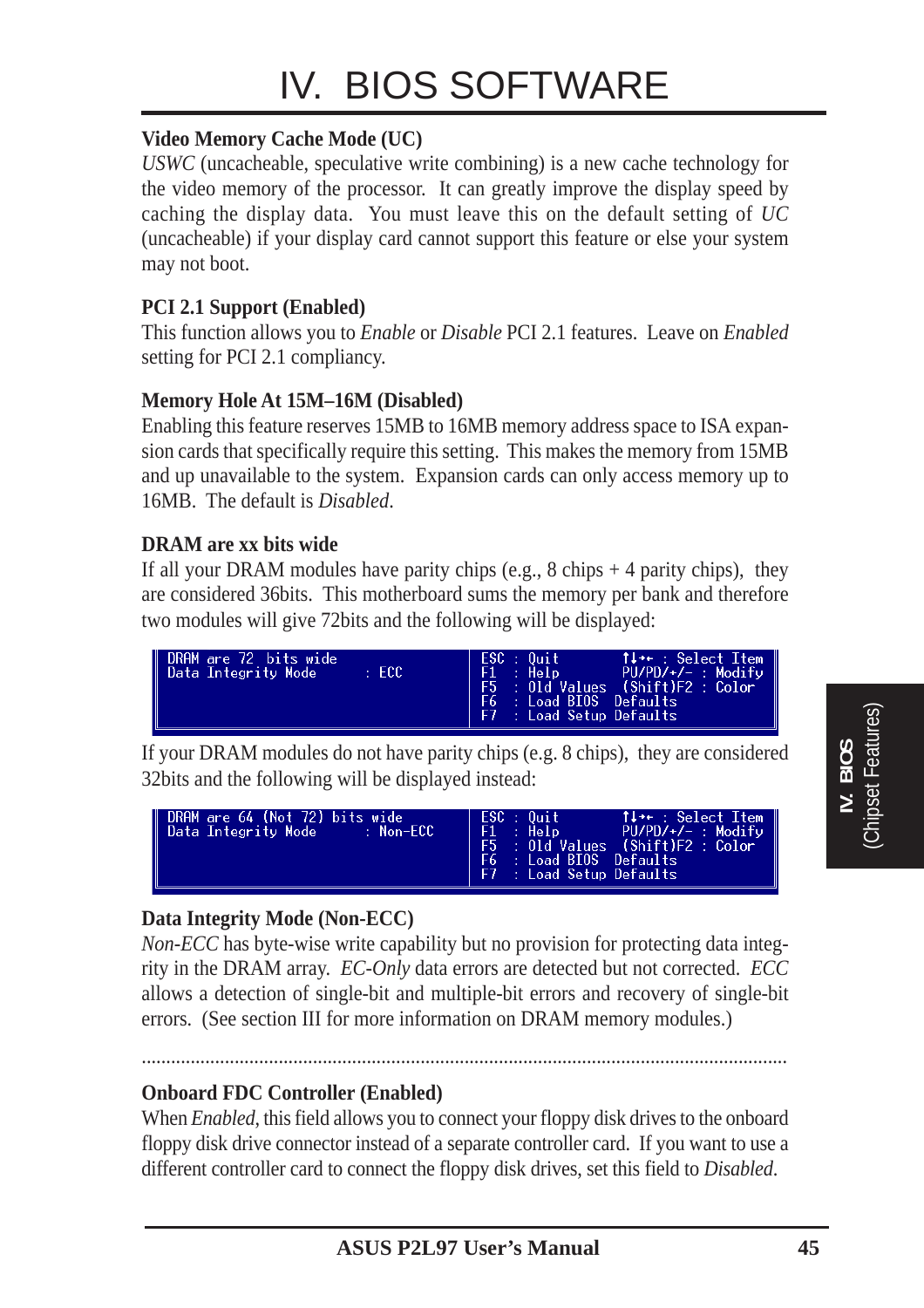**Video Memory Cache Mode (UC)**

*USWC* (uncacheable, speculative write combining) is a new cache technology for the video memory of the processor. It can greatly improve the display speed by caching the display data. You must leave this on the default setting of *UC* (uncacheable) if your display card cannot support this feature or else your system may not boot.

**PCI 2.1 Support (Enabled)**

This function allows you to *Enable* or *Disable* PCI 2.1 features. Leave on *Enabled* setting for PCI 2.1 compliancy.

**Memory Hole At 15M–16M (Disabled)**

Enabling this feature reserves 15MB to 16MB memory address space to ISA expansion cards that specifically require this setting. This makes the memory from 15MB and up unavailable to the system. Expansion cards can only access memory up to 16MB. The default is *Disabled*.

**DRAM are xx bits wide**

If all your DRAM modules have parity chips (e.g., 8 chips + 4 parity chips), they are considered 36bits. This motherboard sums the memory per bank and therefore two modules will give 72bits and the following will be displayed:

```
DRAM are 72 bits wide               ESC : Quit        ↑↓→← : Select Item
Data Integrity Mode     : ECC       F1  : Help        PU/PD/+/- : Modify
                                    F5  : Old Values  (Shift)F2 : Color
                                    F6  : Load BIOS  Defaults
                                    F7  : Load Setup Defaults
```

If your DRAM modules do not have parity chips (e.g. 8 chips), they are considered 32bits and the following will be displayed instead:

```
DRAM are 64 (Not 72) bits wide      ESC : Quit        ↑↓→← : Select Item
Data Integrity Mode     : Non-ECC   F1  : Help        PU/PD/+/- : Modify
                                    F5  : Old Values  (Shift)F2 : Color
                                    F6  : Load BIOS  Defaults
                                    F7  : Load Setup Defaults
```

**Data Integrity Mode (Non-ECC)**

*Non-ECC* has byte-wise write capability but no provision for protecting data integrity in the DRAM array. *EC-Only* data errors are detected but not corrected. *ECC* allows a detection of single-bit and multiple-bit errors and recovery of single-bit errors. (See section III for more information on DRAM memory modules.)

---

**Onboard FDC Controller (Enabled)**

When *Enabled*, this field allows you to connect your floppy disk drives to the onboard floppy disk drive connector instead of a separate controller card. If you want to use a different controller card to connect the floppy disk drives, set this field to *Disabled*.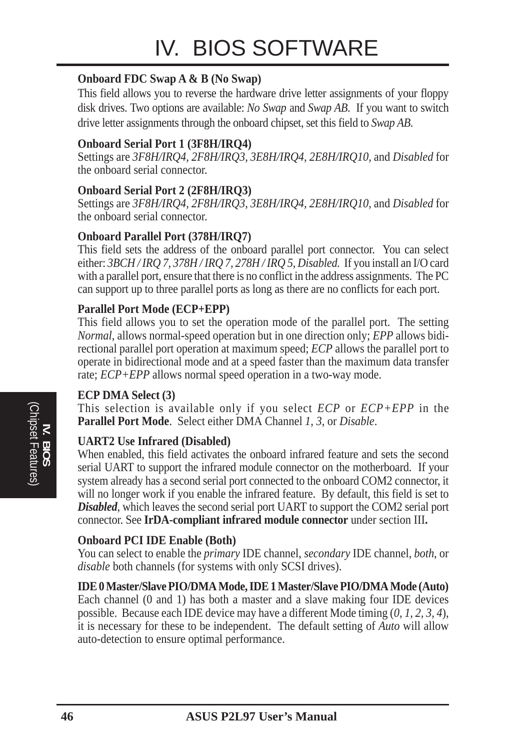**Onboard FDC Swap A & B (No Swap)**

This field allows you to reverse the hardware drive letter assignments of your floppy disk drives. Two options are available: *No Swap* and *Swap AB*. If you want to switch drive letter assignments through the onboard chipset, set this field to *Swap AB*.

**Onboard Serial Port 1 (3F8H/IRQ4)**

Settings are *3F8H/IRQ4*, *2F8H/IRQ3*, *3E8H/IRQ4*, *2E8H/IRQ10*, and *Disabled* for the onboard serial connector.

**Onboard Serial Port 2 (2F8H/IRQ3)**

Settings are *3F8H/IRQ4*, *2F8H/IRQ3*, *3E8H/IRQ4*, *2E8H/IRQ10*, and *Disabled* for the onboard serial connector.

**Onboard Parallel Port (378H/IRQ7)**

This field sets the address of the onboard parallel port connector. You can select either: *3BCH / IRQ 7*, *378H / IRQ 7*, *278H / IRQ 5*, *Disabled.* If you install an I/O card with a parallel port, ensure that there is no conflict in the address assignments. The PC can support up to three parallel ports as long as there are no conflicts for each port.

**Parallel Port Mode (ECP+EPP)**

This field allows you to set the operation mode of the parallel port. The setting *Normal*, allows normal-speed operation but in one direction only; *EPP* allows bidirectional parallel port operation at maximum speed; *ECP* allows the parallel port to operate in bidirectional mode and at a speed faster than the maximum data transfer rate; *ECP+EPP* allows normal speed operation in a two-way mode.

**ECP DMA Select (3)**

This selection is available only if you select *ECP* or *ECP+EPP* in the **Parallel Port Mode**. Select either DMA Channel *1*, *3*, or *Disable*.

**UART2 Use Infrared (Disabled)**

When enabled, this field activates the onboard infrared feature and sets the second serial UART to support the infrared module connector on the motherboard. If your system already has a second serial port connected to the onboard COM2 connector, it will no longer work if you enable the infrared feature. By default, this field is set to ***Disabled***, which leaves the second serial port UART to support the COM2 serial port connector. See **IrDA-compliant infrared module connector** under section III**.**

**Onboard PCI IDE Enable (Both)**

You can select to enable the *primary* IDE channel, *secondary* IDE channel, *both*, or *disable* both channels (for systems with only SCSI drives).

**IDE 0 Master/Slave PIO/DMA Mode, IDE 1 Master/Slave PIO/DMA Mode (Auto)**

Each channel (0 and 1) has both a master and a slave making four IDE devices possible. Because each IDE device may have a different Mode timing (*0, 1, 2, 3, 4*), it is necessary for these to be independent. The default setting of *Auto* will allow auto-detection to ensure optimal performance.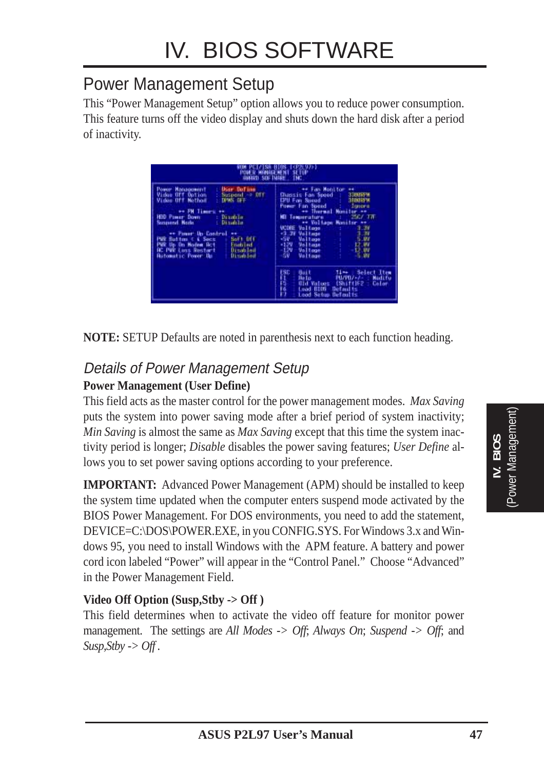# IV. BIOS SOFTWARE

## Power Management Setup

This "Power Management Setup" option allows you to reduce power consumption. This feature turns off the video display and shuts down the hard disk after a period of inactivity.

**NOTE:** SETUP Defaults are noted in parenthesis next to each function heading.

### *Details of Power Management Setup*

**Power Management (User Define)**

This field acts as the master control for the power management modes. *Max Saving* puts the system into power saving mode after a brief period of system inactivity; *Min Saving* is almost the same as *Max Saving* except that this time the system inactivity period is longer; *Disable* disables the power saving features; *User Define* allows you to set power saving options according to your preference.

**IMPORTANT:** Advanced Power Management (APM) should be installed to keep the system time updated when the computer enters suspend mode activated by the BIOS Power Management. For DOS environments, you need to add the statement, DEVICE=C:\DOS\POWER.EXE, in you CONFIG.SYS. For Windows 3.x and Windows 95, you need to install Windows with the APM feature. A battery and power cord icon labeled "Power" will appear in the "Control Panel." Choose "Advanced" in the Power Management Field.

**Video Off Option (Susp,Stby -> Off )**

This field determines when to activate the video off feature for monitor power management. The settings are *All Modes -> Off*; *Always On*; *Suspend -> Off*; and *Susp,Stby -> Off* .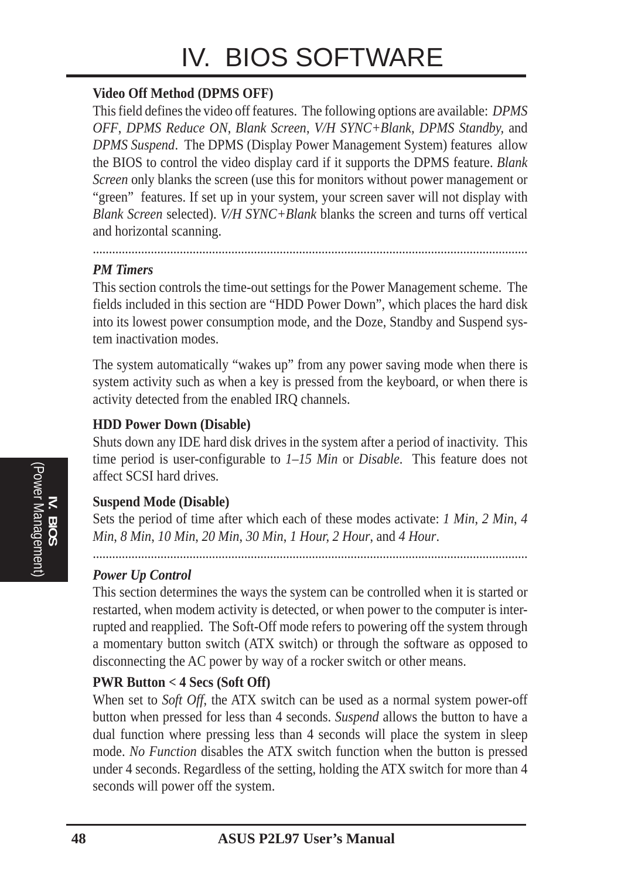**Video Off Method (DPMS OFF)**

This field defines the video off features. The following options are available: *DPMS OFF*, *DPMS Reduce ON*, *Blank Screen*, *V/H SYNC+Blank*, *DPMS Standby,* and *DPMS Suspend*. The DPMS (Display Power Management System) features allow the BIOS to control the video display card if it supports the DPMS feature. *Blank Screen* only blanks the screen (use this for monitors without power management or "green" features. If set up in your system, your screen saver will not display with *Blank Screen* selected). *V/H SYNC+Blank* blanks the screen and turns off vertical and horizontal scanning.

.....................................................................................................................................

***PM Timers***

This section controls the time-out settings for the Power Management scheme. The fields included in this section are "HDD Power Down", which places the hard disk into its lowest power consumption mode, and the Doze, Standby and Suspend system inactivation modes.

The system automatically "wakes up" from any power saving mode when there is system activity such as when a key is pressed from the keyboard, or when there is activity detected from the enabled IRQ channels.

**HDD Power Down (Disable)**

Shuts down any IDE hard disk drives in the system after a period of inactivity. This time period is user-configurable to *1–15 Min* or *Disable*. This feature does not affect SCSI hard drives.

**Suspend Mode (Disable)**

Sets the period of time after which each of these modes activate: *1 Min*, *2 Min*, *4 Min*, *8 Min*, *10 Min*, *20 Min*, *30 Min*, *1 Hour*, *2 Hour*, and *4 Hour*.

.....................................................................................................................................

***Power Up Control***

This section determines the ways the system can be controlled when it is started or restarted, when modem activity is detected, or when power to the computer is interrupted and reapplied. The Soft-Off mode refers to powering off the system through a momentary button switch (ATX switch) or through the software as opposed to disconnecting the AC power by way of a rocker switch or other means.

**PWR Button < 4 Secs (Soft Off)**

When set to *Soft Off*, the ATX switch can be used as a normal system power-off button when pressed for less than 4 seconds. *Suspend* allows the button to have a dual function where pressing less than 4 seconds will place the system in sleep mode. *No Function* disables the ATX switch function when the button is pressed under 4 seconds. Regardless of the setting, holding the ATX switch for more than 4 seconds will power off the system.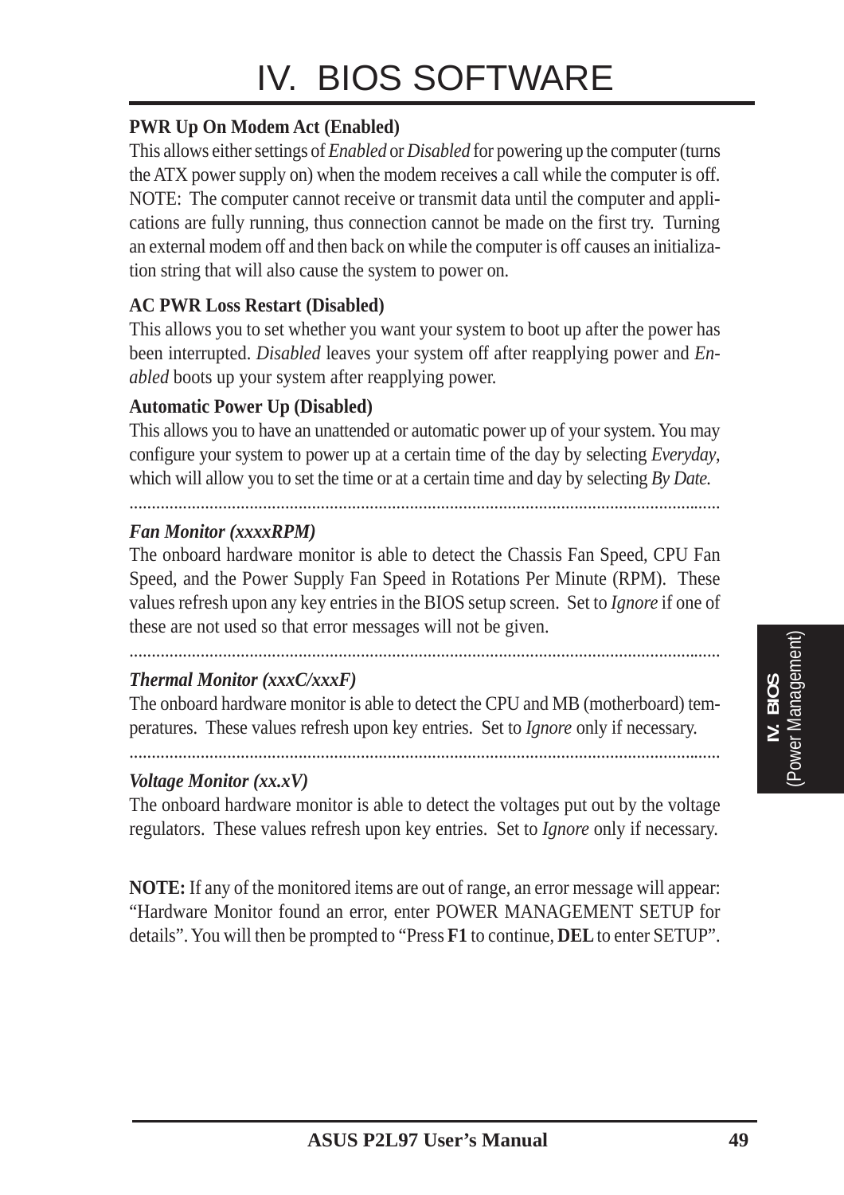**PWR Up On Modem Act (Enabled)**

This allows either settings of *Enabled* or *Disabled* for powering up the computer (turns the ATX power supply on) when the modem receives a call while the computer is off. NOTE: The computer cannot receive or transmit data until the computer and applications are fully running, thus connection cannot be made on the first try. Turning an external modem off and then back on while the computer is off causes an initialization string that will also cause the system to power on.

**AC PWR Loss Restart (Disabled)**

This allows you to set whether you want your system to boot up after the power has been interrupted. *Disabled* leaves your system off after reapplying power and *Enabled* boots up your system after reapplying power.

**Automatic Power Up (Disabled)**

This allows you to have an unattended or automatic power up of your system. You may configure your system to power up at a certain time of the day by selecting *Everyday*, which will allow you to set the time or at a certain time and day by selecting *By Date.*

---

***Fan Monitor (xxxxRPM)***

The onboard hardware monitor is able to detect the Chassis Fan Speed, CPU Fan Speed, and the Power Supply Fan Speed in Rotations Per Minute (RPM). These values refresh upon any key entries in the BIOS setup screen. Set to *Ignore* if one of these are not used so that error messages will not be given.

---

***Thermal Monitor (xxxC/xxxF)***

The onboard hardware monitor is able to detect the CPU and MB (motherboard) temperatures. These values refresh upon key entries. Set to *Ignore* only if necessary.

---

***Voltage Monitor (xx.xV)***

The onboard hardware monitor is able to detect the voltages put out by the voltage regulators. These values refresh upon key entries. Set to *Ignore* only if necessary.

**NOTE:** If any of the monitored items are out of range, an error message will appear: “Hardware Monitor found an error, enter POWER MANAGEMENT SETUP for details”. You will then be prompted to “Press **F1** to continue, **DEL** to enter SETUP”.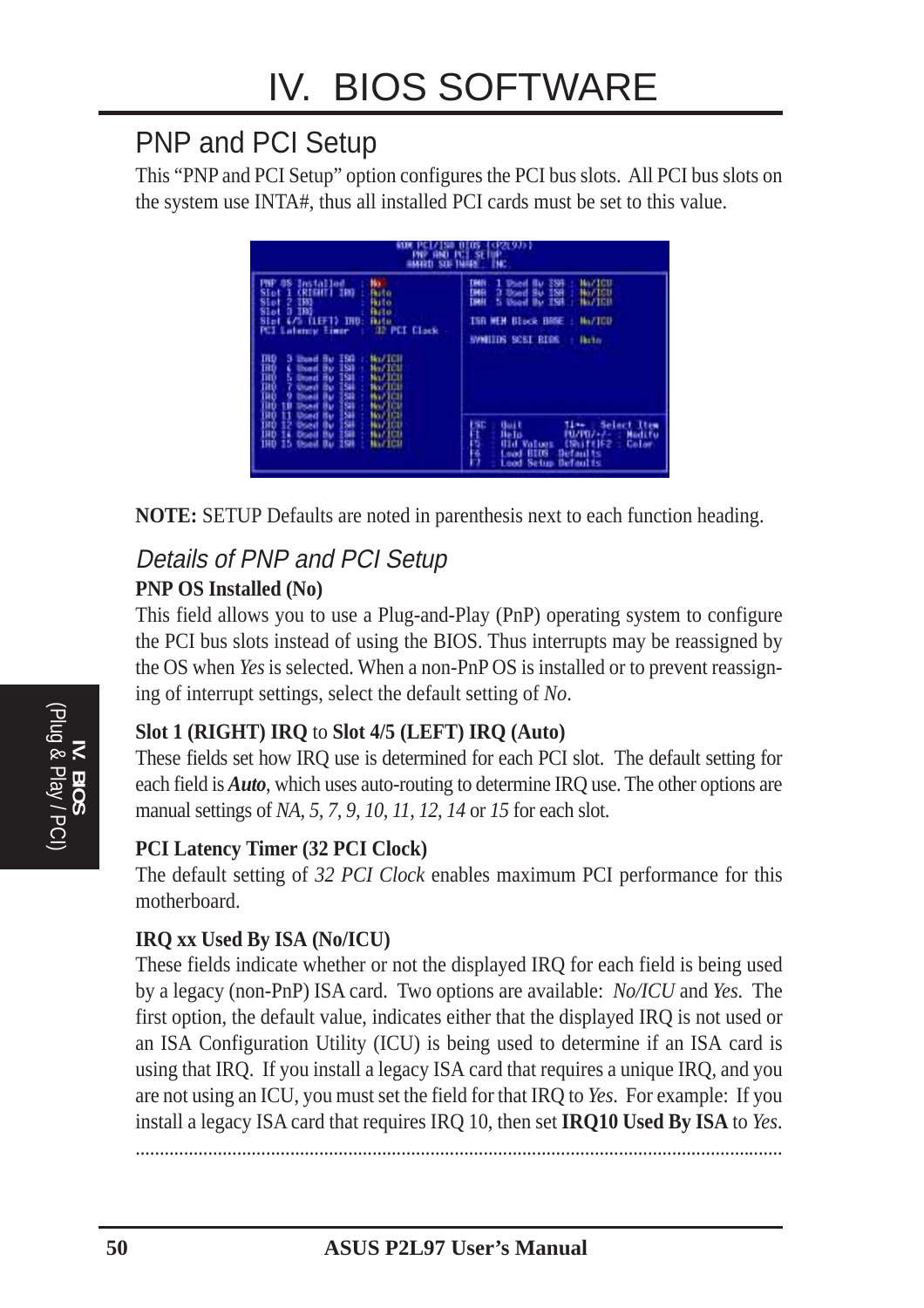# IV. BIOS SOFTWARE

## PNP and PCI Setup

This "PNP and PCI Setup" option configures the PCI bus slots. All PCI bus slots on the system use INTA#, thus all installed PCI cards must be set to this value.

**NOTE:** SETUP Defaults are noted in parenthesis next to each function heading.

### *Details of PNP and PCI Setup*

**PNP OS Installed (No)**

This field allows you to use a Plug-and-Play (PnP) operating system to configure the PCI bus slots instead of using the BIOS. Thus interrupts may be reassigned by the OS when *Yes* is selected. When a non-PnP OS is installed or to prevent reassigning of interrupt settings, select the default setting of *No*.

**Slot 1 (RIGHT) IRQ** to **Slot 4/5 (LEFT) IRQ (Auto)**

These fields set how IRQ use is determined for each PCI slot. The default setting for each field is ***Auto***, which uses auto-routing to determine IRQ use. The other options are manual settings of *NA*, *5*, *7*, *9*, *10*, *11*, *12*, *14* or *15* for each slot.

**PCI Latency Timer (32 PCI Clock)**

The default setting of *32 PCI Clock* enables maximum PCI performance for this motherboard.

**IRQ xx Used By ISA (No/ICU)**

These fields indicate whether or not the displayed IRQ for each field is being used by a legacy (non-PnP) ISA card. Two options are available: *No/ICU* and *Yes*. The first option, the default value, indicates either that the displayed IRQ is not used or an ISA Configuration Utility (ICU) is being used to determine if an ISA card is using that IRQ. If you install a legacy ISA card that requires a unique IRQ, and you are not using an ICU, you must set the field for that IRQ to *Yes*. For example: If you install a legacy ISA card that requires IRQ 10, then set **IRQ10 Used By ISA** to *Yes*.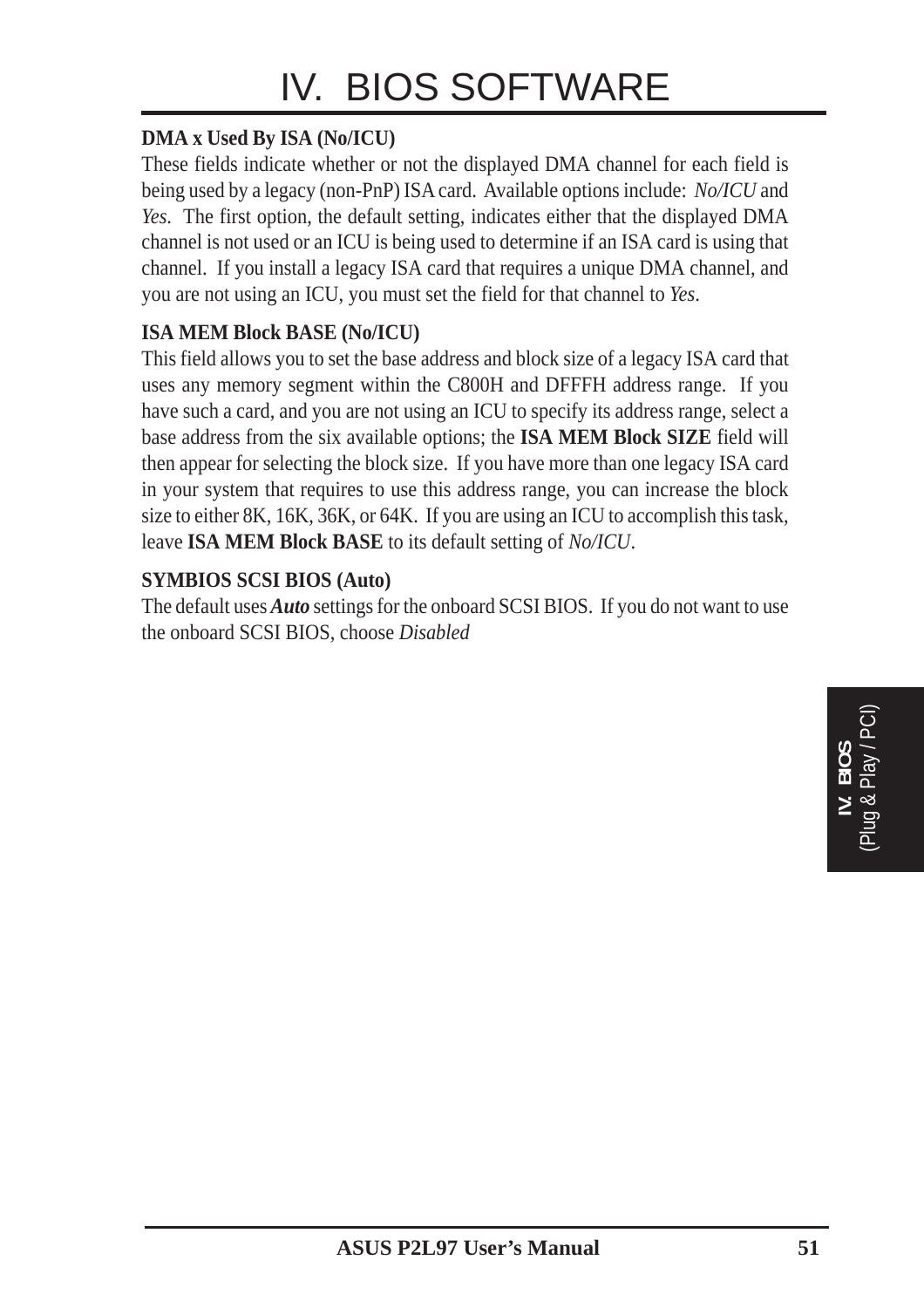**DMA x Used By ISA (No/ICU)**

These fields indicate whether or not the displayed DMA channel for each field is being used by a legacy (non-PnP) ISA card. Available options include: *No/ICU* and *Yes*. The first option, the default setting, indicates either that the displayed DMA channel is not used or an ICU is being used to determine if an ISA card is using that channel. If you install a legacy ISA card that requires a unique DMA channel, and you are not using an ICU, you must set the field for that channel to *Yes*.

**ISA MEM Block BASE (No/ICU)**

This field allows you to set the base address and block size of a legacy ISA card that uses any memory segment within the C800H and DFFFH address range. If you have such a card, and you are not using an ICU to specify its address range, select a base address from the six available options; the **ISA MEM Block SIZE** field will then appear for selecting the block size. If you have more than one legacy ISA card in your system that requires to use this address range, you can increase the block size to either 8K, 16K, 36K, or 64K. If you are using an ICU to accomplish this task, leave **ISA MEM Block BASE** to its default setting of *No/ICU*.

**SYMBIOS SCSI BIOS (Auto)**

The default uses ***Auto*** settings for the onboard SCSI BIOS. If you do not want to use the onboard SCSI BIOS, choose *Disabled*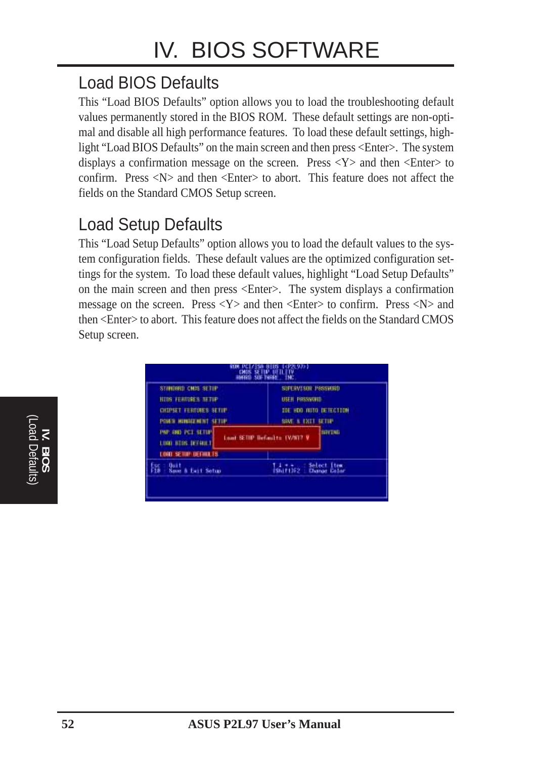# IV. BIOS SOFTWARE

## Load BIOS Defaults

This “Load BIOS Defaults” option allows you to load the troubleshooting default values permanently stored in the BIOS ROM. These default settings are non-optimal and disable all high performance features. To load these default settings, highlight “Load BIOS Defaults” on the main screen and then press <Enter>. The system displays a confirmation message on the screen. Press <Y> and then <Enter> to confirm. Press <N> and then <Enter> to abort. This feature does not affect the fields on the Standard CMOS Setup screen.

## Load Setup Defaults

This “Load Setup Defaults” option allows you to load the default values to the system configuration fields. These default values are the optimized configuration settings for the system. To load these default values, highlight “Load Setup Defaults” on the main screen and then press <Enter>. The system displays a confirmation message on the screen. Press <Y> and then <Enter> to confirm. Press <N> and then <Enter> to abort. This feature does not affect the fields on the Standard CMOS Setup screen.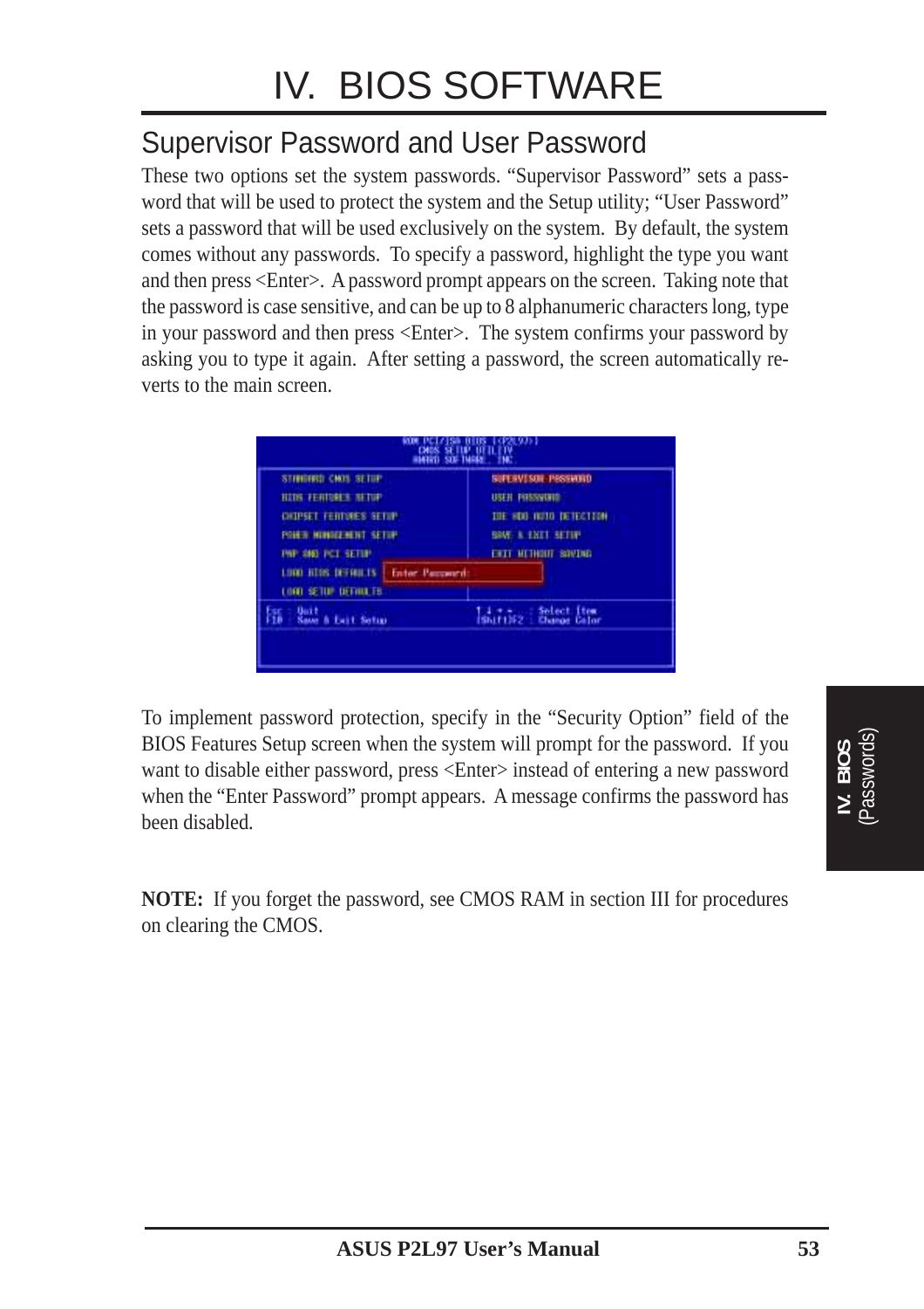# IV. BIOS SOFTWARE

## Supervisor Password and User Password

These two options set the system passwords. "Supervisor Password" sets a password that will be used to protect the system and the Setup utility; "User Password" sets a password that will be used exclusively on the system. By default, the system comes without any passwords. To specify a password, highlight the type you want and then press <Enter>. A password prompt appears on the screen. Taking note that the password is case sensitive, and can be up to 8 alphanumeric characters long, type in your password and then press <Enter>. The system confirms your password by asking you to type it again. After setting a password, the screen automatically reverts to the main screen.

To implement password protection, specify in the "Security Option" field of the BIOS Features Setup screen when the system will prompt for the password. If you want to disable either password, press <Enter> instead of entering a new password when the "Enter Password" prompt appears. A message confirms the password has been disabled.

**NOTE:** If you forget the password, see CMOS RAM in section III for procedures on clearing the CMOS.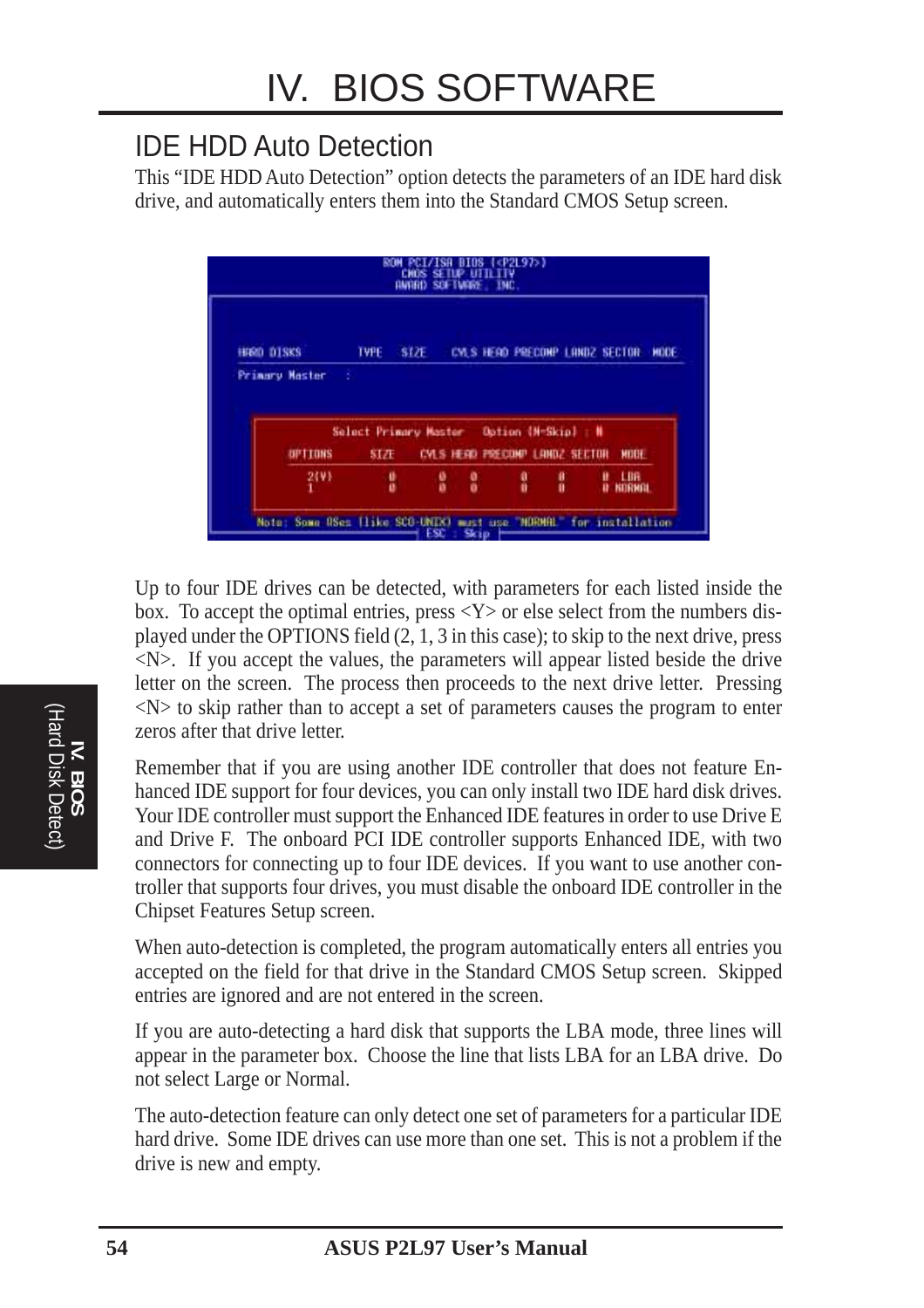## IDE HDD Auto Detection

This “IDE HDD Auto Detection” option detects the parameters of an IDE hard disk drive, and automatically enters them into the Standard CMOS Setup screen.

Up to four IDE drives can be detected, with parameters for each listed inside the box. To accept the optimal entries, press <Y> or else select from the numbers displayed under the OPTIONS field (2, 1, 3 in this case); to skip to the next drive, press <N>. If you accept the values, the parameters will appear listed beside the drive letter on the screen. The process then proceeds to the next drive letter. Pressing <N> to skip rather than to accept a set of parameters causes the program to enter zeros after that drive letter.

Remember that if you are using another IDE controller that does not feature Enhanced IDE support for four devices, you can only install two IDE hard disk drives. Your IDE controller must support the Enhanced IDE features in order to use Drive E and Drive F. The onboard PCI IDE controller supports Enhanced IDE, with two connectors for connecting up to four IDE devices. If you want to use another controller that supports four drives, you must disable the onboard IDE controller in the Chipset Features Setup screen.

When auto-detection is completed, the program automatically enters all entries you accepted on the field for that drive in the Standard CMOS Setup screen. Skipped entries are ignored and are not entered in the screen.

If you are auto-detecting a hard disk that supports the LBA mode, three lines will appear in the parameter box. Choose the line that lists LBA for an LBA drive. Do not select Large or Normal.

The auto-detection feature can only detect one set of parameters for a particular IDE hard drive. Some IDE drives can use more than one set. This is not a problem if the drive is new and empty.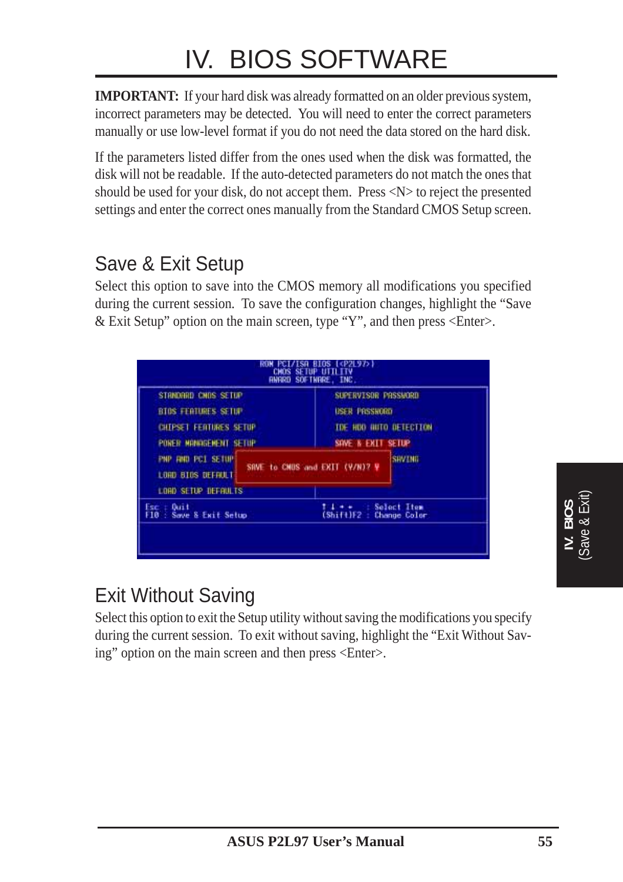# IV. BIOS SOFTWARE

**IMPORTANT:** If your hard disk was already formatted on an older previous system, incorrect parameters may be detected. You will need to enter the correct parameters manually or use low-level format if you do not need the data stored on the hard disk.

If the parameters listed differ from the ones used when the disk was formatted, the disk will not be readable. If the auto-detected parameters do not match the ones that should be used for your disk, do not accept them. Press <N> to reject the presented settings and enter the correct ones manually from the Standard CMOS Setup screen.

## Save & Exit Setup

Select this option to save into the CMOS memory all modifications you specified during the current session. To save the configuration changes, highlight the “Save & Exit Setup” option on the main screen, type “Y”, and then press <Enter>.

```
ROM PCI/ISA BIOS (<P2L97>)
CMOS SETUP UTILITY
AWARD SOFTWARE, INC.

STANDARD CMOS SETUP          SUPERVISOR PASSWORD
BIOS FEATURES SETUP          USER PASSWORD
CHIPSET FEATURES SETUP       IDE HDD AUTO DETECTION
POWER MANAGEMENT SETUP       SAVE & EXIT SETUP
PNP AND PCI SETUP            SAVING
LOAD BIOS DEFAULT    SAVE to CMOS and EXIT (Y/N)? Y
LOAD SETUP DEFAULTS

Esc : Quit                   ↑ ↓ → ←   : Select Item
F10 : Save & Exit Setup      (Shift)F2 : Change Color
```

## Exit Without Saving

Select this option to exit the Setup utility without saving the modifications you specify during the current session. To exit without saving, highlight the “Exit Without Saving” option on the main screen and then press <Enter>.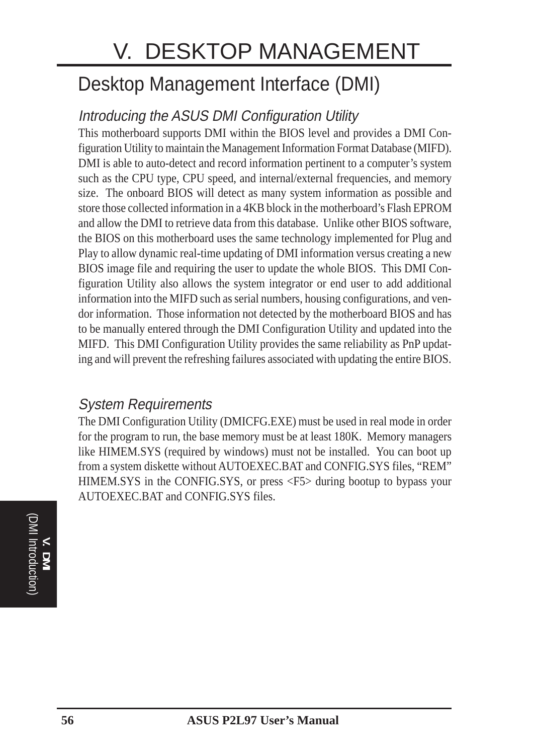# V. DESKTOP MANAGEMENT

## Desktop Management Interface (DMI)

### *Introducing the ASUS DMI Configuration Utility*

This motherboard supports DMI within the BIOS level and provides a DMI Configuration Utility to maintain the Management Information Format Database (MIFD). DMI is able to auto-detect and record information pertinent to a computer's system such as the CPU type, CPU speed, and internal/external frequencies, and memory size. The onboard BIOS will detect as many system information as possible and store those collected information in a 4KB block in the motherboard's Flash EPROM and allow the DMI to retrieve data from this database. Unlike other BIOS software, the BIOS on this motherboard uses the same technology implemented for Plug and Play to allow dynamic real-time updating of DMI information versus creating a new BIOS image file and requiring the user to update the whole BIOS. This DMI Configuration Utility also allows the system integrator or end user to add additional information into the MIFD such as serial numbers, housing configurations, and vendor information. Those information not detected by the motherboard BIOS and has to be manually entered through the DMI Configuration Utility and updated into the MIFD. This DMI Configuration Utility provides the same reliability as PnP updating and will prevent the refreshing failures associated with updating the entire BIOS.

### *System Requirements*

The DMI Configuration Utility (DMICFG.EXE) must be used in real mode in order for the program to run, the base memory must be at least 180K. Memory managers like HIMEM.SYS (required by windows) must not be installed. You can boot up from a system diskette without AUTOEXEC.BAT and CONFIG.SYS files, "REM" HIMEM.SYS in the CONFIG.SYS, or press <F5> during bootup to bypass your AUTOEXEC.BAT and CONFIG.SYS files.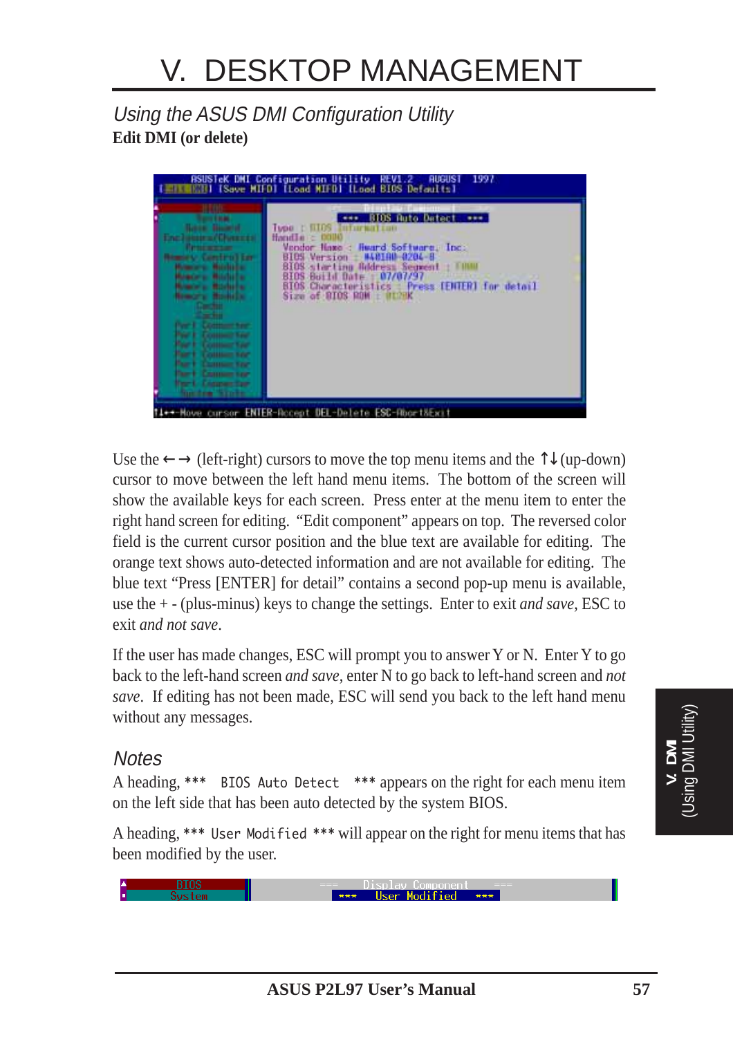# V. DESKTOP MANAGEMENT

## *Using the ASUS DMI Configuration Utility*

**Edit DMI (or delete)**

Use the ← → (left-right) cursors to move the top menu items and the ↑↓ (up-down) cursor to move between the left hand menu items. The bottom of the screen will show the available keys for each screen. Press enter at the menu item to enter the right hand screen for editing. "Edit component" appears on top. The reversed color field is the current cursor position and the blue text are available for editing. The orange text shows auto-detected information and are not available for editing. The blue text "Press [ENTER] for detail" contains a second pop-up menu is available, use the + - (plus-minus) keys to change the settings. Enter to exit *and save*, ESC to exit *and not save*.

If the user has made changes, ESC will prompt you to answer Y or N. Enter Y to go back to the left-hand screen *and save*, enter N to go back to left-hand screen and *not save*. If editing has not been made, ESC will send you back to the left hand menu without any messages.

### *Notes*

A heading, *** `BIOS Auto Detect` *** appears on the right for each menu item on the left side that has been auto detected by the system BIOS.

A heading, *** `User Modified` *** will appear on the right for menu items that has been modified by the user.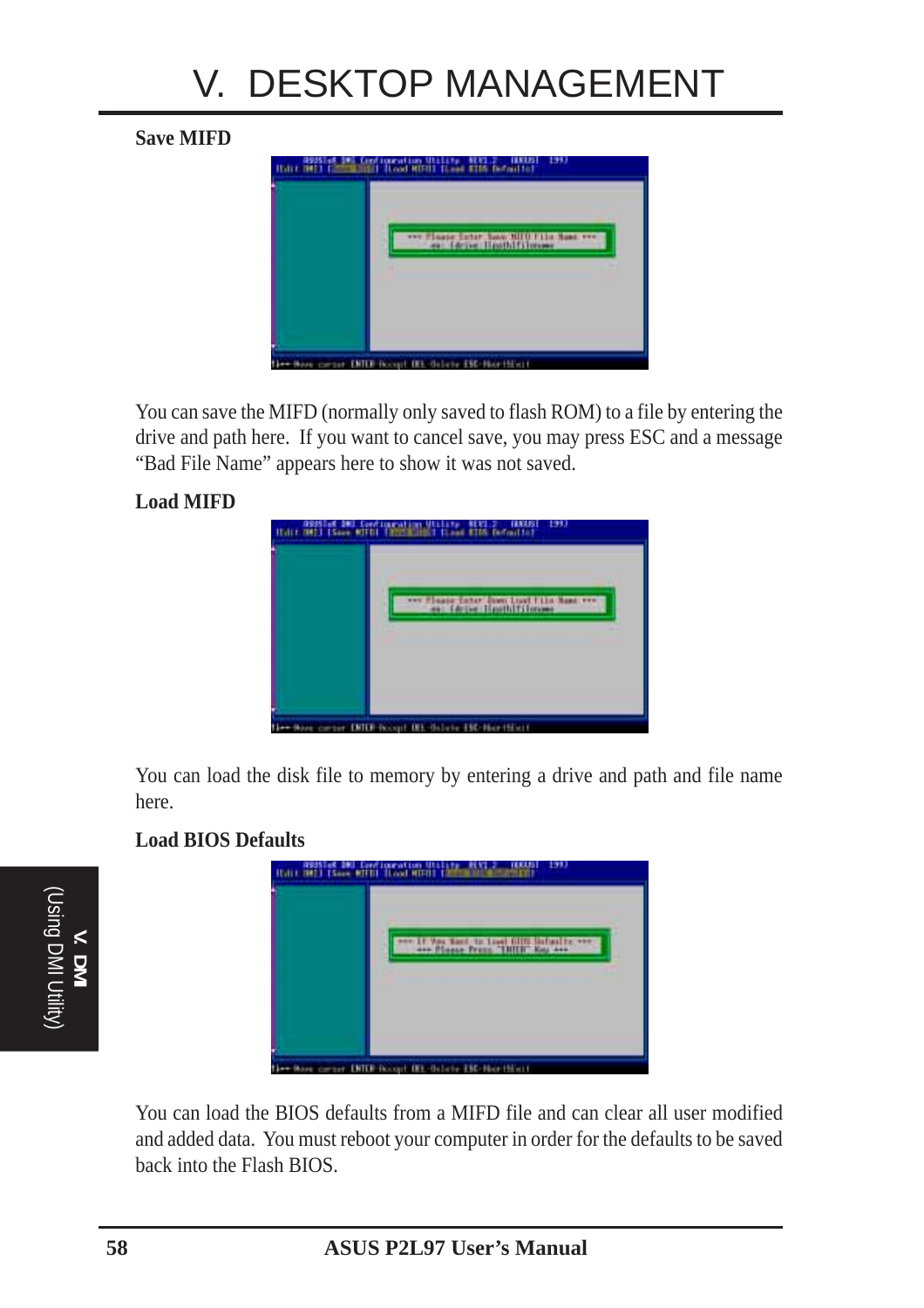# V. DESKTOP MANAGEMENT

**Save MIFD**

You can save the MIFD (normally only saved to flash ROM) to a file by entering the drive and path here. If you want to cancel save, you may press ESC and a message “Bad File Name” appears here to show it was not saved.

**Load MIFD**

You can load the disk file to memory by entering a drive and path and file name here.

**Load BIOS Defaults**

You can load the BIOS defaults from a MIFD file and can clear all user modified and added data. You must reboot your computer in order for the defaults to be saved back into the Flash BIOS.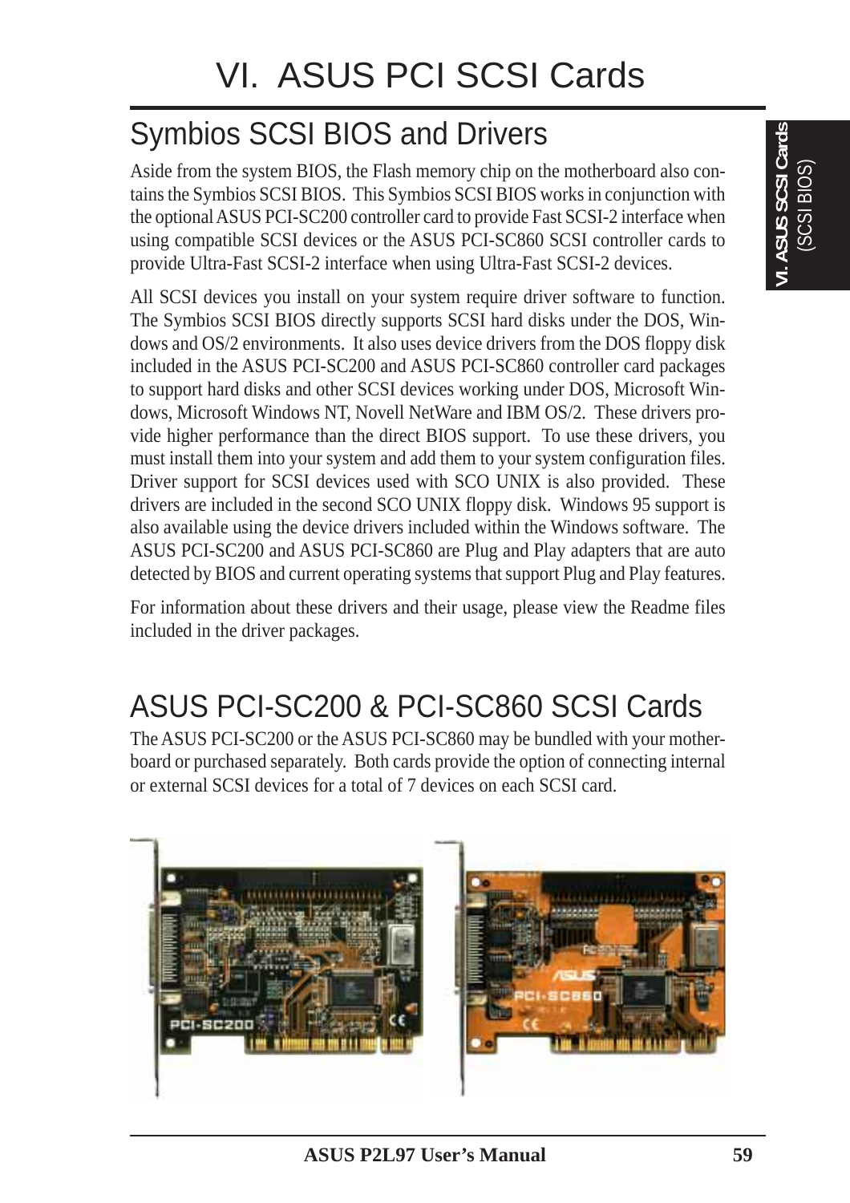# VI. ASUS PCI SCSI Cards

## Symbios SCSI BIOS and Drivers

Aside from the system BIOS, the Flash memory chip on the motherboard also contains the Symbios SCSI BIOS. This Symbios SCSI BIOS works in conjunction with the optional ASUS PCI-SC200 controller card to provide Fast SCSI-2 interface when using compatible SCSI devices or the ASUS PCI-SC860 SCSI controller cards to provide Ultra-Fast SCSI-2 interface when using Ultra-Fast SCSI-2 devices.

All SCSI devices you install on your system require driver software to function. The Symbios SCSI BIOS directly supports SCSI hard disks under the DOS, Windows and OS/2 environments. It also uses device drivers from the DOS floppy disk included in the ASUS PCI-SC200 and ASUS PCI-SC860 controller card packages to support hard disks and other SCSI devices working under DOS, Microsoft Windows, Microsoft Windows NT, Novell NetWare and IBM OS/2. These drivers provide higher performance than the direct BIOS support. To use these drivers, you must install them into your system and add them to your system configuration files. Driver support for SCSI devices used with SCO UNIX is also provided. These drivers are included in the second SCO UNIX floppy disk. Windows 95 support is also available using the device drivers included within the Windows software. The ASUS PCI-SC200 and ASUS PCI-SC860 are Plug and Play adapters that are auto detected by BIOS and current operating systems that support Plug and Play features.

For information about these drivers and their usage, please view the Readme files included in the driver packages.

## ASUS PCI-SC200 & PCI-SC860 SCSI Cards

The ASUS PCI-SC200 or the ASUS PCI-SC860 may be bundled with your motherboard or purchased separately. Both cards provide the option of connecting internal or external SCSI devices for a total of 7 devices on each SCSI card.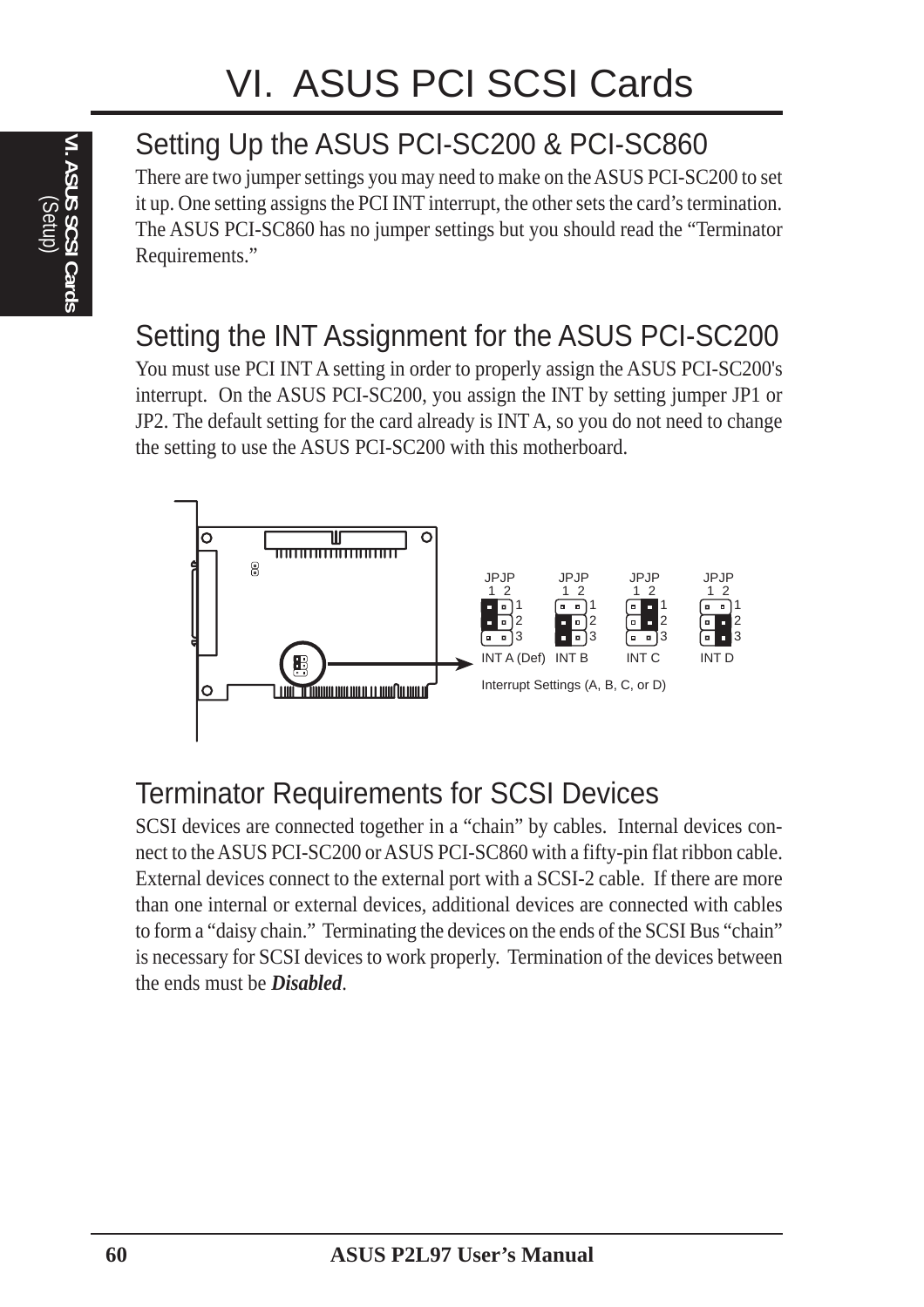# VI. ASUS PCI SCSI Cards

## Setting Up the ASUS PCI-SC200 & PCI-SC860

There are two jumper settings you may need to make on the ASUS PCI-SC200 to set it up. One setting assigns the PCI INT interrupt, the other sets the card's termination. The ASUS PCI-SC860 has no jumper settings but you should read the "Terminator Requirements."

## Setting the INT Assignment for the ASUS PCI-SC200

You must use PCI INT A setting in order to properly assign the ASUS PCI-SC200's interrupt. On the ASUS PCI-SC200, you assign the INT by setting jumper JP1 or JP2. The default setting for the card already is INT A, so you do not need to change the setting to use the ASUS PCI-SC200 with this motherboard.

JPJP 1 2 — INT A (Def) | INT B | INT C | INT D

Interrupt Settings (A, B, C, or D)

## Terminator Requirements for SCSI Devices

SCSI devices are connected together in a "chain" by cables. Internal devices connect to the ASUS PCI-SC200 or ASUS PCI-SC860 with a fifty-pin flat ribbon cable. External devices connect to the external port with a SCSI-2 cable. If there are more than one internal or external devices, additional devices are connected with cables to form a "daisy chain." Terminating the devices on the ends of the SCSI Bus "chain" is necessary for SCSI devices to work properly. Termination of the devices between the ends must be ***Disabled***.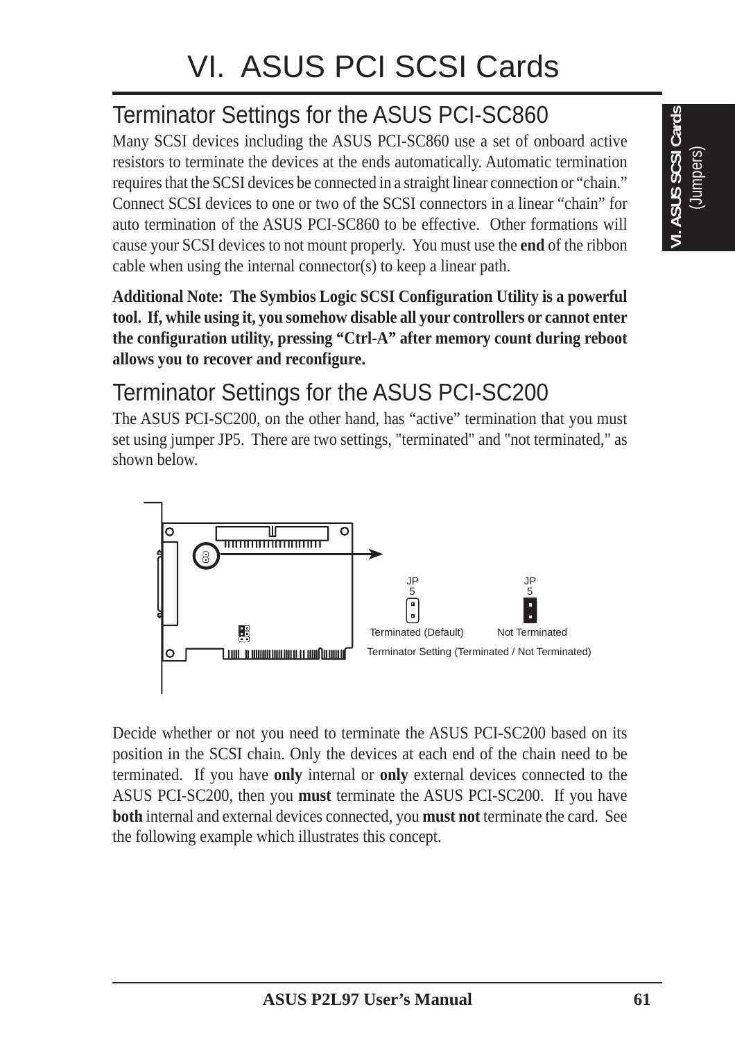# VI. ASUS PCI SCSI Cards

## Terminator Settings for the ASUS PCI-SC860

Many SCSI devices including the ASUS PCI-SC860 use a set of onboard active resistors to terminate the devices at the ends automatically. Automatic termination requires that the SCSI devices be connected in a straight linear connection or "chain." Connect SCSI devices to one or two of the SCSI connectors in a linear "chain" for auto termination of the ASUS PCI-SC860 to be effective. Other formations will cause your SCSI devices to not mount properly. You must use the **end** of the ribbon cable when using the internal connector(s) to keep a linear path.

**Additional Note: The Symbios Logic SCSI Configuration Utility is a powerful tool. If, while using it, you somehow disable all your controllers or cannot enter the configuration utility, pressing "Ctrl-A" after memory count during reboot allows you to recover and reconfigure.**

## Terminator Settings for the ASUS PCI-SC200

The ASUS PCI-SC200, on the other hand, has "active" termination that you must set using jumper JP5. There are two settings, "terminated" and "not terminated," as shown below.

JP5 — Terminated (Default) | JP5 — Not Terminated

Terminator Setting (Terminated / Not Terminated)

Decide whether or not you need to terminate the ASUS PCI-SC200 based on its position in the SCSI chain. Only the devices at each end of the chain need to be terminated. If you have **only** internal or **only** external devices connected to the ASUS PCI-SC200, then you **must** terminate the ASUS PCI-SC200. If you have **both** internal and external devices connected, you **must not** terminate the card. See the following example which illustrates this concept.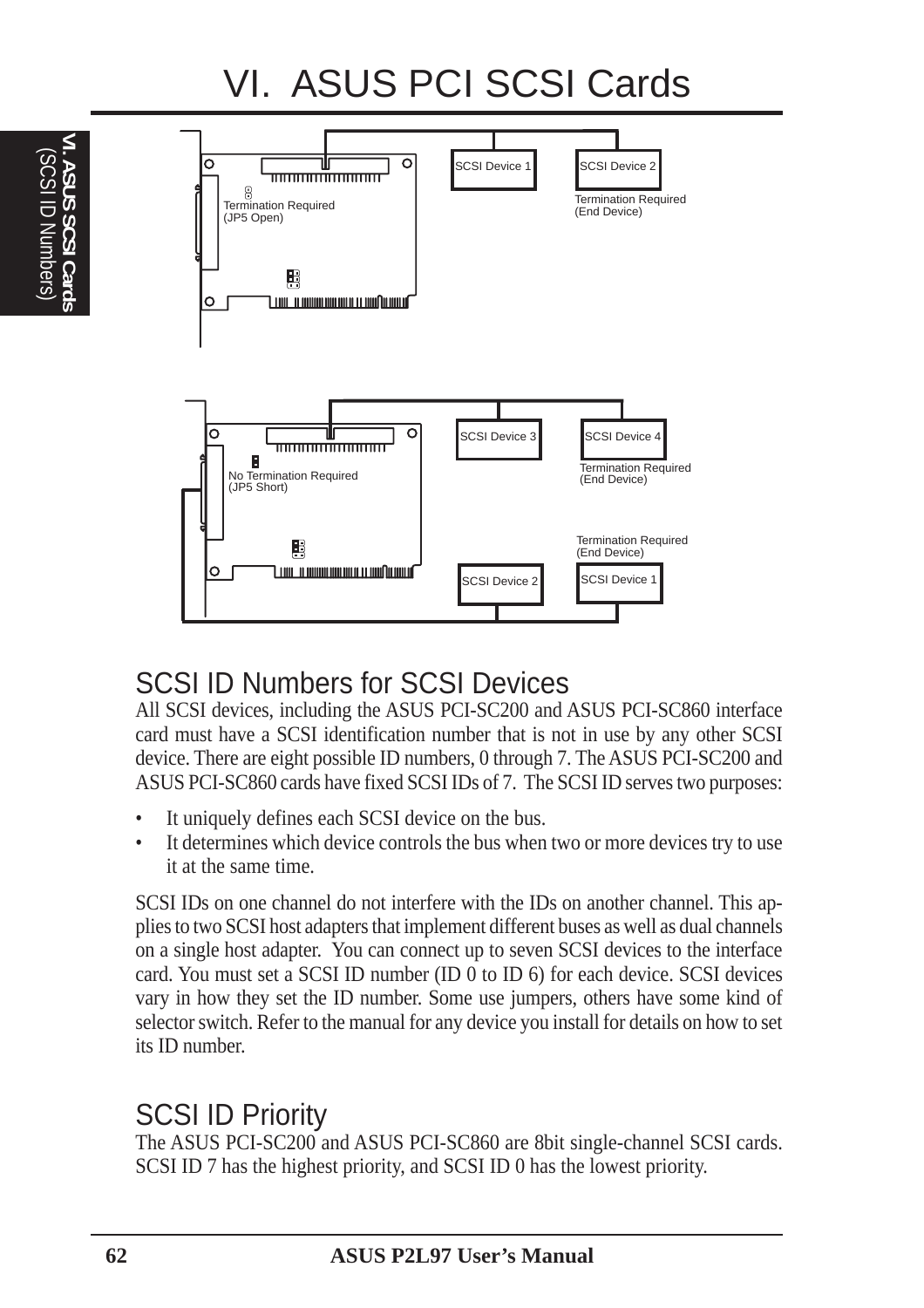# VI. ASUS PCI SCSI Cards

SCSI Device 1

SCSI Device 2

Termination Required (JP5 Open)

Termination Required (End Device)

SCSI Device 3

SCSI Device 4

No Termination Required (JP5 Short)

Termination Required (End Device)

Termination Required (End Device)

SCSI Device 2

SCSI Device 1

## SCSI ID Numbers for SCSI Devices

All SCSI devices, including the ASUS PCI-SC200 and ASUS PCI-SC860 interface card must have a SCSI identification number that is not in use by any other SCSI device. There are eight possible ID numbers, 0 through 7. The ASUS PCI-SC200 and ASUS PCI-SC860 cards have fixed SCSI IDs of 7. The SCSI ID serves two purposes:

- It uniquely defines each SCSI device on the bus.
- It determines which device controls the bus when two or more devices try to use it at the same time.

SCSI IDs on one channel do not interfere with the IDs on another channel. This applies to two SCSI host adapters that implement different buses as well as dual channels on a single host adapter. You can connect up to seven SCSI devices to the interface card. You must set a SCSI ID number (ID 0 to ID 6) for each device. SCSI devices vary in how they set the ID number. Some use jumpers, others have some kind of selector switch. Refer to the manual for any device you install for details on how to set its ID number.

## SCSI ID Priority

The ASUS PCI-SC200 and ASUS PCI-SC860 are 8bit single-channel SCSI cards. SCSI ID 7 has the highest priority, and SCSI ID 0 has the lowest priority.